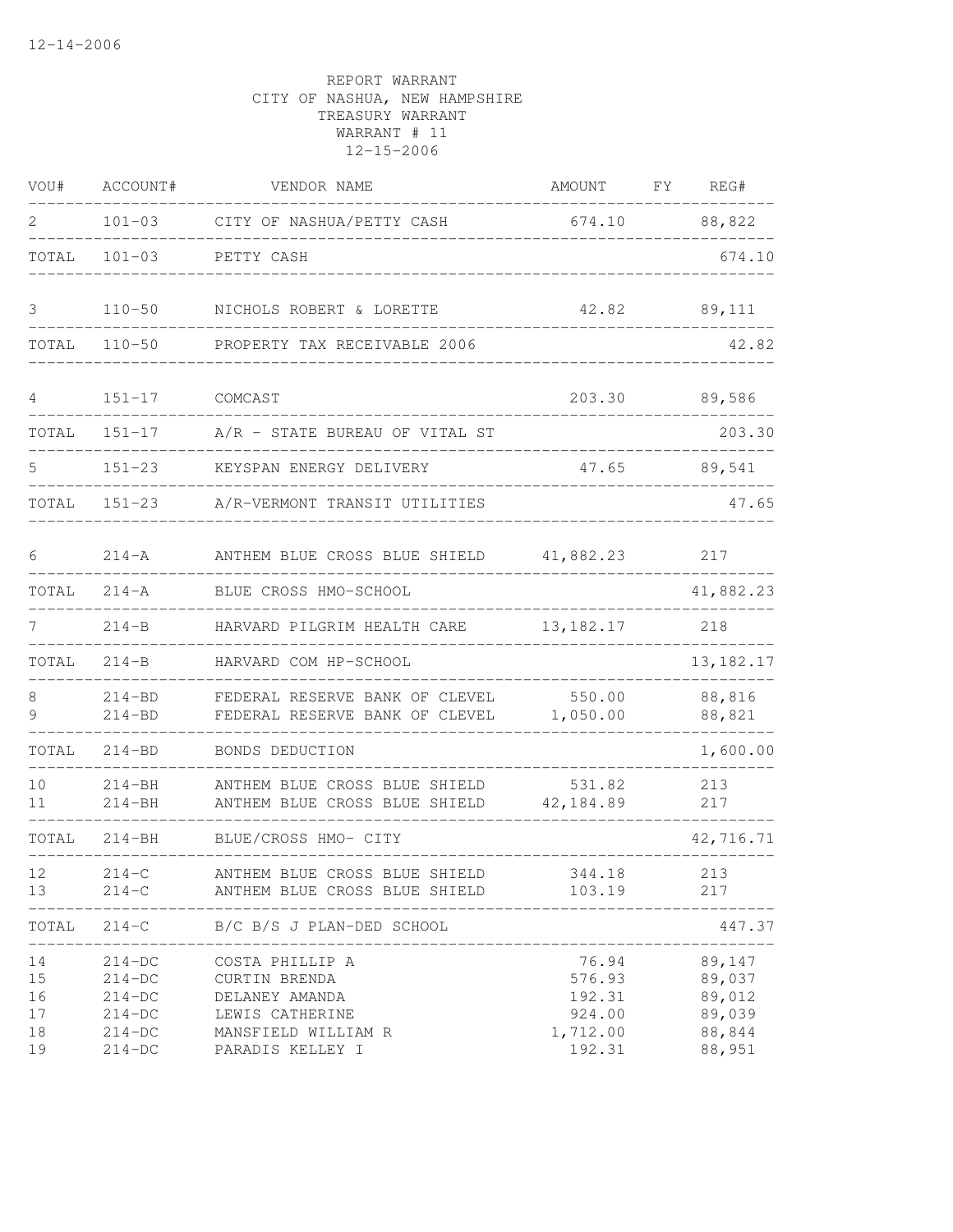12-14-2006

REPORT WARRANT
CITY OF NASHUA, NEW HAMPSHIRE
TREASURY WARRANT
WARRANT # 11
12-15-2006

| VOU# | ACCOUNT# | VENDOR NAME | AMOUNT | FY | REG# |
|---|---|---|---|---|---|
| 2 | 101-03 | CITY OF NASHUA/PETTY CASH | 674.10 | | 88,822 |
| TOTAL | 101-03 | PETTY CASH | | | 674.10 |
| 3 | 110-50 | NICHOLS ROBERT & LORETTE | 42.82 | | 89,111 |
| TOTAL | 110-50 | PROPERTY TAX RECEIVABLE 2006 | | | 42.82 |
| 4 | 151-17 | COMCAST | 203.30 | | 89,586 |
| TOTAL | 151-17 | A/R - STATE BUREAU OF VITAL ST | | | 203.30 |
| 5 | 151-23 | KEYSPAN ENERGY DELIVERY | 47.65 | | 89,541 |
| TOTAL | 151-23 | A/R-VERMONT TRANSIT UTILITIES | | | 47.65 |
| 6 | 214-A | ANTHEM BLUE CROSS BLUE SHIELD | 41,882.23 | | 217 |
| TOTAL | 214-A | BLUE CROSS HMO-SCHOOL | | | 41,882.23 |
| 7 | 214-B | HARVARD PILGRIM HEALTH CARE | 13,182.17 | | 218 |
| TOTAL | 214-B | HARVARD COM HP-SCHOOL | | | 13,182.17 |
| 8 | 214-BD | FEDERAL RESERVE BANK OF CLEVEL | 550.00 | | 88,816 |
| 9 | 214-BD | FEDERAL RESERVE BANK OF CLEVEL | 1,050.00 | | 88,821 |
| TOTAL | 214-BD | BONDS DEDUCTION | | | 1,600.00 |
| 10 | 214-BH | ANTHEM BLUE CROSS BLUE SHIELD | 531.82 | | 213 |
| 11 | 214-BH | ANTHEM BLUE CROSS BLUE SHIELD | 42,184.89 | | 217 |
| TOTAL | 214-BH | BLUE/CROSS HMO- CITY | | | 42,716.71 |
| 12 | 214-C | ANTHEM BLUE CROSS BLUE SHIELD | 344.18 | | 213 |
| 13 | 214-C | ANTHEM BLUE CROSS BLUE SHIELD | 103.19 | | 217 |
| TOTAL | 214-C | B/C B/S J PLAN-DED SCHOOL | | | 447.37 |
| 14 | 214-DC | COSTA PHILLIP A | 76.94 | | 89,147 |
| 15 | 214-DC | CURTIN BRENDA | 576.93 | | 89,037 |
| 16 | 214-DC | DELANEY AMANDA | 192.31 | | 89,012 |
| 17 | 214-DC | LEWIS CATHERINE | 924.00 | | 89,039 |
| 18 | 214-DC | MANSFIELD WILLIAM R | 1,712.00 | | 88,844 |
| 19 | 214-DC | PARADIS KELLEY I | 192.31 | | 88,951 |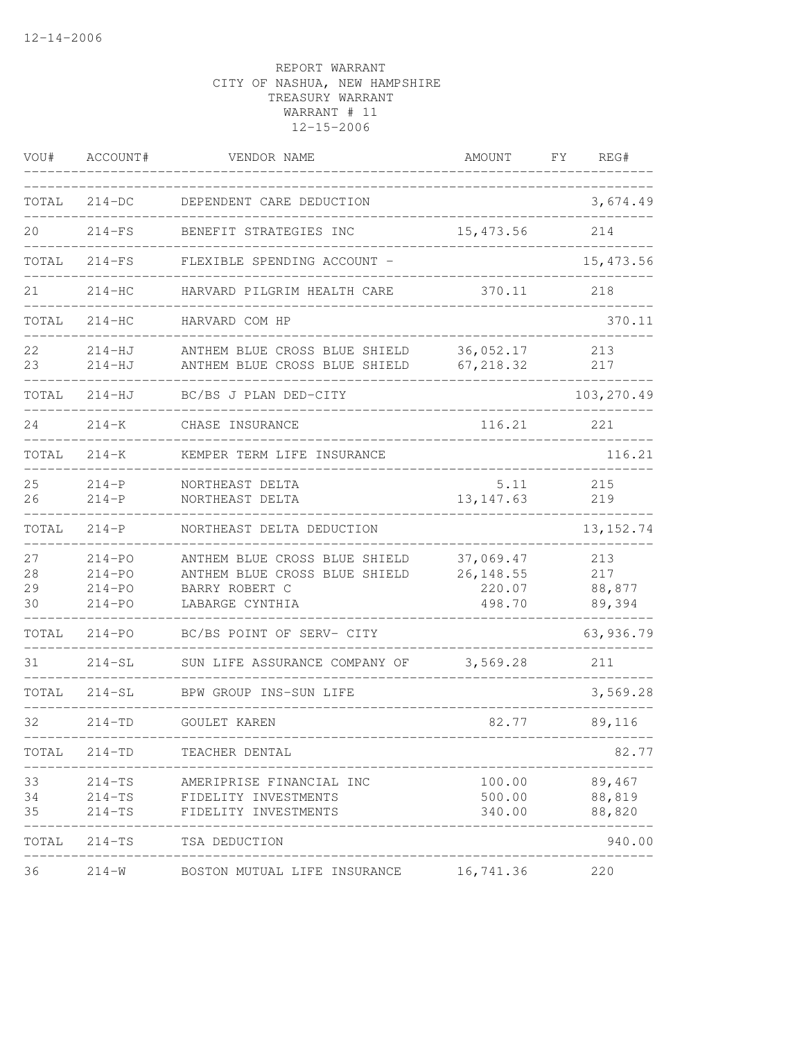12-14-2006

REPORT WARRANT
CITY OF NASHUA, NEW HAMPSHIRE
TREASURY WARRANT
WARRANT # 11
12-15-2006

| VOU# | ACCOUNT# | VENDOR NAME | AMOUNT | FY | REG# |
|---|---|---|---|---|---|
| TOTAL | 214-DC | DEPENDENT CARE DEDUCTION | | | 3,674.49 |
| 20 | 214-FS | BENEFIT STRATEGIES INC | 15,473.56 | | 214 |
| TOTAL | 214-FS | FLEXIBLE SPENDING ACCOUNT - | | | 15,473.56 |
| 21 | 214-HC | HARVARD PILGRIM HEALTH CARE | 370.11 | | 218 |
| TOTAL | 214-HC | HARVARD COM HP | | | 370.11 |
| 22 | 214-HJ | ANTHEM BLUE CROSS BLUE SHIELD | 36,052.17 | | 213 |
| 23 | 214-HJ | ANTHEM BLUE CROSS BLUE SHIELD | 67,218.32 | | 217 |
| TOTAL | 214-HJ | BC/BS J PLAN DED-CITY | | | 103,270.49 |
| 24 | 214-K | CHASE INSURANCE | 116.21 | | 221 |
| TOTAL | 214-K | KEMPER TERM LIFE INSURANCE | | | 116.21 |
| 25 | 214-P | NORTHEAST DELTA | 5.11 | | 215 |
| 26 | 214-P | NORTHEAST DELTA | 13,147.63 | | 219 |
| TOTAL | 214-P | NORTHEAST DELTA DEDUCTION | | | 13,152.74 |
| 27 | 214-PO | ANTHEM BLUE CROSS BLUE SHIELD | 37,069.47 | | 213 |
| 28 | 214-PO | ANTHEM BLUE CROSS BLUE SHIELD | 26,148.55 | | 217 |
| 29 | 214-PO | BARRY ROBERT C | 220.07 | | 88,877 |
| 30 | 214-PO | LABARGE CYNTHIA | 498.70 | | 89,394 |
| TOTAL | 214-PO | BC/BS POINT OF SERV- CITY | | | 63,936.79 |
| 31 | 214-SL | SUN LIFE ASSURANCE COMPANY OF | 3,569.28 | | 211 |
| TOTAL | 214-SL | BPW GROUP INS-SUN LIFE | | | 3,569.28 |
| 32 | 214-TD | GOULET KAREN | 82.77 | | 89,116 |
| TOTAL | 214-TD | TEACHER DENTAL | | | 82.77 |
| 33 | 214-TS | AMERIPRISE FINANCIAL INC | 100.00 | | 89,467 |
| 34 | 214-TS | FIDELITY INVESTMENTS | 500.00 | | 88,819 |
| 35 | 214-TS | FIDELITY INVESTMENTS | 340.00 | | 88,820 |
| TOTAL | 214-TS | TSA DEDUCTION | | | 940.00 |
| 36 | 214-W | BOSTON MUTUAL LIFE INSURANCE | 16,741.36 | | 220 |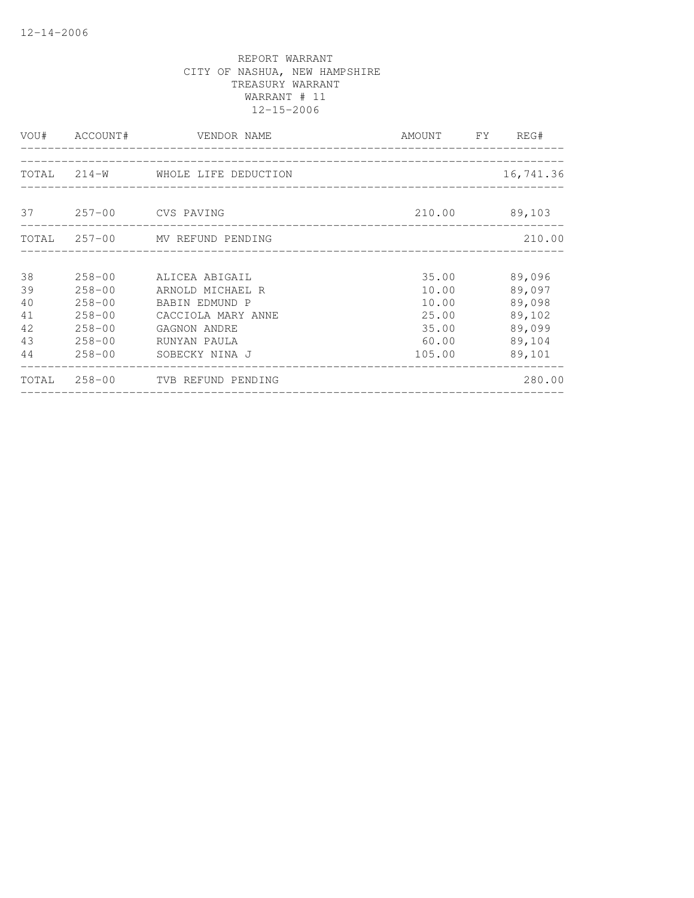REPORT WARRANT
CITY OF NASHUA, NEW HAMPSHIRE
TREASURY WARRANT
WARRANT # 11
12-15-2006

| VOU# | ACCOUNT# | VENDOR NAME | AMOUNT | FY | REG# |
|---|---|---|---|---|---|
| TOTAL | 214-W | WHOLE LIFE DEDUCTION | | | 16,741.36 |
| 37 | 257-00 | CVS PAVING | 210.00 | | 89,103 |
| TOTAL | 257-00 | MV REFUND PENDING | | | 210.00 |
| 38 | 258-00 | ALICEA ABIGAIL | 35.00 | | 89,096 |
| 39 | 258-00 | ARNOLD MICHAEL R | 10.00 | | 89,097 |
| 40 | 258-00 | BABIN EDMUND P | 10.00 | | 89,098 |
| 41 | 258-00 | CACCIOLA MARY ANNE | 25.00 | | 89,102 |
| 42 | 258-00 | GAGNON ANDRE | 35.00 | | 89,099 |
| 43 | 258-00 | RUNYAN PAULA | 60.00 | | 89,104 |
| 44 | 258-00 | SOBECKY NINA J | 105.00 | | 89,101 |
| TOTAL | 258-00 | TVB REFUND PENDING | | | 280.00 |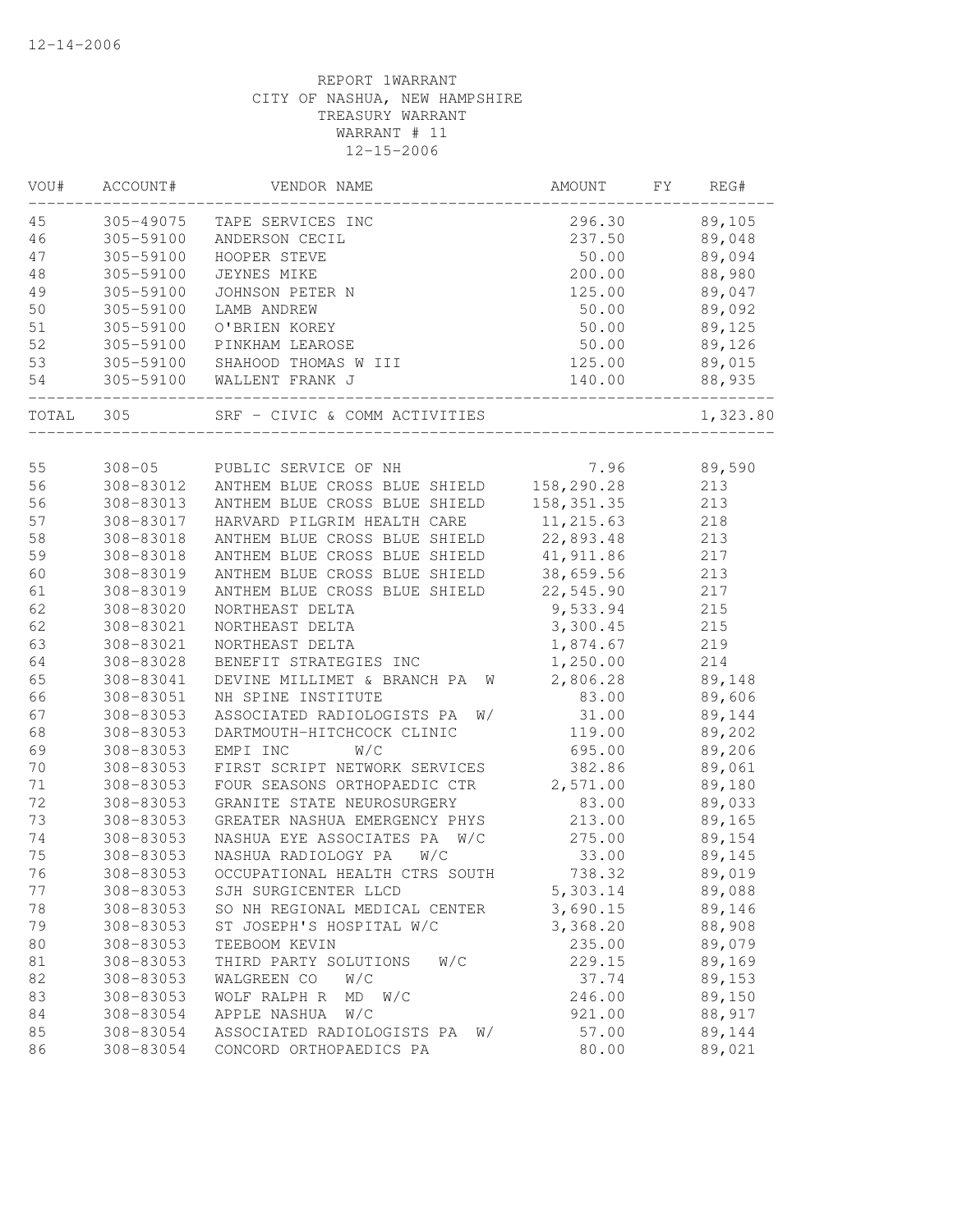12-14-2006

REPORT 1WARRANT
CITY OF NASHUA, NEW HAMPSHIRE
TREASURY WARRANT
WARRANT # 11
12-15-2006

| VOU# | ACCOUNT# | VENDOR NAME | AMOUNT | FY | REG# |
|---|---|---|---|---|---|
| 45 | 305-49075 | TAPE SERVICES INC | 296.30 | | 89,105 |
| 46 | 305-59100 | ANDERSON CECIL | 237.50 | | 89,048 |
| 47 | 305-59100 | HOOPER STEVE | 50.00 | | 89,094 |
| 48 | 305-59100 | JEYNES MIKE | 200.00 | | 88,980 |
| 49 | 305-59100 | JOHNSON PETER N | 125.00 | | 89,047 |
| 50 | 305-59100 | LAMB ANDREW | 50.00 | | 89,092 |
| 51 | 305-59100 | O'BRIEN KOREY | 50.00 | | 89,125 |
| 52 | 305-59100 | PINKHAM LEAROSE | 50.00 | | 89,126 |
| 53 | 305-59100 | SHAHOOD THOMAS W III | 125.00 | | 89,015 |
| 54 | 305-59100 | WALLENT FRANK J | 140.00 | | 88,935 |
| TOTAL | 305 | SRF - CIVIC & COMM ACTIVITIES | | | 1,323.80 |
| 55 | 308-05 | PUBLIC SERVICE OF NH | 7.96 | | 89,590 |
| 56 | 308-83012 | ANTHEM BLUE CROSS BLUE SHIELD | 158,290.28 | | 213 |
| 56 | 308-83013 | ANTHEM BLUE CROSS BLUE SHIELD | 158,351.35 | | 213 |
| 57 | 308-83017 | HARVARD PILGRIM HEALTH CARE | 11,215.63 | | 218 |
| 58 | 308-83018 | ANTHEM BLUE CROSS BLUE SHIELD | 22,893.48 | | 213 |
| 59 | 308-83018 | ANTHEM BLUE CROSS BLUE SHIELD | 41,911.86 | | 217 |
| 60 | 308-83019 | ANTHEM BLUE CROSS BLUE SHIELD | 38,659.56 | | 213 |
| 61 | 308-83019 | ANTHEM BLUE CROSS BLUE SHIELD | 22,545.90 | | 217 |
| 62 | 308-83020 | NORTHEAST DELTA | 9,533.94 | | 215 |
| 62 | 308-83021 | NORTHEAST DELTA | 3,300.45 | | 215 |
| 63 | 308-83021 | NORTHEAST DELTA | 1,874.67 | | 219 |
| 64 | 308-83028 | BENEFIT STRATEGIES INC | 1,250.00 | | 214 |
| 65 | 308-83041 | DEVINE MILLIMET & BRANCH PA W | 2,806.28 | | 89,148 |
| 66 | 308-83051 | NH SPINE INSTITUTE | 83.00 | | 89,606 |
| 67 | 308-83053 | ASSOCIATED RADIOLOGISTS PA W/ | 31.00 | | 89,144 |
| 68 | 308-83053 | DARTMOUTH-HITCHCOCK CLINIC | 119.00 | | 89,202 |
| 69 | 308-83053 | EMPI INC W/C | 695.00 | | 89,206 |
| 70 | 308-83053 | FIRST SCRIPT NETWORK SERVICES | 382.86 | | 89,061 |
| 71 | 308-83053 | FOUR SEASONS ORTHOPAEDIC CTR | 2,571.00 | | 89,180 |
| 72 | 308-83053 | GRANITE STATE NEUROSURGERY | 83.00 | | 89,033 |
| 73 | 308-83053 | GREATER NASHUA EMERGENCY PHYS | 213.00 | | 89,165 |
| 74 | 308-83053 | NASHUA EYE ASSOCIATES PA W/C | 275.00 | | 89,154 |
| 75 | 308-83053 | NASHUA RADIOLOGY PA W/C | 33.00 | | 89,145 |
| 76 | 308-83053 | OCCUPATIONAL HEALTH CTRS SOUTH | 738.32 | | 89,019 |
| 77 | 308-83053 | SJH SURGICENTER LLCD | 5,303.14 | | 89,088 |
| 78 | 308-83053 | SO NH REGIONAL MEDICAL CENTER | 3,690.15 | | 89,146 |
| 79 | 308-83053 | ST JOSEPH'S HOSPITAL W/C | 3,368.20 | | 88,908 |
| 80 | 308-83053 | TEEBOOM KEVIN | 235.00 | | 89,079 |
| 81 | 308-83053 | THIRD PARTY SOLUTIONS W/C | 229.15 | | 89,169 |
| 82 | 308-83053 | WALGREEN CO W/C | 37.74 | | 89,153 |
| 83 | 308-83053 | WOLF RALPH R MD W/C | 246.00 | | 89,150 |
| 84 | 308-83054 | APPLE NASHUA W/C | 921.00 | | 88,917 |
| 85 | 308-83054 | ASSOCIATED RADIOLOGISTS PA W/ | 57.00 | | 89,144 |
| 86 | 308-83054 | CONCORD ORTHOPAEDICS PA | 80.00 | | 89,021 |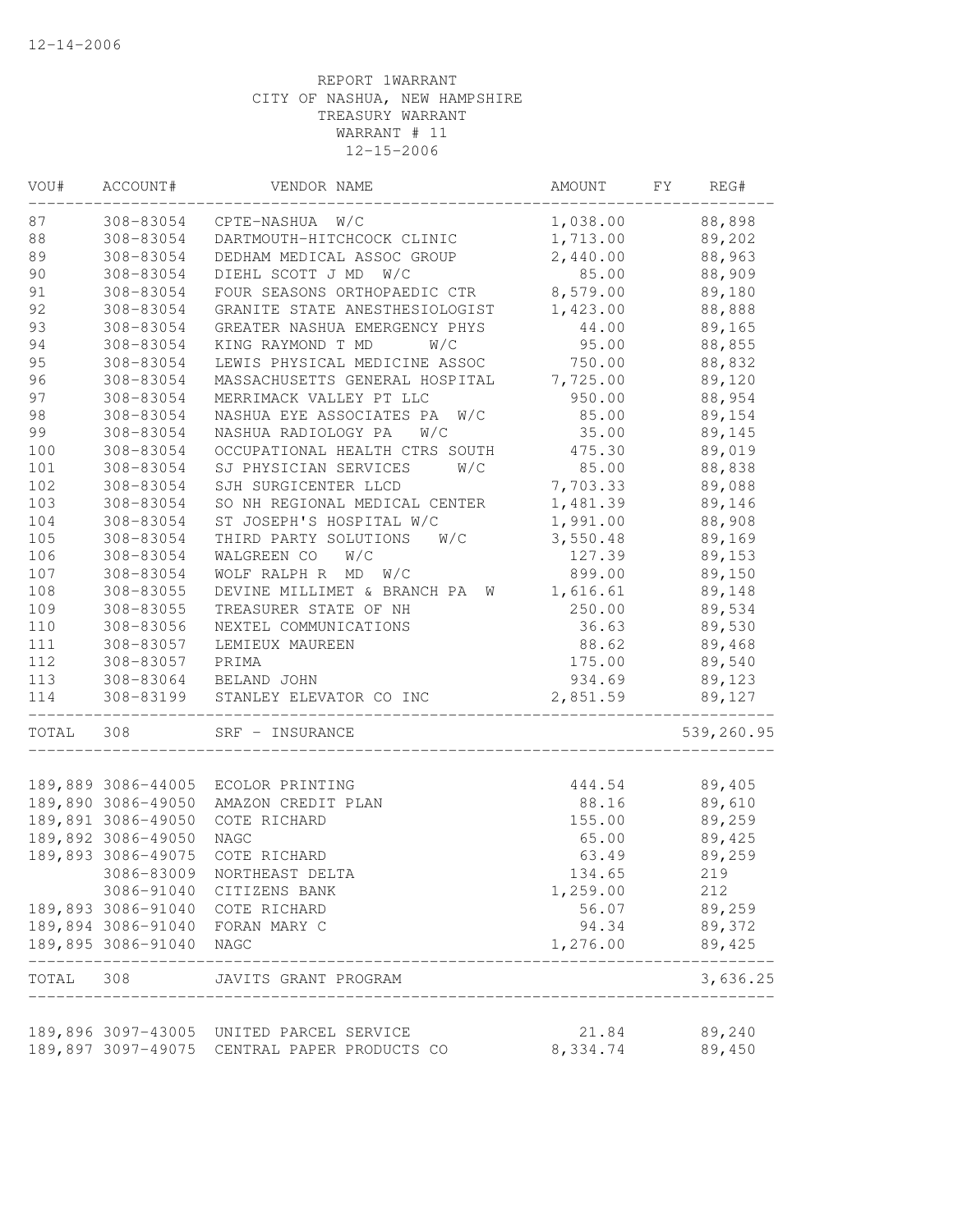12-14-2006

REPORT 1WARRANT
CITY OF NASHUA, NEW HAMPSHIRE
TREASURY WARRANT
WARRANT # 11
12-15-2006

| VOU# | ACCOUNT# | VENDOR NAME | AMOUNT | FY | REG# |
|---|---|---|---|---|---|
| 87 | 308-83054 | CPTE-NASHUA W/C | 1,038.00 | | 88,898 |
| 88 | 308-83054 | DARTMOUTH-HITCHCOCK CLINIC | 1,713.00 | | 89,202 |
| 89 | 308-83054 | DEDHAM MEDICAL ASSOC GROUP | 2,440.00 | | 88,963 |
| 90 | 308-83054 | DIEHL SCOTT J MD W/C | 85.00 | | 88,909 |
| 91 | 308-83054 | FOUR SEASONS ORTHOPAEDIC CTR | 8,579.00 | | 89,180 |
| 92 | 308-83054 | GRANITE STATE ANESTHESIOLOGIST | 1,423.00 | | 88,888 |
| 93 | 308-83054 | GREATER NASHUA EMERGENCY PHYS | 44.00 | | 89,165 |
| 94 | 308-83054 | KING RAYMOND T MD W/C | 95.00 | | 88,855 |
| 95 | 308-83054 | LEWIS PHYSICAL MEDICINE ASSOC | 750.00 | | 88,832 |
| 96 | 308-83054 | MASSACHUSETTS GENERAL HOSPITAL | 7,725.00 | | 89,120 |
| 97 | 308-83054 | MERRIMACK VALLEY PT LLC | 950.00 | | 88,954 |
| 98 | 308-83054 | NASHUA EYE ASSOCIATES PA W/C | 85.00 | | 89,154 |
| 99 | 308-83054 | NASHUA RADIOLOGY PA W/C | 35.00 | | 89,145 |
| 100 | 308-83054 | OCCUPATIONAL HEALTH CTRS SOUTH | 475.30 | | 89,019 |
| 101 | 308-83054 | SJ PHYSICIAN SERVICES W/C | 85.00 | | 88,838 |
| 102 | 308-83054 | SJH SURGICENTER LLCD | 7,703.33 | | 89,088 |
| 103 | 308-83054 | SO NH REGIONAL MEDICAL CENTER | 1,481.39 | | 89,146 |
| 104 | 308-83054 | ST JOSEPH'S HOSPITAL W/C | 1,991.00 | | 88,908 |
| 105 | 308-83054 | THIRD PARTY SOLUTIONS W/C | 3,550.48 | | 89,169 |
| 106 | 308-83054 | WALGREEN CO W/C | 127.39 | | 89,153 |
| 107 | 308-83054 | WOLF RALPH R MD W/C | 899.00 | | 89,150 |
| 108 | 308-83055 | DEVINE MILLIMET & BRANCH PA W | 1,616.61 | | 89,148 |
| 109 | 308-83055 | TREASURER STATE OF NH | 250.00 | | 89,534 |
| 110 | 308-83056 | NEXTEL COMMUNICATIONS | 36.63 | | 89,530 |
| 111 | 308-83057 | LEMIEUX MAUREEN | 88.62 | | 89,468 |
| 112 | 308-83057 | PRIMA | 175.00 | | 89,540 |
| 113 | 308-83064 | BELAND JOHN | 934.69 | | 89,123 |
| 114 | 308-83199 | STANLEY ELEVATOR CO INC | 2,851.59 | | 89,127 |
| TOTAL | 308 | SRF - INSURANCE | | | 539,260.95 |
| 189,889 | 3086-44005 | ECOLOR PRINTING | 444.54 | | 89,405 |
| 189,890 | 3086-49050 | AMAZON CREDIT PLAN | 88.16 | | 89,610 |
| 189,891 | 3086-49050 | COTE RICHARD | 155.00 | | 89,259 |
| 189,892 | 3086-49050 | NAGC | 65.00 | | 89,425 |
| 189,893 | 3086-49075 | COTE RICHARD | 63.49 | | 89,259 |
| | 3086-83009 | NORTHEAST DELTA | 134.65 | | 219 |
| | 3086-91040 | CITIZENS BANK | 1,259.00 | | 212 |
| 189,893 | 3086-91040 | COTE RICHARD | 56.07 | | 89,259 |
| 189,894 | 3086-91040 | FORAN MARY C | 94.34 | | 89,372 |
| 189,895 | 3086-91040 | NAGC | 1,276.00 | | 89,425 |
| TOTAL | 308 | JAVITS GRANT PROGRAM | | | 3,636.25 |
| 189,896 | 3097-43005 | UNITED PARCEL SERVICE | 21.84 | | 89,240 |
| 189,897 | 3097-49075 | CENTRAL PAPER PRODUCTS CO | 8,334.74 | | 89,450 |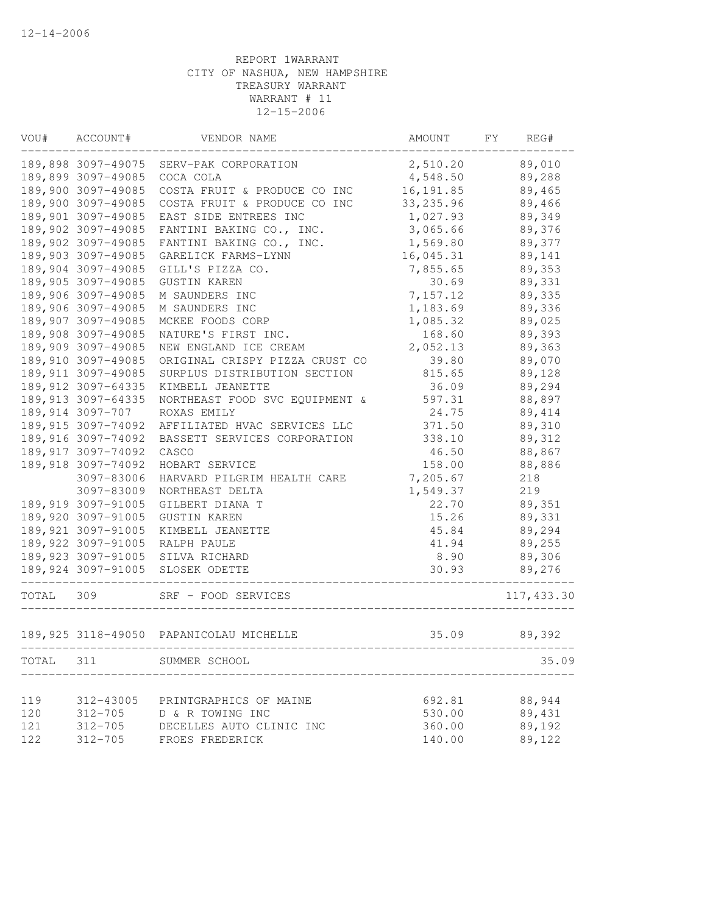12-14-2006

REPORT 1WARRANT
CITY OF NASHUA, NEW HAMPSHIRE
TREASURY WARRANT
WARRANT # 11
12-15-2006

| VOU# | ACCOUNT# | VENDOR NAME | AMOUNT | FY | REG# |
|---|---|---|---|---|---|
| 189,898 | 3097-49075 | SERV-PAK CORPORATION | 2,510.20 | | 89,010 |
| 189,899 | 3097-49085 | COCA COLA | 4,548.50 | | 89,288 |
| 189,900 | 3097-49085 | COSTA FRUIT & PRODUCE CO INC | 16,191.85 | | 89,465 |
| 189,900 | 3097-49085 | COSTA FRUIT & PRODUCE CO INC | 33,235.96 | | 89,466 |
| 189,901 | 3097-49085 | EAST SIDE ENTREES INC | 1,027.93 | | 89,349 |
| 189,902 | 3097-49085 | FANTINI BAKING CO., INC. | 3,065.66 | | 89,376 |
| 189,902 | 3097-49085 | FANTINI BAKING CO., INC. | 1,569.80 | | 89,377 |
| 189,903 | 3097-49085 | GARELICK FARMS-LYNN | 16,045.31 | | 89,141 |
| 189,904 | 3097-49085 | GILL'S PIZZA CO. | 7,855.65 | | 89,353 |
| 189,905 | 3097-49085 | GUSTIN KAREN | 30.69 | | 89,331 |
| 189,906 | 3097-49085 | M SAUNDERS INC | 7,157.12 | | 89,335 |
| 189,906 | 3097-49085 | M SAUNDERS INC | 1,183.69 | | 89,336 |
| 189,907 | 3097-49085 | MCKEE FOODS CORP | 1,085.32 | | 89,025 |
| 189,908 | 3097-49085 | NATURE'S FIRST INC. | 168.60 | | 89,393 |
| 189,909 | 3097-49085 | NEW ENGLAND ICE CREAM | 2,052.13 | | 89,363 |
| 189,910 | 3097-49085 | ORIGINAL CRISPY PIZZA CRUST CO | 39.80 | | 89,070 |
| 189,911 | 3097-49085 | SURPLUS DISTRIBUTION SECTION | 815.65 | | 89,128 |
| 189,912 | 3097-64335 | KIMBELL JEANETTE | 36.09 | | 89,294 |
| 189,913 | 3097-64335 | NORTHEAST FOOD SVC EQUIPMENT & | 597.31 | | 88,897 |
| 189,914 | 3097-707 | ROXAS EMILY | 24.75 | | 89,414 |
| 189,915 | 3097-74092 | AFFILIATED HVAC SERVICES LLC | 371.50 | | 89,310 |
| 189,916 | 3097-74092 | BASSETT SERVICES CORPORATION | 338.10 | | 89,312 |
| 189,917 | 3097-74092 | CASCO | 46.50 | | 88,867 |
| 189,918 | 3097-74092 | HOBART SERVICE | 158.00 | | 88,886 |
| | 3097-83006 | HARVARD PILGRIM HEALTH CARE | 7,205.67 | | 218 |
| | 3097-83009 | NORTHEAST DELTA | 1,549.37 | | 219 |
| 189,919 | 3097-91005 | GILBERT DIANA T | 22.70 | | 89,351 |
| 189,920 | 3097-91005 | GUSTIN KAREN | 15.26 | | 89,331 |
| 189,921 | 3097-91005 | KIMBELL JEANETTE | 45.84 | | 89,294 |
| 189,922 | 3097-91005 | RALPH PAULE | 41.94 | | 89,255 |
| 189,923 | 3097-91005 | SILVA RICHARD | 8.90 | | 89,306 |
| 189,924 | 3097-91005 | SLOSEK ODETTE | 30.93 | | 89,276 |
| TOTAL | 309 | SRF - FOOD SERVICES | | | 117,433.30 |
| 189,925 | 3118-49050 | PAPANICOLAU MICHELLE | 35.09 | | 89,392 |
| TOTAL | 311 | SUMMER SCHOOL | | | 35.09 |
| 119 | 312-43005 | PRINTGRAPHICS OF MAINE | 692.81 | | 88,944 |
| 120 | 312-705 | D & R TOWING INC | 530.00 | | 89,431 |
| 121 | 312-705 | DECELLES AUTO CLINIC INC | 360.00 | | 89,192 |
| 122 | 312-705 | FROES FREDERICK | 140.00 | | 89,122 |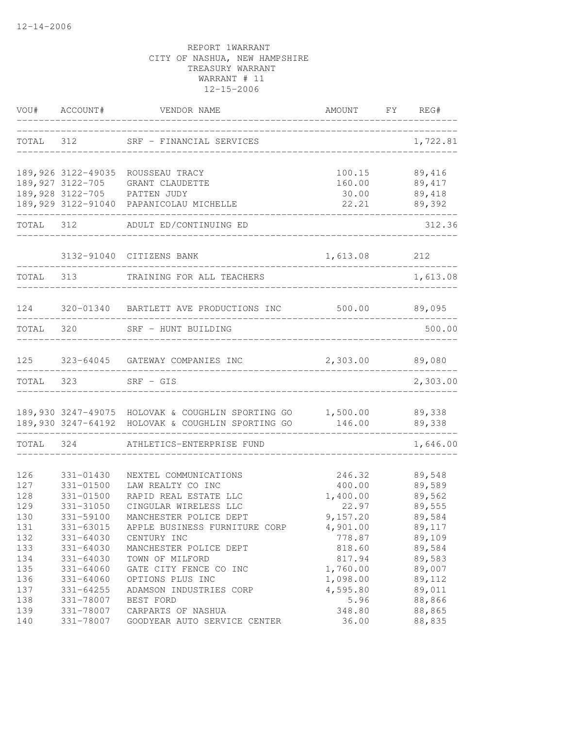12-14-2006

REPORT 1WARRANT
CITY OF NASHUA, NEW HAMPSHIRE
TREASURY WARRANT
WARRANT # 11
12-15-2006

| VOU# | ACCOUNT# | VENDOR NAME | AMOUNT | FY | REG# |
|---|---|---|---|---|---|
| TOTAL | 312 | SRF - FINANCIAL SERVICES | | | 1,722.81 |
| 189,926 | 3122-49035 | ROUSSEAU TRACY | 100.15 | | 89,416 |
| 189,927 | 3122-705 | GRANT CLAUDETTE | 160.00 | | 89,417 |
| 189,928 | 3122-705 | PATTEN JUDY | 30.00 | | 89,418 |
| 189,929 | 3122-91040 | PAPANICOLAU MICHELLE | 22.21 | | 89,392 |
| TOTAL | 312 | ADULT ED/CONTINUING ED | | | 312.36 |
| | 3132-91040 | CITIZENS BANK | 1,613.08 | | 212 |
| TOTAL | 313 | TRAINING FOR ALL TEACHERS | | | 1,613.08 |
| 124 | 320-01340 | BARTLETT AVE PRODUCTIONS INC | 500.00 | | 89,095 |
| TOTAL | 320 | SRF - HUNT BUILDING | | | 500.00 |
| 125 | 323-64045 | GATEWAY COMPANIES INC | 2,303.00 | | 89,080 |
| TOTAL | 323 | SRF - GIS | | | 2,303.00 |
| 189,930 | 3247-49075 | HOLOVAK & COUGHLIN SPORTING GO | 1,500.00 | | 89,338 |
| 189,930 | 3247-64192 | HOLOVAK & COUGHLIN SPORTING GO | 146.00 | | 89,338 |
| TOTAL | 324 | ATHLETICS-ENTERPRISE FUND | | | 1,646.00 |
| 126 | 331-01430 | NEXTEL COMMUNICATIONS | 246.32 | | 89,548 |
| 127 | 331-01500 | LAW REALTY CO INC | 400.00 | | 89,589 |
| 128 | 331-01500 | RAPID REAL ESTATE LLC | 1,400.00 | | 89,562 |
| 129 | 331-31050 | CINGULAR WIRELESS LLC | 22.97 | | 89,555 |
| 130 | 331-59100 | MANCHESTER POLICE DEPT | 9,157.20 | | 89,584 |
| 131 | 331-63015 | APPLE BUSINESS FURNITURE CORP | 4,901.00 | | 89,117 |
| 132 | 331-64030 | CENTURY INC | 778.87 | | 89,109 |
| 133 | 331-64030 | MANCHESTER POLICE DEPT | 818.60 | | 89,584 |
| 134 | 331-64030 | TOWN OF MILFORD | 817.94 | | 89,583 |
| 135 | 331-64060 | GATE CITY FENCE CO INC | 1,760.00 | | 89,007 |
| 136 | 331-64060 | OPTIONS PLUS INC | 1,098.00 | | 89,112 |
| 137 | 331-64255 | ADAMSON INDUSTRIES CORP | 4,595.80 | | 89,011 |
| 138 | 331-78007 | BEST FORD | 5.96 | | 88,866 |
| 139 | 331-78007 | CARPARTS OF NASHUA | 348.80 | | 88,865 |
| 140 | 331-78007 | GOODYEAR AUTO SERVICE CENTER | 36.00 | | 88,835 |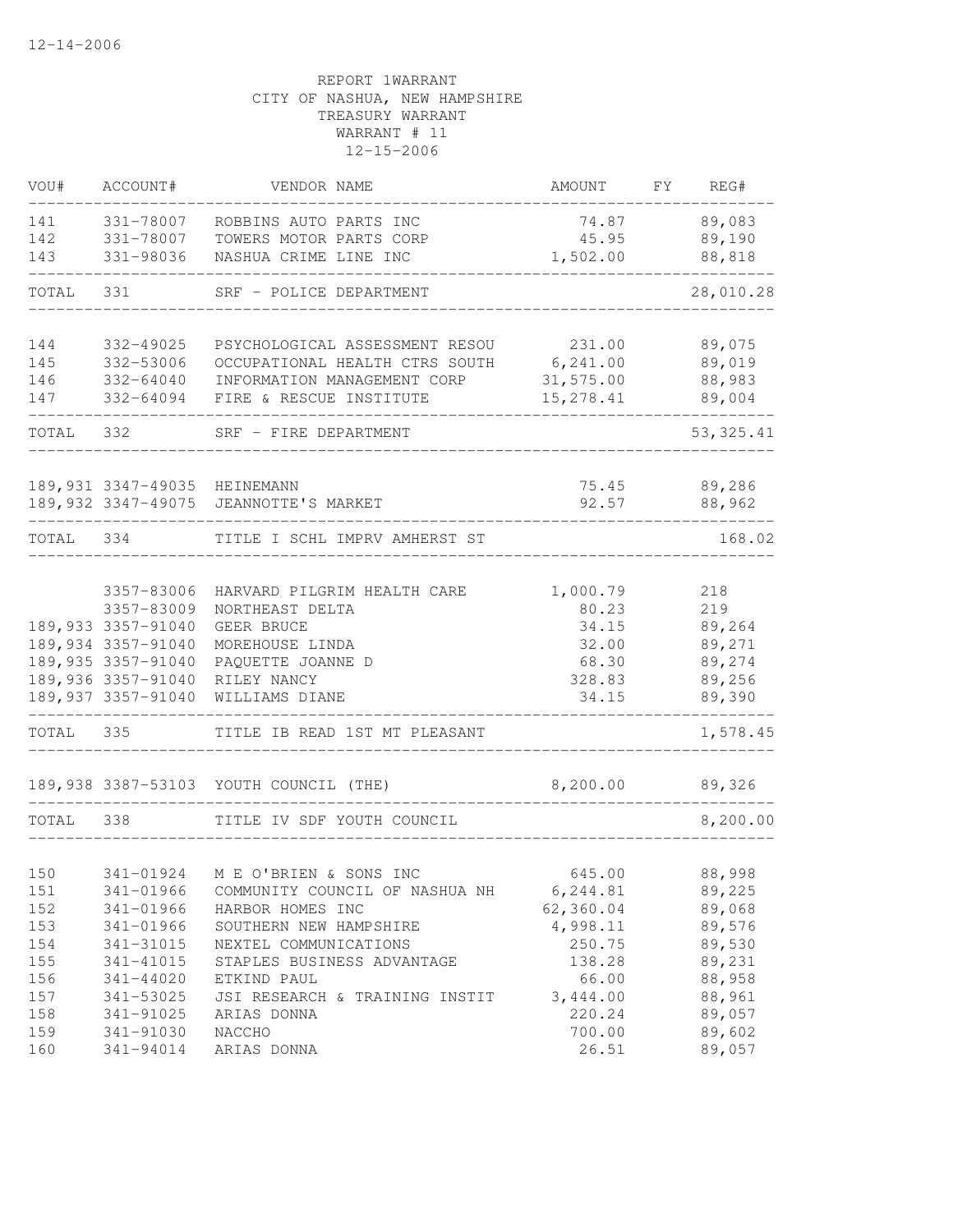12-14-2006

REPORT 1WARRANT
CITY OF NASHUA, NEW HAMPSHIRE
TREASURY WARRANT
WARRANT # 11
12-15-2006

| VOU# | ACCOUNT# | VENDOR NAME | AMOUNT | FY | REG# |
|---|---|---|---|---|---|
| 141 | 331-78007 | ROBBINS AUTO PARTS INC | 74.87 | | 89,083 |
| 142 | 331-78007 | TOWERS MOTOR PARTS CORP | 45.95 | | 89,190 |
| 143 | 331-98036 | NASHUA CRIME LINE INC | 1,502.00 | | 88,818 |
| TOTAL | 331 | SRF - POLICE DEPARTMENT | | | 28,010.28 |
| 144 | 332-49025 | PSYCHOLOGICAL ASSESSMENT RESOU | 231.00 | | 89,075 |
| 145 | 332-53006 | OCCUPATIONAL HEALTH CTRS SOUTH | 6,241.00 | | 89,019 |
| 146 | 332-64040 | INFORMATION MANAGEMENT CORP | 31,575.00 | | 88,983 |
| 147 | 332-64094 | FIRE & RESCUE INSTITUTE | 15,278.41 | | 89,004 |
| TOTAL | 332 | SRF - FIRE DEPARTMENT | | | 53,325.41 |
| 189,931 | 3347-49035 | HEINEMANN | 75.45 | | 89,286 |
| 189,932 | 3347-49075 | JEANNOTTE'S MARKET | 92.57 | | 88,962 |
| TOTAL | 334 | TITLE I SCHL IMPRV AMHERST ST | | | 168.02 |
| | 3357-83006 | HARVARD PILGRIM HEALTH CARE | 1,000.79 | | 218 |
| | 3357-83009 | NORTHEAST DELTA | 80.23 | | 219 |
| 189,933 | 3357-91040 | GEER BRUCE | 34.15 | | 89,264 |
| 189,934 | 3357-91040 | MOREHOUSE LINDA | 32.00 | | 89,271 |
| 189,935 | 3357-91040 | PAQUETTE JOANNE D | 68.30 | | 89,274 |
| 189,936 | 3357-91040 | RILEY NANCY | 328.83 | | 89,256 |
| 189,937 | 3357-91040 | WILLIAMS DIANE | 34.15 | | 89,390 |
| TOTAL | 335 | TITLE IB READ 1ST MT PLEASANT | | | 1,578.45 |
| 189,938 | 3387-53103 | YOUTH COUNCIL (THE) | 8,200.00 | | 89,326 |
| TOTAL | 338 | TITLE IV SDF YOUTH COUNCIL | | | 8,200.00 |
| 150 | 341-01924 | M E O'BRIEN & SONS INC | 645.00 | | 88,998 |
| 151 | 341-01966 | COMMUNITY COUNCIL OF NASHUA NH | 6,244.81 | | 89,225 |
| 152 | 341-01966 | HARBOR HOMES INC | 62,360.04 | | 89,068 |
| 153 | 341-01966 | SOUTHERN NEW HAMPSHIRE | 4,998.11 | | 89,576 |
| 154 | 341-31015 | NEXTEL COMMUNICATIONS | 250.75 | | 89,530 |
| 155 | 341-41015 | STAPLES BUSINESS ADVANTAGE | 138.28 | | 89,231 |
| 156 | 341-44020 | ETKIND PAUL | 66.00 | | 88,958 |
| 157 | 341-53025 | JSI RESEARCH & TRAINING INSTIT | 3,444.00 | | 88,961 |
| 158 | 341-91025 | ARIAS DONNA | 220.24 | | 89,057 |
| 159 | 341-91030 | NACCHO | 700.00 | | 89,602 |
| 160 | 341-94014 | ARIAS DONNA | 26.51 | | 89,057 |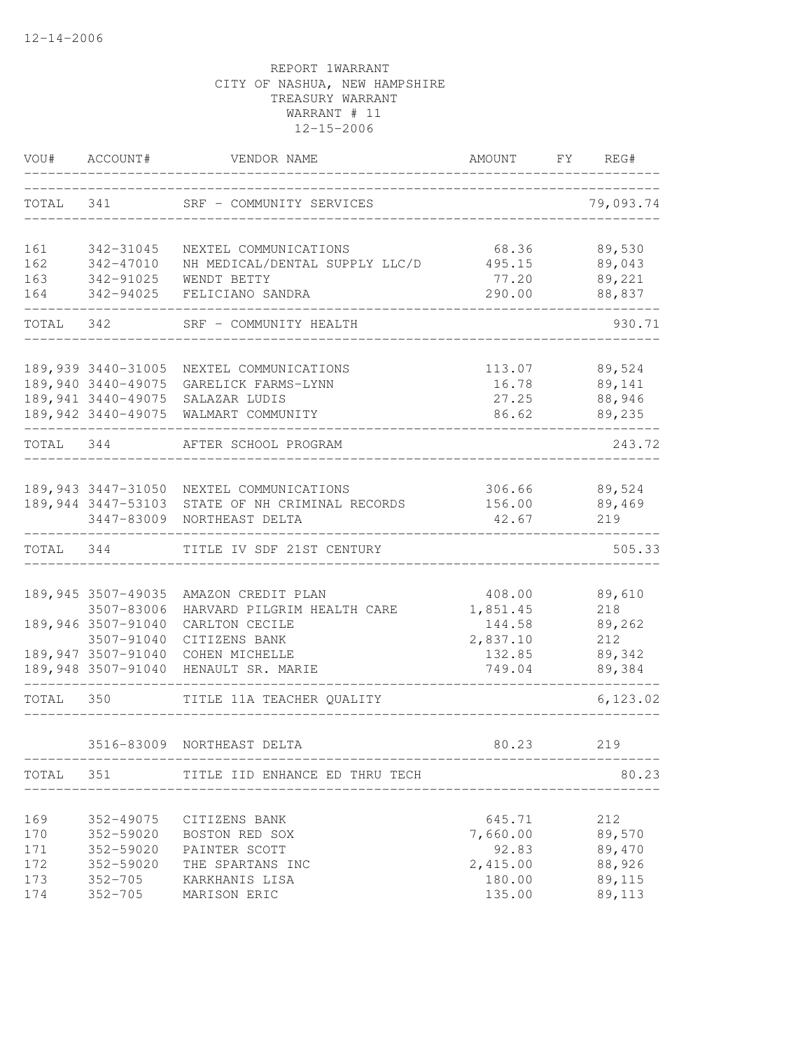12-14-2006

REPORT 1WARRANT
CITY OF NASHUA, NEW HAMPSHIRE
TREASURY WARRANT
WARRANT # 11
12-15-2006

| VOU# | ACCOUNT# | VENDOR NAME | AMOUNT | FY | REG# |
|---|---|---|---|---|---|
| TOTAL | 341 | SRF - COMMUNITY SERVICES | | | 79,093.74 |
| 161 | 342-31045 | NEXTEL COMMUNICATIONS | 68.36 | | 89,530 |
| 162 | 342-47010 | NH MEDICAL/DENTAL SUPPLY LLC/D | 495.15 | | 89,043 |
| 163 | 342-91025 | WENDT BETTY | 77.20 | | 89,221 |
| 164 | 342-94025 | FELICIANO SANDRA | 290.00 | | 88,837 |
| TOTAL | 342 | SRF - COMMUNITY HEALTH | | | 930.71 |
| 189,939 | 3440-31005 | NEXTEL COMMUNICATIONS | 113.07 | | 89,524 |
| 189,940 | 3440-49075 | GARELICK FARMS-LYNN | 16.78 | | 89,141 |
| 189,941 | 3440-49075 | SALAZAR LUDIS | 27.25 | | 88,946 |
| 189,942 | 3440-49075 | WALMART COMMUNITY | 86.62 | | 89,235 |
| TOTAL | 344 | AFTER SCHOOL PROGRAM | | | 243.72 |
| 189,943 | 3447-31050 | NEXTEL COMMUNICATIONS | 306.66 | | 89,524 |
| 189,944 | 3447-53103 | STATE OF NH CRIMINAL RECORDS | 156.00 | | 89,469 |
| | 3447-83009 | NORTHEAST DELTA | 42.67 | | 219 |
| TOTAL | 344 | TITLE IV SDF 21ST CENTURY | | | 505.33 |
| 189,945 | 3507-49035 | AMAZON CREDIT PLAN | 408.00 | | 89,610 |
| | 3507-83006 | HARVARD PILGRIM HEALTH CARE | 1,851.45 | | 218 |
| 189,946 | 3507-91040 | CARLTON CECILE | 144.58 | | 89,262 |
| | 3507-91040 | CITIZENS BANK | 2,837.10 | | 212 |
| 189,947 | 3507-91040 | COHEN MICHELLE | 132.85 | | 89,342 |
| 189,948 | 3507-91040 | HENAULT SR. MARIE | 749.04 | | 89,384 |
| TOTAL | 350 | TITLE 11A TEACHER QUALITY | | | 6,123.02 |
| | 3516-83009 | NORTHEAST DELTA | 80.23 | | 219 |
| TOTAL | 351 | TITLE IID ENHANCE ED THRU TECH | | | 80.23 |
| 169 | 352-49075 | CITIZENS BANK | 645.71 | | 212 |
| 170 | 352-59020 | BOSTON RED SOX | 7,660.00 | | 89,570 |
| 171 | 352-59020 | PAINTER SCOTT | 92.83 | | 89,470 |
| 172 | 352-59020 | THE SPARTANS INC | 2,415.00 | | 88,926 |
| 173 | 352-705 | KARKHANIS LISA | 180.00 | | 89,115 |
| 174 | 352-705 | MARISON ERIC | 135.00 | | 89,113 |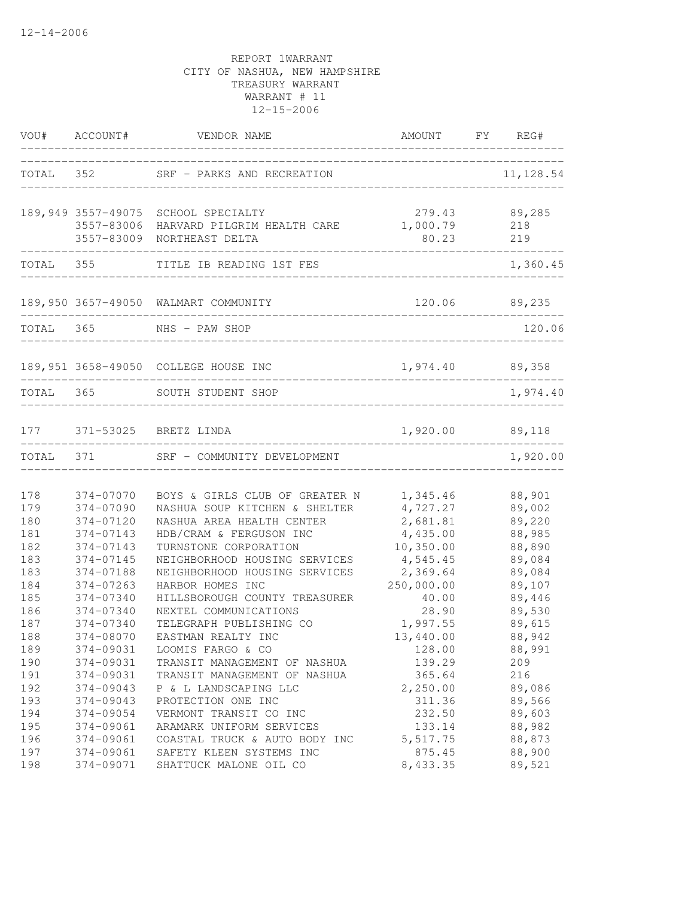12-14-2006

REPORT 1WARRANT
CITY OF NASHUA, NEW HAMPSHIRE
TREASURY WARRANT
WARRANT # 11
12-15-2006

| VOU# | ACCOUNT# | VENDOR NAME | AMOUNT | FY | REG# |
|---|---|---|---|---|---|
| TOTAL | 352 | SRF - PARKS AND RECREATION | | | 11,128.54 |
| 189,949 | 3557-49075 | SCHOOL SPECIALTY | 279.43 | | 89,285 |
| | 3557-83006 | HARVARD PILGRIM HEALTH CARE | 1,000.79 | | 218 |
| | 3557-83009 | NORTHEAST DELTA | 80.23 | | 219 |
| TOTAL | 355 | TITLE IB READING 1ST FES | | | 1,360.45 |
| 189,950 | 3657-49050 | WALMART COMMUNITY | 120.06 | | 89,235 |
| TOTAL | 365 | NHS - PAW SHOP | | | 120.06 |
| 189,951 | 3658-49050 | COLLEGE HOUSE INC | 1,974.40 | | 89,358 |
| TOTAL | 365 | SOUTH STUDENT SHOP | | | 1,974.40 |
| 177 | 371-53025 | BRETZ LINDA | 1,920.00 | | 89,118 |
| TOTAL | 371 | SRF - COMMUNITY DEVELOPMENT | | | 1,920.00 |
| 178 | 374-07070 | BOYS & GIRLS CLUB OF GREATER N | 1,345.46 | | 88,901 |
| 179 | 374-07090 | NASHUA SOUP KITCHEN & SHELTER | 4,727.27 | | 89,002 |
| 180 | 374-07120 | NASHUA AREA HEALTH CENTER | 2,681.81 | | 89,220 |
| 181 | 374-07143 | HDB/CRAM & FERGUSON INC | 4,435.00 | | 88,985 |
| 182 | 374-07143 | TURNSTONE CORPORATION | 10,350.00 | | 88,890 |
| 183 | 374-07145 | NEIGHBORHOOD HOUSING SERVICES | 4,545.45 | | 89,084 |
| 183 | 374-07188 | NEIGHBORHOOD HOUSING SERVICES | 2,369.64 | | 89,084 |
| 184 | 374-07263 | HARBOR HOMES INC | 250,000.00 | | 89,107 |
| 185 | 374-07340 | HILLSBOROUGH COUNTY TREASURER | 40.00 | | 89,446 |
| 186 | 374-07340 | NEXTEL COMMUNICATIONS | 28.90 | | 89,530 |
| 187 | 374-07340 | TELEGRAPH PUBLISHING CO | 1,997.55 | | 89,615 |
| 188 | 374-08070 | EASTMAN REALTY INC | 13,440.00 | | 88,942 |
| 189 | 374-09031 | LOOMIS FARGO & CO | 128.00 | | 88,991 |
| 190 | 374-09031 | TRANSIT MANAGEMENT OF NASHUA | 139.29 | | 209 |
| 191 | 374-09031 | TRANSIT MANAGEMENT OF NASHUA | 365.64 | | 216 |
| 192 | 374-09043 | P & L LANDSCAPING LLC | 2,250.00 | | 89,086 |
| 193 | 374-09043 | PROTECTION ONE INC | 311.36 | | 89,566 |
| 194 | 374-09054 | VERMONT TRANSIT CO INC | 232.50 | | 89,603 |
| 195 | 374-09061 | ARAMARK UNIFORM SERVICES | 133.14 | | 88,982 |
| 196 | 374-09061 | COASTAL TRUCK & AUTO BODY INC | 5,517.75 | | 88,873 |
| 197 | 374-09061 | SAFETY KLEEN SYSTEMS INC | 875.45 | | 88,900 |
| 198 | 374-09071 | SHATTUCK MALONE OIL CO | 8,433.35 | | 89,521 |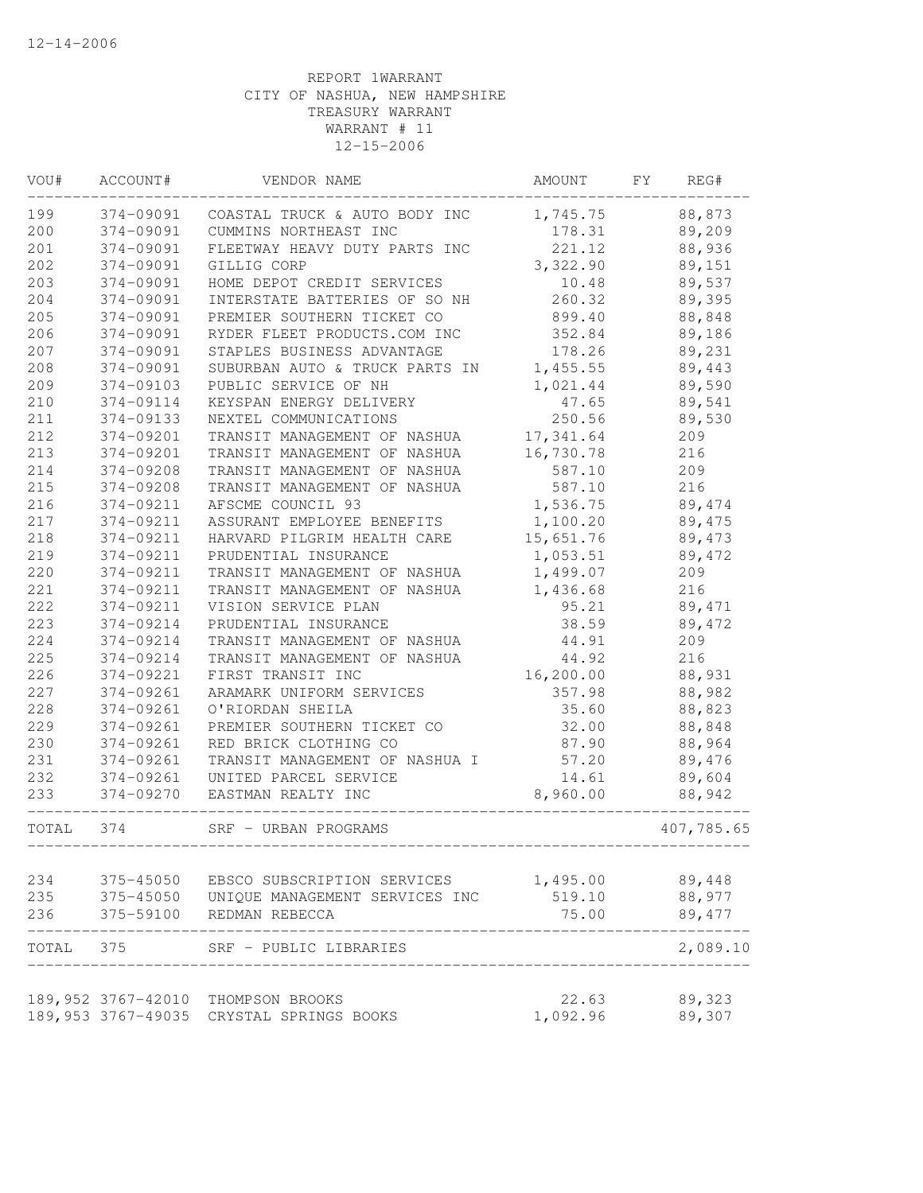12-14-2006

REPORT 1WARRANT
CITY OF NASHUA, NEW HAMPSHIRE
TREASURY WARRANT
WARRANT # 11
12-15-2006

| VOU# | ACCOUNT# | VENDOR NAME | AMOUNT | FY | REG# |
|---|---|---|---|---|---|
| 199 | 374-09091 | COASTAL TRUCK & AUTO BODY INC | 1,745.75 | | 88,873 |
| 200 | 374-09091 | CUMMINS NORTHEAST INC | 178.31 | | 89,209 |
| 201 | 374-09091 | FLEETWAY HEAVY DUTY PARTS INC | 221.12 | | 88,936 |
| 202 | 374-09091 | GILLIG CORP | 3,322.90 | | 89,151 |
| 203 | 374-09091 | HOME DEPOT CREDIT SERVICES | 10.48 | | 89,537 |
| 204 | 374-09091 | INTERSTATE BATTERIES OF SO NH | 260.32 | | 89,395 |
| 205 | 374-09091 | PREMIER SOUTHERN TICKET CO | 899.40 | | 88,848 |
| 206 | 374-09091 | RYDER FLEET PRODUCTS.COM INC | 352.84 | | 89,186 |
| 207 | 374-09091 | STAPLES BUSINESS ADVANTAGE | 178.26 | | 89,231 |
| 208 | 374-09091 | SUBURBAN AUTO & TRUCK PARTS IN | 1,455.55 | | 89,443 |
| 209 | 374-09103 | PUBLIC SERVICE OF NH | 1,021.44 | | 89,590 |
| 210 | 374-09114 | KEYSPAN ENERGY DELIVERY | 47.65 | | 89,541 |
| 211 | 374-09133 | NEXTEL COMMUNICATIONS | 250.56 | | 89,530 |
| 212 | 374-09201 | TRANSIT MANAGEMENT OF NASHUA | 17,341.64 | | 209 |
| 213 | 374-09201 | TRANSIT MANAGEMENT OF NASHUA | 16,730.78 | | 216 |
| 214 | 374-09208 | TRANSIT MANAGEMENT OF NASHUA | 587.10 | | 209 |
| 215 | 374-09208 | TRANSIT MANAGEMENT OF NASHUA | 587.10 | | 216 |
| 216 | 374-09211 | AFSCME COUNCIL 93 | 1,536.75 | | 89,474 |
| 217 | 374-09211 | ASSURANT EMPLOYEE BENEFITS | 1,100.20 | | 89,475 |
| 218 | 374-09211 | HARVARD PILGRIM HEALTH CARE | 15,651.76 | | 89,473 |
| 219 | 374-09211 | PRUDENTIAL INSURANCE | 1,053.51 | | 89,472 |
| 220 | 374-09211 | TRANSIT MANAGEMENT OF NASHUA | 1,499.07 | | 209 |
| 221 | 374-09211 | TRANSIT MANAGEMENT OF NASHUA | 1,436.68 | | 216 |
| 222 | 374-09211 | VISION SERVICE PLAN | 95.21 | | 89,471 |
| 223 | 374-09214 | PRUDENTIAL INSURANCE | 38.59 | | 89,472 |
| 224 | 374-09214 | TRANSIT MANAGEMENT OF NASHUA | 44.91 | | 209 |
| 225 | 374-09214 | TRANSIT MANAGEMENT OF NASHUA | 44.92 | | 216 |
| 226 | 374-09221 | FIRST TRANSIT INC | 16,200.00 | | 88,931 |
| 227 | 374-09261 | ARAMARK UNIFORM SERVICES | 357.98 | | 88,982 |
| 228 | 374-09261 | O'RIORDAN SHEILA | 35.60 | | 88,823 |
| 229 | 374-09261 | PREMIER SOUTHERN TICKET CO | 32.00 | | 88,848 |
| 230 | 374-09261 | RED BRICK CLOTHING CO | 87.90 | | 88,964 |
| 231 | 374-09261 | TRANSIT MANAGEMENT OF NASHUA I | 57.20 | | 89,476 |
| 232 | 374-09261 | UNITED PARCEL SERVICE | 14.61 | | 89,604 |
| 233 | 374-09270 | EASTMAN REALTY INC | 8,960.00 | | 88,942 |
| TOTAL | 374 | SRF - URBAN PROGRAMS | | | 407,785.65 |
| 234 | 375-45050 | EBSCO SUBSCRIPTION SERVICES | 1,495.00 | | 89,448 |
| 235 | 375-45050 | UNIQUE MANAGEMENT SERVICES INC | 519.10 | | 88,977 |
| 236 | 375-59100 | REDMAN REBECCA | 75.00 | | 89,477 |
| TOTAL | 375 | SRF - PUBLIC LIBRARIES | | | 2,089.10 |
| 189,952 | 3767-42010 | THOMPSON BROOKS | 22.63 | | 89,323 |
| 189,953 | 3767-49035 | CRYSTAL SPRINGS BOOKS | 1,092.96 | | 89,307 |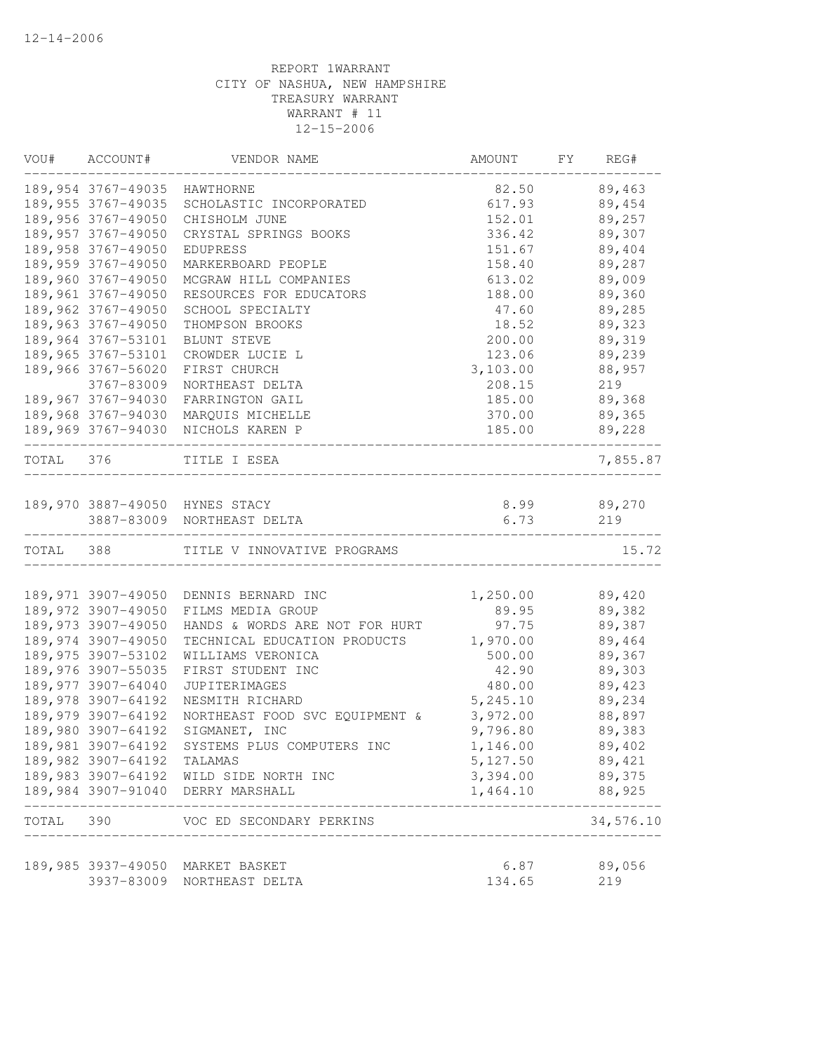12-14-2006

REPORT 1WARRANT
CITY OF NASHUA, NEW HAMPSHIRE
TREASURY WARRANT
WARRANT # 11
12-15-2006

| VOU# | ACCOUNT# | VENDOR NAME | AMOUNT | FY | REG# |
|---|---|---|---|---|---|
| 189,954 | 3767-49035 | HAWTHORNE | 82.50 | | 89,463 |
| 189,955 | 3767-49035 | SCHOLASTIC INCORPORATED | 617.93 | | 89,454 |
| 189,956 | 3767-49050 | CHISHOLM JUNE | 152.01 | | 89,257 |
| 189,957 | 3767-49050 | CRYSTAL SPRINGS BOOKS | 336.42 | | 89,307 |
| 189,958 | 3767-49050 | EDUPRESS | 151.67 | | 89,404 |
| 189,959 | 3767-49050 | MARKERBOARD PEOPLE | 158.40 | | 89,287 |
| 189,960 | 3767-49050 | MCGRAW HILL COMPANIES | 613.02 | | 89,009 |
| 189,961 | 3767-49050 | RESOURCES FOR EDUCATORS | 188.00 | | 89,360 |
| 189,962 | 3767-49050 | SCHOOL SPECIALTY | 47.60 | | 89,285 |
| 189,963 | 3767-49050 | THOMPSON BROOKS | 18.52 | | 89,323 |
| 189,964 | 3767-53101 | BLUNT STEVE | 200.00 | | 89,319 |
| 189,965 | 3767-53101 | CROWDER LUCIE L | 123.06 | | 89,239 |
| 189,966 | 3767-56020 | FIRST CHURCH | 3,103.00 | | 88,957 |
| | 3767-83009 | NORTHEAST DELTA | 208.15 | | 219 |
| 189,967 | 3767-94030 | FARRINGTON GAIL | 185.00 | | 89,368 |
| 189,968 | 3767-94030 | MARQUIS MICHELLE | 370.00 | | 89,365 |
| 189,969 | 3767-94030 | NICHOLS KAREN P | 185.00 | | 89,228 |
| TOTAL | 376 | TITLE I ESEA | | | 7,855.87 |
| 189,970 | 3887-49050 | HYNES STACY | 8.99 | | 89,270 |
| | 3887-83009 | NORTHEAST DELTA | 6.73 | | 219 |
| TOTAL | 388 | TITLE V INNOVATIVE PROGRAMS | | | 15.72 |
| 189,971 | 3907-49050 | DENNIS BERNARD INC | 1,250.00 | | 89,420 |
| 189,972 | 3907-49050 | FILMS MEDIA GROUP | 89.95 | | 89,382 |
| 189,973 | 3907-49050 | HANDS & WORDS ARE NOT FOR HURT | 97.75 | | 89,387 |
| 189,974 | 3907-49050 | TECHNICAL EDUCATION PRODUCTS | 1,970.00 | | 89,464 |
| 189,975 | 3907-53102 | WILLIAMS VERONICA | 500.00 | | 89,367 |
| 189,976 | 3907-55035 | FIRST STUDENT INC | 42.90 | | 89,303 |
| 189,977 | 3907-64040 | JUPITERIMAGES | 480.00 | | 89,423 |
| 189,978 | 3907-64192 | NESMITH RICHARD | 5,245.10 | | 89,234 |
| 189,979 | 3907-64192 | NORTHEAST FOOD SVC EQUIPMENT & | 3,972.00 | | 88,897 |
| 189,980 | 3907-64192 | SIGMANET, INC | 9,796.80 | | 89,383 |
| 189,981 | 3907-64192 | SYSTEMS PLUS COMPUTERS INC | 1,146.00 | | 89,402 |
| 189,982 | 3907-64192 | TALAMAS | 5,127.50 | | 89,421 |
| 189,983 | 3907-64192 | WILD SIDE NORTH INC | 3,394.00 | | 89,375 |
| 189,984 | 3907-91040 | DERRY MARSHALL | 1,464.10 | | 88,925 |
| TOTAL | 390 | VOC ED SECONDARY PERKINS | | | 34,576.10 |
| 189,985 | 3937-49050 | MARKET BASKET | 6.87 | | 89,056 |
| | 3937-83009 | NORTHEAST DELTA | 134.65 | | 219 |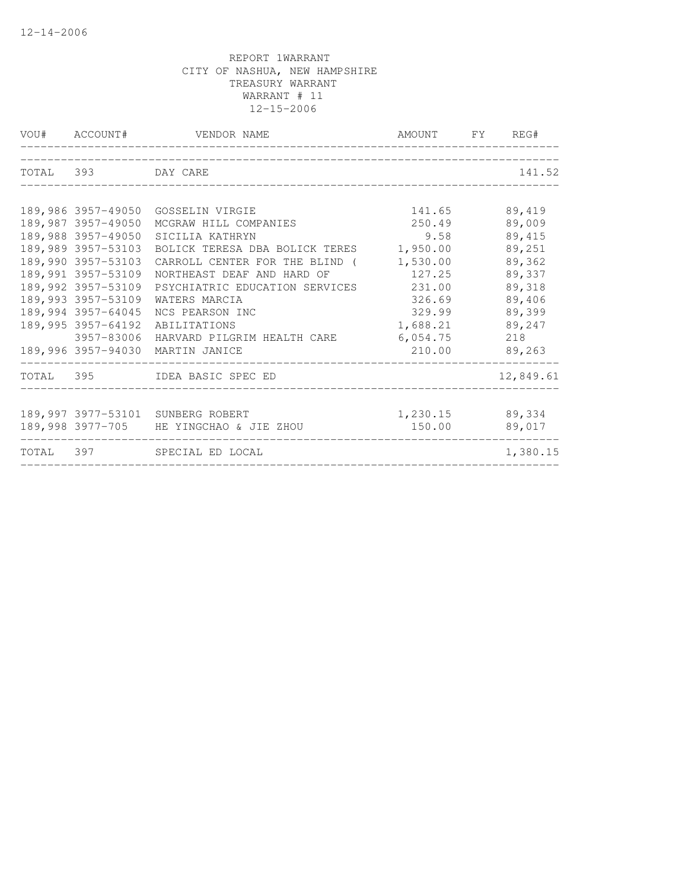12-14-2006

REPORT 1WARRANT
CITY OF NASHUA, NEW HAMPSHIRE
TREASURY WARRANT
WARRANT # 11
12-15-2006

| VOU# | ACCOUNT# | VENDOR NAME | AMOUNT | FY | REG# |
|---|---|---|---|---|---|
| TOTAL | 393 | DAY CARE | | | 141.52 |
| 189,986 | 3957-49050 | GOSSELIN VIRGIE | 141.65 | | 89,419 |
| 189,987 | 3957-49050 | MCGRAW HILL COMPANIES | 250.49 | | 89,009 |
| 189,988 | 3957-49050 | SICILIA KATHRYN | 9.58 | | 89,415 |
| 189,989 | 3957-53103 | BOLICK TERESA DBA BOLICK TERES | 1,950.00 | | 89,251 |
| 189,990 | 3957-53103 | CARROLL CENTER FOR THE BLIND ( | 1,530.00 | | 89,362 |
| 189,991 | 3957-53109 | NORTHEAST DEAF AND HARD OF | 127.25 | | 89,337 |
| 189,992 | 3957-53109 | PSYCHIATRIC EDUCATION SERVICES | 231.00 | | 89,318 |
| 189,993 | 3957-53109 | WATERS MARCIA | 326.69 | | 89,406 |
| 189,994 | 3957-64045 | NCS PEARSON INC | 329.99 | | 89,399 |
| 189,995 | 3957-64192 | ABILITATIONS | 1,688.21 | | 89,247 |
| | 3957-83006 | HARVARD PILGRIM HEALTH CARE | 6,054.75 | | 218 |
| 189,996 | 3957-94030 | MARTIN JANICE | 210.00 | | 89,263 |
| TOTAL | 395 | IDEA BASIC SPEC ED | | | 12,849.61 |
| 189,997 | 3977-53101 | SUNBERG ROBERT | 1,230.15 | | 89,334 |
| 189,998 | 3977-705 | HE YINGCHAO & JIE ZHOU | 150.00 | | 89,017 |
| TOTAL | 397 | SPECIAL ED LOCAL | | | 1,380.15 |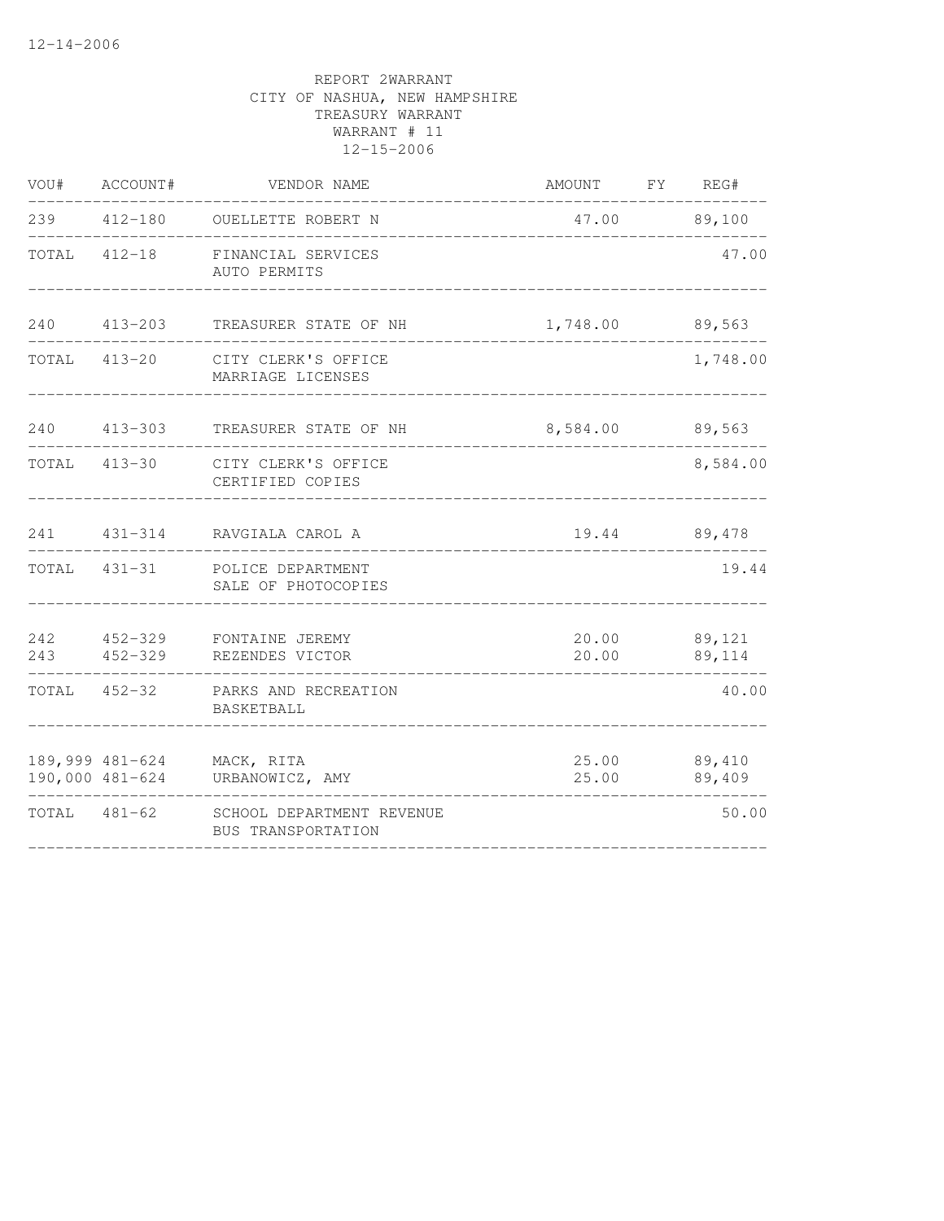12-14-2006

REPORT 2WARRANT
CITY OF NASHUA, NEW HAMPSHIRE
TREASURY WARRANT
WARRANT # 11
12-15-2006

| VOU# | ACCOUNT# | VENDOR NAME | AMOUNT | FY | REG# |
|---|---|---|---|---|---|
| 239 | 412-180 | OUELLETTE ROBERT N | 47.00 | | 89,100 |
| TOTAL | 412-18 | FINANCIAL SERVICES AUTO PERMITS | | | 47.00 |
| 240 | 413-203 | TREASURER STATE OF NH | 1,748.00 | | 89,563 |
| TOTAL | 413-20 | CITY CLERK'S OFFICE MARRIAGE LICENSES | | | 1,748.00 |
| 240 | 413-303 | TREASURER STATE OF NH | 8,584.00 | | 89,563 |
| TOTAL | 413-30 | CITY CLERK'S OFFICE CERTIFIED COPIES | | | 8,584.00 |
| 241 | 431-314 | RAVGIALA CAROL A | 19.44 | | 89,478 |
| TOTAL | 431-31 | POLICE DEPARTMENT SALE OF PHOTOCOPIES | | | 19.44 |
| 242 | 452-329 | FONTAINE JEREMY | 20.00 | | 89,121 |
| 243 | 452-329 | REZENDES VICTOR | 20.00 | | 89,114 |
| TOTAL | 452-32 | PARKS AND RECREATION BASKETBALL | | | 40.00 |
| 189,999 | 481-624 | MACK, RITA | 25.00 | | 89,410 |
| 190,000 | 481-624 | URBANOWICZ, AMY | 25.00 | | 89,409 |
| TOTAL | 481-62 | SCHOOL DEPARTMENT REVENUE BUS TRANSPORTATION | | | 50.00 |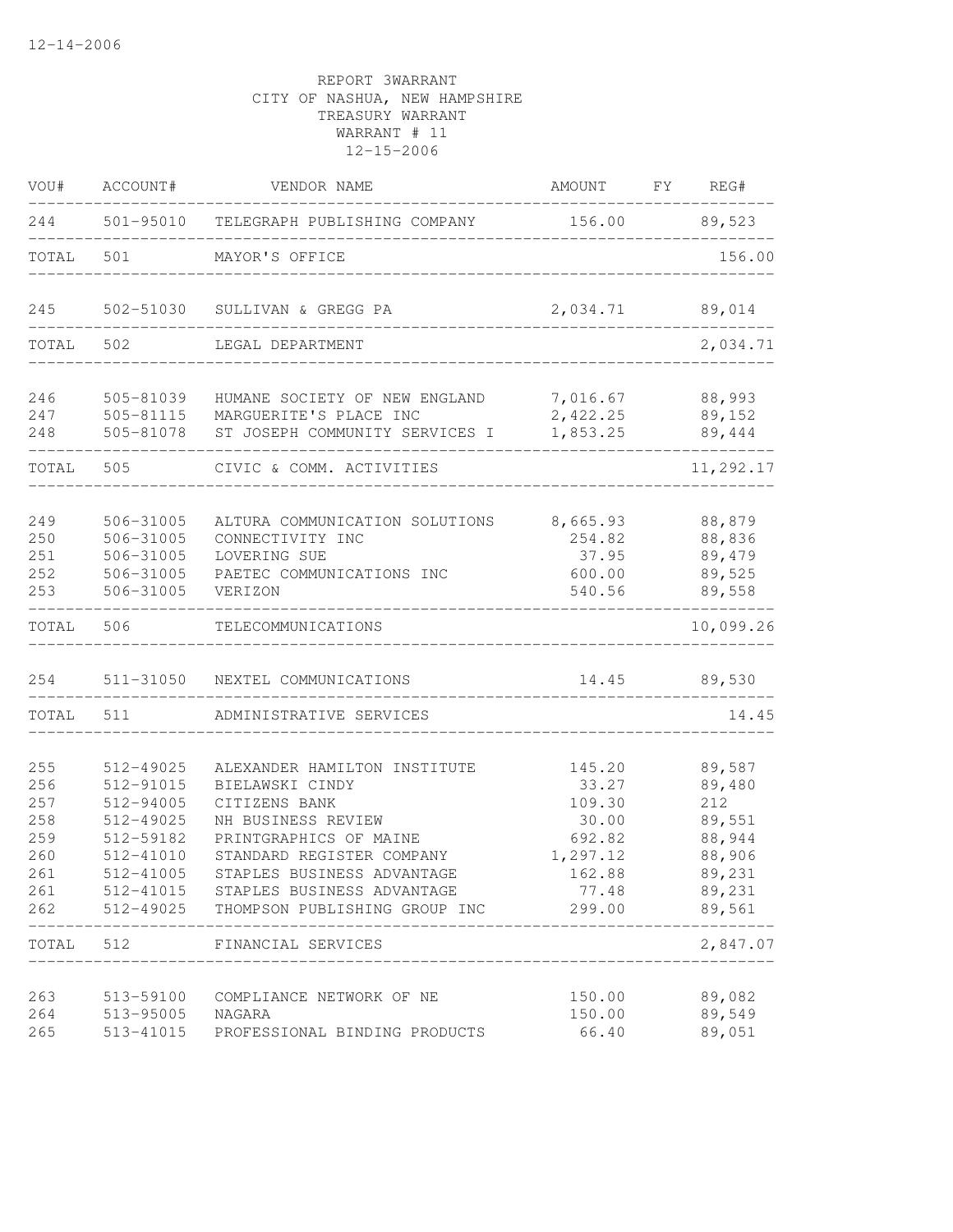12-14-2006

REPORT 3WARRANT
CITY OF NASHUA, NEW HAMPSHIRE
TREASURY WARRANT
WARRANT # 11
12-15-2006

| VOU# | ACCOUNT# | VENDOR NAME | AMOUNT | FY | REG# |
|---|---|---|---|---|---|
| 244 | 501-95010 | TELEGRAPH PUBLISHING COMPANY | 156.00 | | 89,523 |
| TOTAL | 501 | MAYOR'S OFFICE | | | 156.00 |
| 245 | 502-51030 | SULLIVAN & GREGG PA | 2,034.71 | | 89,014 |
| TOTAL | 502 | LEGAL DEPARTMENT | | | 2,034.71 |
| 246 | 505-81039 | HUMANE SOCIETY OF NEW ENGLAND | 7,016.67 | | 88,993 |
| 247 | 505-81115 | MARGUERITE'S PLACE INC | 2,422.25 | | 89,152 |
| 248 | 505-81078 | ST JOSEPH COMMUNITY SERVICES I | 1,853.25 | | 89,444 |
| TOTAL | 505 | CIVIC & COMM. ACTIVITIES | | | 11,292.17 |
| 249 | 506-31005 | ALTURA COMMUNICATION SOLUTIONS | 8,665.93 | | 88,879 |
| 250 | 506-31005 | CONNECTIVITY INC | 254.82 | | 88,836 |
| 251 | 506-31005 | LOVERING SUE | 37.95 | | 89,479 |
| 252 | 506-31005 | PAETEC COMMUNICATIONS INC | 600.00 | | 89,525 |
| 253 | 506-31005 | VERIZON | 540.56 | | 89,558 |
| TOTAL | 506 | TELECOMMUNICATIONS | | | 10,099.26 |
| 254 | 511-31050 | NEXTEL COMMUNICATIONS | 14.45 | | 89,530 |
| TOTAL | 511 | ADMINISTRATIVE SERVICES | | | 14.45 |
| 255 | 512-49025 | ALEXANDER HAMILTON INSTITUTE | 145.20 | | 89,587 |
| 256 | 512-91015 | BIELAWSKI CINDY | 33.27 | | 89,480 |
| 257 | 512-94005 | CITIZENS BANK | 109.30 | | 212 |
| 258 | 512-49025 | NH BUSINESS REVIEW | 30.00 | | 89,551 |
| 259 | 512-59182 | PRINTGRAPHICS OF MAINE | 692.82 | | 88,944 |
| 260 | 512-41010 | STANDARD REGISTER COMPANY | 1,297.12 | | 88,906 |
| 261 | 512-41005 | STAPLES BUSINESS ADVANTAGE | 162.88 | | 89,231 |
| 261 | 512-41015 | STAPLES BUSINESS ADVANTAGE | 77.48 | | 89,231 |
| 262 | 512-49025 | THOMPSON PUBLISHING GROUP INC | 299.00 | | 89,561 |
| TOTAL | 512 | FINANCIAL SERVICES | | | 2,847.07 |
| 263 | 513-59100 | COMPLIANCE NETWORK OF NE | 150.00 | | 89,082 |
| 264 | 513-95005 | NAGARA | 150.00 | | 89,549 |
| 265 | 513-41015 | PROFESSIONAL BINDING PRODUCTS | 66.40 | | 89,051 |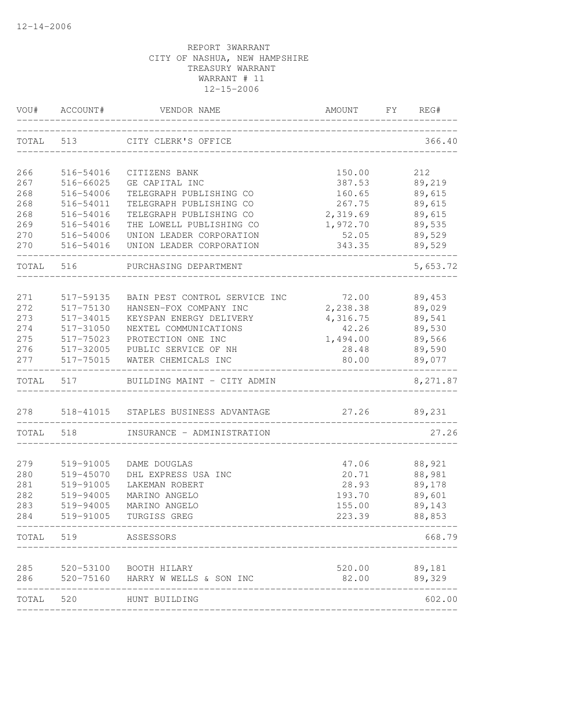REPORT 3WARRANT
CITY OF NASHUA, NEW HAMPSHIRE
TREASURY WARRANT
WARRANT # 11
12-15-2006

| VOU# | ACCOUNT# | VENDOR NAME | AMOUNT | FY | REG# |
|---|---|---|---|---|---|
| TOTAL | 513 | CITY CLERK'S OFFICE | | | 366.40 |
| 266 | 516-54016 | CITIZENS BANK | 150.00 | | 212 |
| 267 | 516-66025 | GE CAPITAL INC | 387.53 | | 89,219 |
| 268 | 516-54006 | TELEGRAPH PUBLISHING CO | 160.65 | | 89,615 |
| 268 | 516-54011 | TELEGRAPH PUBLISHING CO | 267.75 | | 89,615 |
| 268 | 516-54016 | TELEGRAPH PUBLISHING CO | 2,319.69 | | 89,615 |
| 269 | 516-54016 | THE LOWELL PUBLISHING CO | 1,972.70 | | 89,535 |
| 270 | 516-54006 | UNION LEADER CORPORATION | 52.05 | | 89,529 |
| 270 | 516-54016 | UNION LEADER CORPORATION | 343.35 | | 89,529 |
| TOTAL | 516 | PURCHASING DEPARTMENT | | | 5,653.72 |
| 271 | 517-59135 | BAIN PEST CONTROL SERVICE INC | 72.00 | | 89,453 |
| 272 | 517-75130 | HANSEN-FOX COMPANY INC | 2,238.38 | | 89,029 |
| 273 | 517-34015 | KEYSPAN ENERGY DELIVERY | 4,316.75 | | 89,541 |
| 274 | 517-31050 | NEXTEL COMMUNICATIONS | 42.26 | | 89,530 |
| 275 | 517-75023 | PROTECTION ONE INC | 1,494.00 | | 89,566 |
| 276 | 517-32005 | PUBLIC SERVICE OF NH | 28.48 | | 89,590 |
| 277 | 517-75015 | WATER CHEMICALS INC | 80.00 | | 89,077 |
| TOTAL | 517 | BUILDING MAINT - CITY ADMIN | | | 8,271.87 |
| 278 | 518-41015 | STAPLES BUSINESS ADVANTAGE | 27.26 | | 89,231 |
| TOTAL | 518 | INSURANCE - ADMINISTRATION | | | 27.26 |
| 279 | 519-91005 | DAME DOUGLAS | 47.06 | | 88,921 |
| 280 | 519-45070 | DHL EXPRESS USA INC | 20.71 | | 88,981 |
| 281 | 519-91005 | LAKEMAN ROBERT | 28.93 | | 89,178 |
| 282 | 519-94005 | MARINO ANGELO | 193.70 | | 89,601 |
| 283 | 519-94005 | MARINO ANGELO | 155.00 | | 89,143 |
| 284 | 519-91005 | TURGISS GREG | 223.39 | | 88,853 |
| TOTAL | 519 | ASSESSORS | | | 668.79 |
| 285 | 520-53100 | BOOTH HILARY | 520.00 | | 89,181 |
| 286 | 520-75160 | HARRY W WELLS & SON INC | 82.00 | | 89,329 |
| TOTAL | 520 | HUNT BUILDING | | | 602.00 |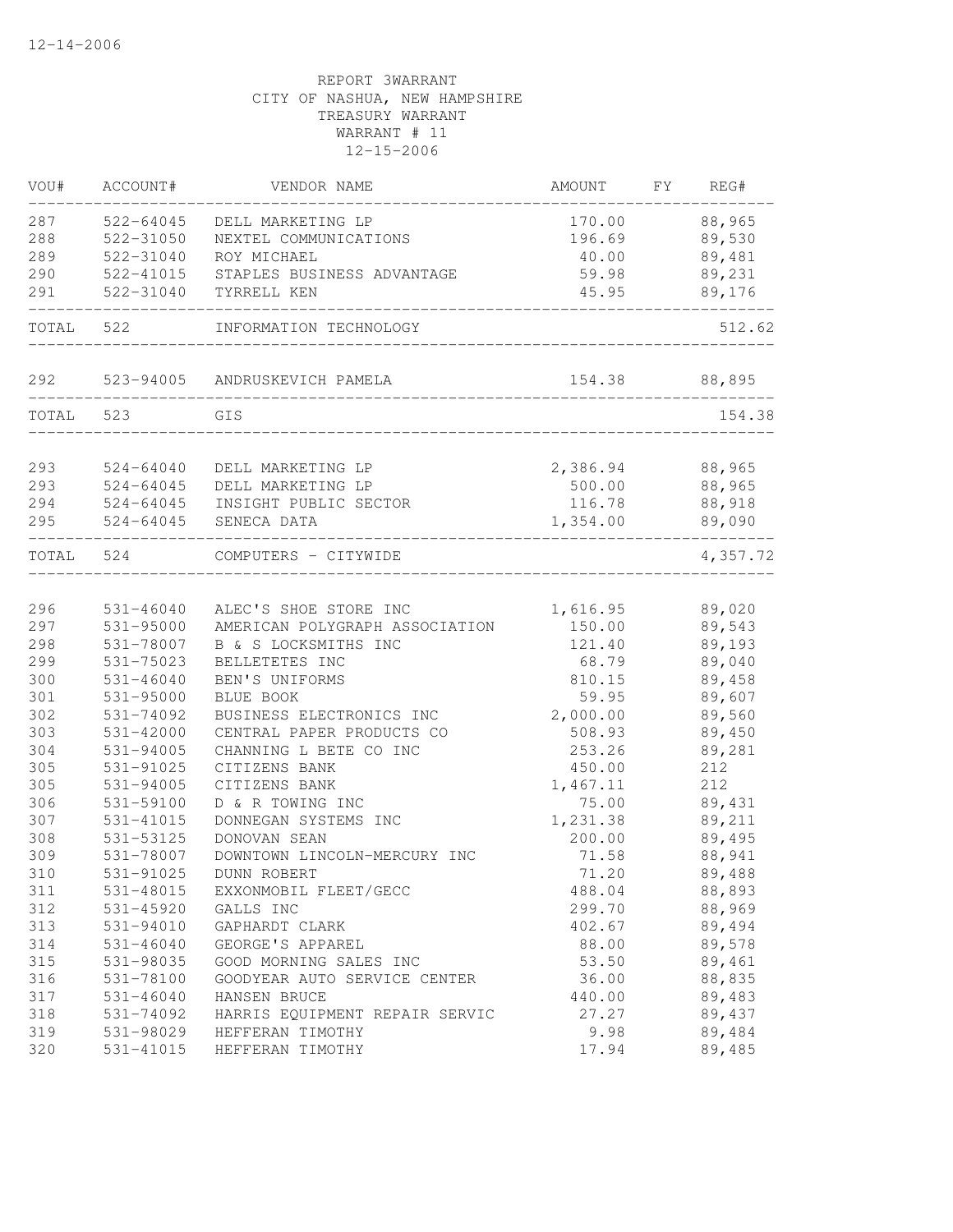12-14-2006

REPORT 3WARRANT
CITY OF NASHUA, NEW HAMPSHIRE
TREASURY WARRANT
WARRANT # 11
12-15-2006

| VOU# | ACCOUNT# | VENDOR NAME | AMOUNT | FY | REG# |
|---|---|---|---|---|---|
| 287 | 522-64045 | DELL MARKETING LP | 170.00 | | 88,965 |
| 288 | 522-31050 | NEXTEL COMMUNICATIONS | 196.69 | | 89,530 |
| 289 | 522-31040 | ROY MICHAEL | 40.00 | | 89,481 |
| 290 | 522-41015 | STAPLES BUSINESS ADVANTAGE | 59.98 | | 89,231 |
| 291 | 522-31040 | TYRRELL KEN | 45.95 | | 89,176 |
| TOTAL | 522 | INFORMATION TECHNOLOGY | | | 512.62 |
| 292 | 523-94005 | ANDRUSKEVICH PAMELA | 154.38 | | 88,895 |
| TOTAL | 523 | GIS | | | 154.38 |
| 293 | 524-64040 | DELL MARKETING LP | 2,386.94 | | 88,965 |
| 293 | 524-64045 | DELL MARKETING LP | 500.00 | | 88,965 |
| 294 | 524-64045 | INSIGHT PUBLIC SECTOR | 116.78 | | 88,918 |
| 295 | 524-64045 | SENECA DATA | 1,354.00 | | 89,090 |
| TOTAL | 524 | COMPUTERS - CITYWIDE | | | 4,357.72 |
| 296 | 531-46040 | ALEC'S SHOE STORE INC | 1,616.95 | | 89,020 |
| 297 | 531-95000 | AMERICAN POLYGRAPH ASSOCIATION | 150.00 | | 89,543 |
| 298 | 531-78007 | B & S LOCKSMITHS INC | 121.40 | | 89,193 |
| 299 | 531-75023 | BELLETETES INC | 68.79 | | 89,040 |
| 300 | 531-46040 | BEN'S UNIFORMS | 810.15 | | 89,458 |
| 301 | 531-95000 | BLUE BOOK | 59.95 | | 89,607 |
| 302 | 531-74092 | BUSINESS ELECTRONICS INC | 2,000.00 | | 89,560 |
| 303 | 531-42000 | CENTRAL PAPER PRODUCTS CO | 508.93 | | 89,450 |
| 304 | 531-94005 | CHANNING L BETE CO INC | 253.26 | | 89,281 |
| 305 | 531-91025 | CITIZENS BANK | 450.00 | | 212 |
| 305 | 531-94005 | CITIZENS BANK | 1,467.11 | | 212 |
| 306 | 531-59100 | D & R TOWING INC | 75.00 | | 89,431 |
| 307 | 531-41015 | DONNEGAN SYSTEMS INC | 1,231.38 | | 89,211 |
| 308 | 531-53125 | DONOVAN SEAN | 200.00 | | 89,495 |
| 309 | 531-78007 | DOWNTOWN LINCOLN-MERCURY INC | 71.58 | | 88,941 |
| 310 | 531-91025 | DUNN ROBERT | 71.20 | | 89,488 |
| 311 | 531-48015 | EXXONMOBIL FLEET/GECC | 488.04 | | 88,893 |
| 312 | 531-45920 | GALLS INC | 299.70 | | 88,969 |
| 313 | 531-94010 | GAPHARDT CLARK | 402.67 | | 89,494 |
| 314 | 531-46040 | GEORGE'S APPAREL | 88.00 | | 89,578 |
| 315 | 531-98035 | GOOD MORNING SALES INC | 53.50 | | 89,461 |
| 316 | 531-78100 | GOODYEAR AUTO SERVICE CENTER | 36.00 | | 88,835 |
| 317 | 531-46040 | HANSEN BRUCE | 440.00 | | 89,483 |
| 318 | 531-74092 | HARRIS EQUIPMENT REPAIR SERVIC | 27.27 | | 89,437 |
| 319 | 531-98029 | HEFFERAN TIMOTHY | 9.98 | | 89,484 |
| 320 | 531-41015 | HEFFERAN TIMOTHY | 17.94 | | 89,485 |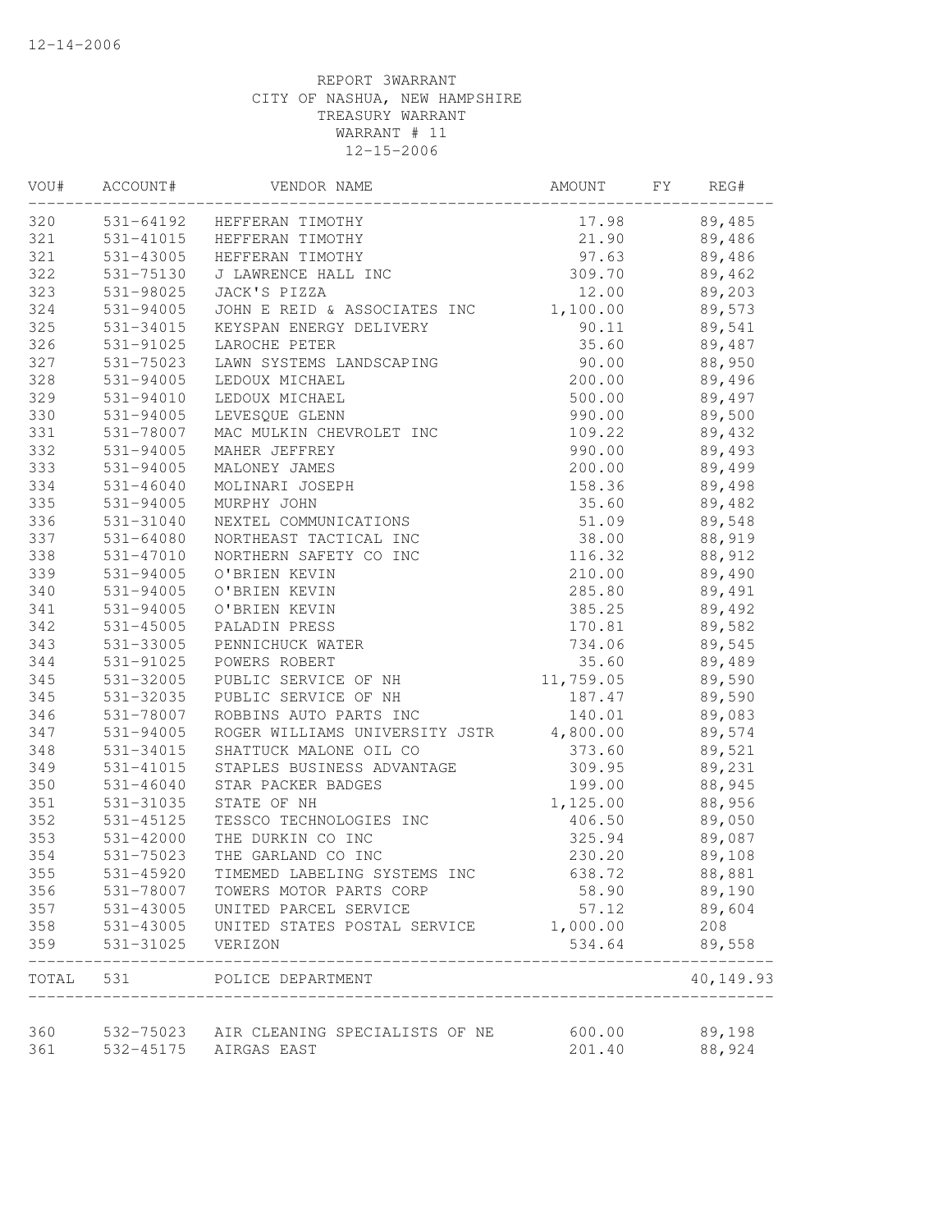12-14-2006

REPORT 3WARRANT
CITY OF NASHUA, NEW HAMPSHIRE
TREASURY WARRANT
WARRANT # 11
12-15-2006

| VOU# | ACCOUNT# | VENDOR NAME | AMOUNT | FY | REG# |
|---|---|---|---|---|---|
| 320 | 531-64192 | HEFFERAN TIMOTHY | 17.98 | | 89,485 |
| 321 | 531-41015 | HEFFERAN TIMOTHY | 21.90 | | 89,486 |
| 321 | 531-43005 | HEFFERAN TIMOTHY | 97.63 | | 89,486 |
| 322 | 531-75130 | J LAWRENCE HALL INC | 309.70 | | 89,462 |
| 323 | 531-98025 | JACK'S PIZZA | 12.00 | | 89,203 |
| 324 | 531-94005 | JOHN E REID & ASSOCIATES INC | 1,100.00 | | 89,573 |
| 325 | 531-34015 | KEYSPAN ENERGY DELIVERY | 90.11 | | 89,541 |
| 326 | 531-91025 | LAROCHE PETER | 35.60 | | 89,487 |
| 327 | 531-75023 | LAWN SYSTEMS LANDSCAPING | 90.00 | | 88,950 |
| 328 | 531-94005 | LEDOUX MICHAEL | 200.00 | | 89,496 |
| 329 | 531-94010 | LEDOUX MICHAEL | 500.00 | | 89,497 |
| 330 | 531-94005 | LEVESQUE GLENN | 990.00 | | 89,500 |
| 331 | 531-78007 | MAC MULKIN CHEVROLET INC | 109.22 | | 89,432 |
| 332 | 531-94005 | MAHER JEFFREY | 990.00 | | 89,493 |
| 333 | 531-94005 | MALONEY JAMES | 200.00 | | 89,499 |
| 334 | 531-46040 | MOLINARI JOSEPH | 158.36 | | 89,498 |
| 335 | 531-94005 | MURPHY JOHN | 35.60 | | 89,482 |
| 336 | 531-31040 | NEXTEL COMMUNICATIONS | 51.09 | | 89,548 |
| 337 | 531-64080 | NORTHEAST TACTICAL INC | 38.00 | | 88,919 |
| 338 | 531-47010 | NORTHERN SAFETY CO INC | 116.32 | | 88,912 |
| 339 | 531-94005 | O'BRIEN KEVIN | 210.00 | | 89,490 |
| 340 | 531-94005 | O'BRIEN KEVIN | 285.80 | | 89,491 |
| 341 | 531-94005 | O'BRIEN KEVIN | 385.25 | | 89,492 |
| 342 | 531-45005 | PALADIN PRESS | 170.81 | | 89,582 |
| 343 | 531-33005 | PENNICHUCK WATER | 734.06 | | 89,545 |
| 344 | 531-91025 | POWERS ROBERT | 35.60 | | 89,489 |
| 345 | 531-32005 | PUBLIC SERVICE OF NH | 11,759.05 | | 89,590 |
| 345 | 531-32035 | PUBLIC SERVICE OF NH | 187.47 | | 89,590 |
| 346 | 531-78007 | ROBBINS AUTO PARTS INC | 140.01 | | 89,083 |
| 347 | 531-94005 | ROGER WILLIAMS UNIVERSITY JSTR | 4,800.00 | | 89,574 |
| 348 | 531-34015 | SHATTUCK MALONE OIL CO | 373.60 | | 89,521 |
| 349 | 531-41015 | STAPLES BUSINESS ADVANTAGE | 309.95 | | 89,231 |
| 350 | 531-46040 | STAR PACKER BADGES | 199.00 | | 88,945 |
| 351 | 531-31035 | STATE OF NH | 1,125.00 | | 88,956 |
| 352 | 531-45125 | TESSCO TECHNOLOGIES INC | 406.50 | | 89,050 |
| 353 | 531-42000 | THE DURKIN CO INC | 325.94 | | 89,087 |
| 354 | 531-75023 | THE GARLAND CO INC | 230.20 | | 89,108 |
| 355 | 531-45920 | TIMEMED LABELING SYSTEMS INC | 638.72 | | 88,881 |
| 356 | 531-78007 | TOWERS MOTOR PARTS CORP | 58.90 | | 89,190 |
| 357 | 531-43005 | UNITED PARCEL SERVICE | 57.12 | | 89,604 |
| 358 | 531-43005 | UNITED STATES POSTAL SERVICE | 1,000.00 | | 208 |
| 359 | 531-31025 | VERIZON | 534.64 | | 89,558 |
| TOTAL | 531 | POLICE DEPARTMENT | | | 40,149.93 |
| 360 | 532-75023 | AIR CLEANING SPECIALISTS OF NE | 600.00 | | 89,198 |
| 361 | 532-45175 | AIRGAS EAST | 201.40 | | 88,924 |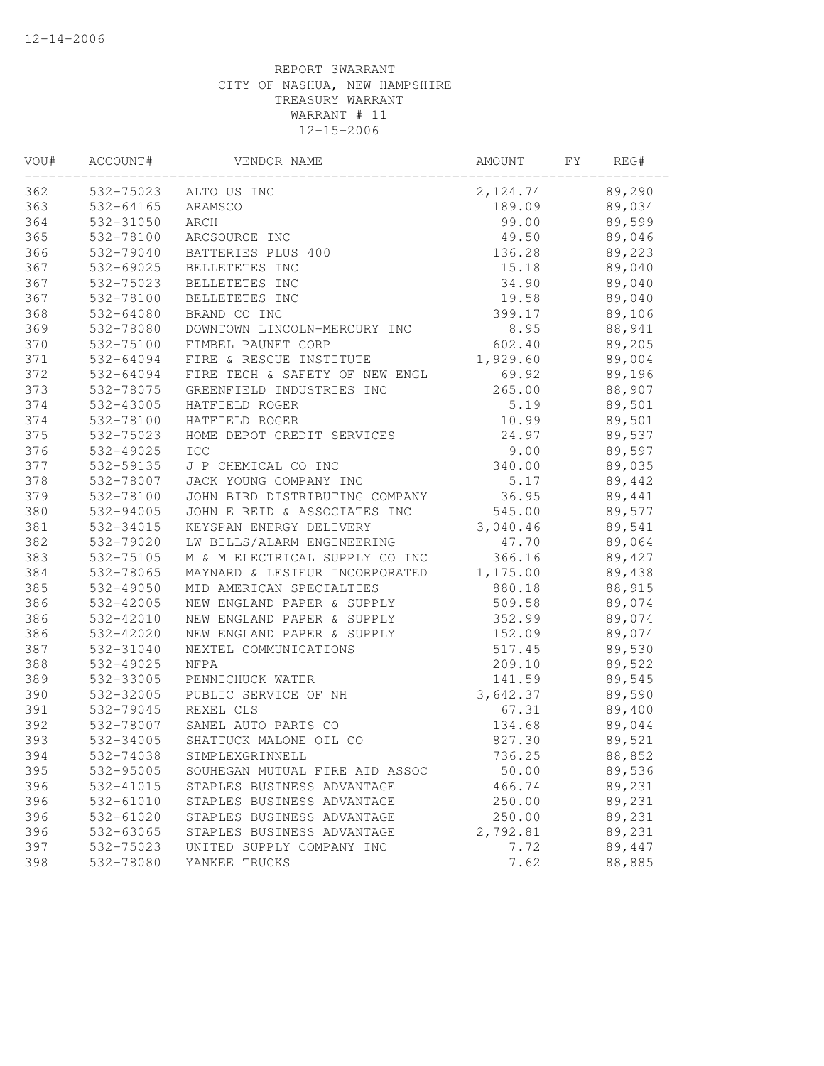12-14-2006

REPORT 3WARRANT
CITY OF NASHUA, NEW HAMPSHIRE
TREASURY WARRANT
WARRANT # 11
12-15-2006

| VOU# | ACCOUNT# | VENDOR NAME | AMOUNT | FY | REG# |
|---|---|---|---|---|---|
| 362 | 532-75023 | ALTO US INC | 2,124.74 | | 89,290 |
| 363 | 532-64165 | ARAMSCO | 189.09 | | 89,034 |
| 364 | 532-31050 | ARCH | 99.00 | | 89,599 |
| 365 | 532-78100 | ARCSOURCE INC | 49.50 | | 89,046 |
| 366 | 532-79040 | BATTERIES PLUS 400 | 136.28 | | 89,223 |
| 367 | 532-69025 | BELLETETES INC | 15.18 | | 89,040 |
| 367 | 532-75023 | BELLETETES INC | 34.90 | | 89,040 |
| 367 | 532-78100 | BELLETETES INC | 19.58 | | 89,040 |
| 368 | 532-64080 | BRAND CO INC | 399.17 | | 89,106 |
| 369 | 532-78080 | DOWNTOWN LINCOLN-MERCURY INC | 8.95 | | 88,941 |
| 370 | 532-75100 | FIMBEL PAUNET CORP | 602.40 | | 89,205 |
| 371 | 532-64094 | FIRE & RESCUE INSTITUTE | 1,929.60 | | 89,004 |
| 372 | 532-64094 | FIRE TECH & SAFETY OF NEW ENGL | 69.92 | | 89,196 |
| 373 | 532-78075 | GREENFIELD INDUSTRIES INC | 265.00 | | 88,907 |
| 374 | 532-43005 | HATFIELD ROGER | 5.19 | | 89,501 |
| 374 | 532-78100 | HATFIELD ROGER | 10.99 | | 89,501 |
| 375 | 532-75023 | HOME DEPOT CREDIT SERVICES | 24.97 | | 89,537 |
| 376 | 532-49025 | ICC | 9.00 | | 89,597 |
| 377 | 532-59135 | J P CHEMICAL CO INC | 340.00 | | 89,035 |
| 378 | 532-78007 | JACK YOUNG COMPANY INC | 5.17 | | 89,442 |
| 379 | 532-78100 | JOHN BIRD DISTRIBUTING COMPANY | 36.95 | | 89,441 |
| 380 | 532-94005 | JOHN E REID & ASSOCIATES INC | 545.00 | | 89,577 |
| 381 | 532-34015 | KEYSPAN ENERGY DELIVERY | 3,040.46 | | 89,541 |
| 382 | 532-79020 | LW BILLS/ALARM ENGINEERING | 47.70 | | 89,064 |
| 383 | 532-75105 | M & M ELECTRICAL SUPPLY CO INC | 366.16 | | 89,427 |
| 384 | 532-78065 | MAYNARD & LESIEUR INCORPORATED | 1,175.00 | | 89,438 |
| 385 | 532-49050 | MID AMERICAN SPECIALTIES | 880.18 | | 88,915 |
| 386 | 532-42005 | NEW ENGLAND PAPER & SUPPLY | 509.58 | | 89,074 |
| 386 | 532-42010 | NEW ENGLAND PAPER & SUPPLY | 352.99 | | 89,074 |
| 386 | 532-42020 | NEW ENGLAND PAPER & SUPPLY | 152.09 | | 89,074 |
| 387 | 532-31040 | NEXTEL COMMUNICATIONS | 517.45 | | 89,530 |
| 388 | 532-49025 | NFPA | 209.10 | | 89,522 |
| 389 | 532-33005 | PENNICHUCK WATER | 141.59 | | 89,545 |
| 390 | 532-32005 | PUBLIC SERVICE OF NH | 3,642.37 | | 89,590 |
| 391 | 532-79045 | REXEL CLS | 67.31 | | 89,400 |
| 392 | 532-78007 | SANEL AUTO PARTS CO | 134.68 | | 89,044 |
| 393 | 532-34005 | SHATTUCK MALONE OIL CO | 827.30 | | 89,521 |
| 394 | 532-74038 | SIMPLEXGRINNELL | 736.25 | | 88,852 |
| 395 | 532-95005 | SOUHEGAN MUTUAL FIRE AID ASSOC | 50.00 | | 89,536 |
| 396 | 532-41015 | STAPLES BUSINESS ADVANTAGE | 466.74 | | 89,231 |
| 396 | 532-61010 | STAPLES BUSINESS ADVANTAGE | 250.00 | | 89,231 |
| 396 | 532-61020 | STAPLES BUSINESS ADVANTAGE | 250.00 | | 89,231 |
| 396 | 532-63065 | STAPLES BUSINESS ADVANTAGE | 2,792.81 | | 89,231 |
| 397 | 532-75023 | UNITED SUPPLY COMPANY INC | 7.72 | | 89,447 |
| 398 | 532-78080 | YANKEE TRUCKS | 7.62 | | 88,885 |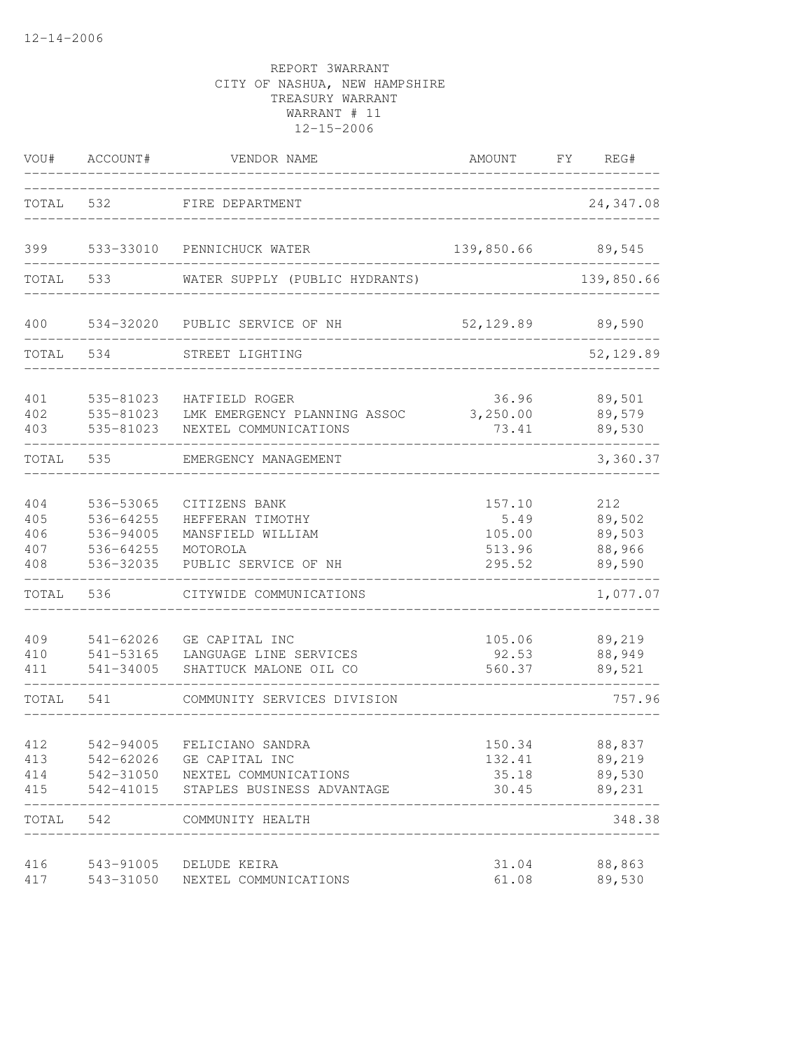12-14-2006

REPORT 3WARRANT
CITY OF NASHUA, NEW HAMPSHIRE
TREASURY WARRANT
WARRANT # 11
12-15-2006

| VOU# | ACCOUNT# | VENDOR NAME | AMOUNT | FY | REG# |
|---|---|---|---|---|---|
| TOTAL | 532 | FIRE DEPARTMENT | | | 24,347.08 |
| 399 | 533-33010 | PENNICHUCK WATER | 139,850.66 | | 89,545 |
| TOTAL | 533 | WATER SUPPLY (PUBLIC HYDRANTS) | | | 139,850.66 |
| 400 | 534-32020 | PUBLIC SERVICE OF NH | 52,129.89 | | 89,590 |
| TOTAL | 534 | STREET LIGHTING | | | 52,129.89 |
| 401 | 535-81023 | HATFIELD ROGER | 36.96 | | 89,501 |
| 402 | 535-81023 | LMK EMERGENCY PLANNING ASSOC | 3,250.00 | | 89,579 |
| 403 | 535-81023 | NEXTEL COMMUNICATIONS | 73.41 | | 89,530 |
| TOTAL | 535 | EMERGENCY MANAGEMENT | | | 3,360.37 |
| 404 | 536-53065 | CITIZENS BANK | 157.10 | | 212 |
| 405 | 536-64255 | HEFFERAN TIMOTHY | 5.49 | | 89,502 |
| 406 | 536-94005 | MANSFIELD WILLIAM | 105.00 | | 89,503 |
| 407 | 536-64255 | MOTOROLA | 513.96 | | 88,966 |
| 408 | 536-32035 | PUBLIC SERVICE OF NH | 295.52 | | 89,590 |
| TOTAL | 536 | CITYWIDE COMMUNICATIONS | | | 1,077.07 |
| 409 | 541-62026 | GE CAPITAL INC | 105.06 | | 89,219 |
| 410 | 541-53165 | LANGUAGE LINE SERVICES | 92.53 | | 88,949 |
| 411 | 541-34005 | SHATTUCK MALONE OIL CO | 560.37 | | 89,521 |
| TOTAL | 541 | COMMUNITY SERVICES DIVISION | | | 757.96 |
| 412 | 542-94005 | FELICIANO SANDRA | 150.34 | | 88,837 |
| 413 | 542-62026 | GE CAPITAL INC | 132.41 | | 89,219 |
| 414 | 542-31050 | NEXTEL COMMUNICATIONS | 35.18 | | 89,530 |
| 415 | 542-41015 | STAPLES BUSINESS ADVANTAGE | 30.45 | | 89,231 |
| TOTAL | 542 | COMMUNITY HEALTH | | | 348.38 |
| 416 | 543-91005 | DELUDE KEIRA | 31.04 | | 88,863 |
| 417 | 543-31050 | NEXTEL COMMUNICATIONS | 61.08 | | 89,530 |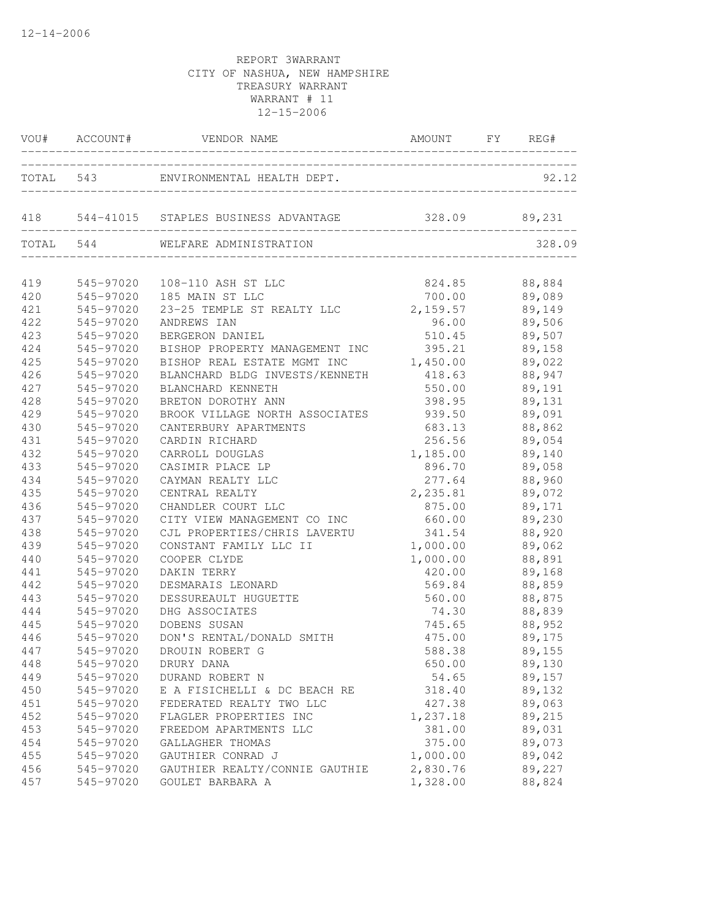12-14-2006

REPORT 3WARRANT
CITY OF NASHUA, NEW HAMPSHIRE
TREASURY WARRANT
WARRANT # 11
12-15-2006

| VOU# | ACCOUNT# | VENDOR NAME | AMOUNT | FY | REG# |
|---|---|---|---|---|---|
| TOTAL | 543 | ENVIRONMENTAL HEALTH DEPT. | | | 92.12 |
| 418 | 544-41015 | STAPLES BUSINESS ADVANTAGE | 328.09 | | 89,231 |
| TOTAL | 544 | WELFARE ADMINISTRATION | | | 328.09 |
| 419 | 545-97020 | 108-110 ASH ST LLC | 824.85 | | 88,884 |
| 420 | 545-97020 | 185 MAIN ST LLC | 700.00 | | 89,089 |
| 421 | 545-97020 | 23-25 TEMPLE ST REALTY LLC | 2,159.57 | | 89,149 |
| 422 | 545-97020 | ANDREWS IAN | 96.00 | | 89,506 |
| 423 | 545-97020 | BERGERON DANIEL | 510.45 | | 89,507 |
| 424 | 545-97020 | BISHOP PROPERTY MANAGEMENT INC | 395.21 | | 89,158 |
| 425 | 545-97020 | BISHOP REAL ESTATE MGMT INC | 1,450.00 | | 89,022 |
| 426 | 545-97020 | BLANCHARD BLDG INVESTS/KENNETH | 418.63 | | 88,947 |
| 427 | 545-97020 | BLANCHARD KENNETH | 550.00 | | 89,191 |
| 428 | 545-97020 | BRETON DOROTHY ANN | 398.95 | | 89,131 |
| 429 | 545-97020 | BROOK VILLAGE NORTH ASSOCIATES | 939.50 | | 89,091 |
| 430 | 545-97020 | CANTERBURY APARTMENTS | 683.13 | | 88,862 |
| 431 | 545-97020 | CARDIN RICHARD | 256.56 | | 89,054 |
| 432 | 545-97020 | CARROLL DOUGLAS | 1,185.00 | | 89,140 |
| 433 | 545-97020 | CASIMIR PLACE LP | 896.70 | | 89,058 |
| 434 | 545-97020 | CAYMAN REALTY LLC | 277.64 | | 88,960 |
| 435 | 545-97020 | CENTRAL REALTY | 2,235.81 | | 89,072 |
| 436 | 545-97020 | CHANDLER COURT LLC | 875.00 | | 89,171 |
| 437 | 545-97020 | CITY VIEW MANAGEMENT CO INC | 660.00 | | 89,230 |
| 438 | 545-97020 | CJL PROPERTIES/CHRIS LAVERTU | 341.54 | | 88,920 |
| 439 | 545-97020 | CONSTANT FAMILY LLC II | 1,000.00 | | 89,062 |
| 440 | 545-97020 | COOPER CLYDE | 1,000.00 | | 88,891 |
| 441 | 545-97020 | DAKIN TERRY | 420.00 | | 89,168 |
| 442 | 545-97020 | DESMARAIS LEONARD | 569.84 | | 88,859 |
| 443 | 545-97020 | DESSUREAULT HUGUETTE | 560.00 | | 88,875 |
| 444 | 545-97020 | DHG ASSOCIATES | 74.30 | | 88,839 |
| 445 | 545-97020 | DOBENS SUSAN | 745.65 | | 88,952 |
| 446 | 545-97020 | DON'S RENTAL/DONALD SMITH | 475.00 | | 89,175 |
| 447 | 545-97020 | DROUIN ROBERT G | 588.38 | | 89,155 |
| 448 | 545-97020 | DRURY DANA | 650.00 | | 89,130 |
| 449 | 545-97020 | DURAND ROBERT N | 54.65 | | 89,157 |
| 450 | 545-97020 | E A FISICHELLI & DC BEACH RE | 318.40 | | 89,132 |
| 451 | 545-97020 | FEDERATED REALTY TWO LLC | 427.38 | | 89,063 |
| 452 | 545-97020 | FLAGLER PROPERTIES INC | 1,237.18 | | 89,215 |
| 453 | 545-97020 | FREEDOM APARTMENTS LLC | 381.00 | | 89,031 |
| 454 | 545-97020 | GALLAGHER THOMAS | 375.00 | | 89,073 |
| 455 | 545-97020 | GAUTHIER CONRAD J | 1,000.00 | | 89,042 |
| 456 | 545-97020 | GAUTHIER REALTY/CONNIE GAUTHIE | 2,830.76 | | 89,227 |
| 457 | 545-97020 | GOULET BARBARA A | 1,328.00 | | 88,824 |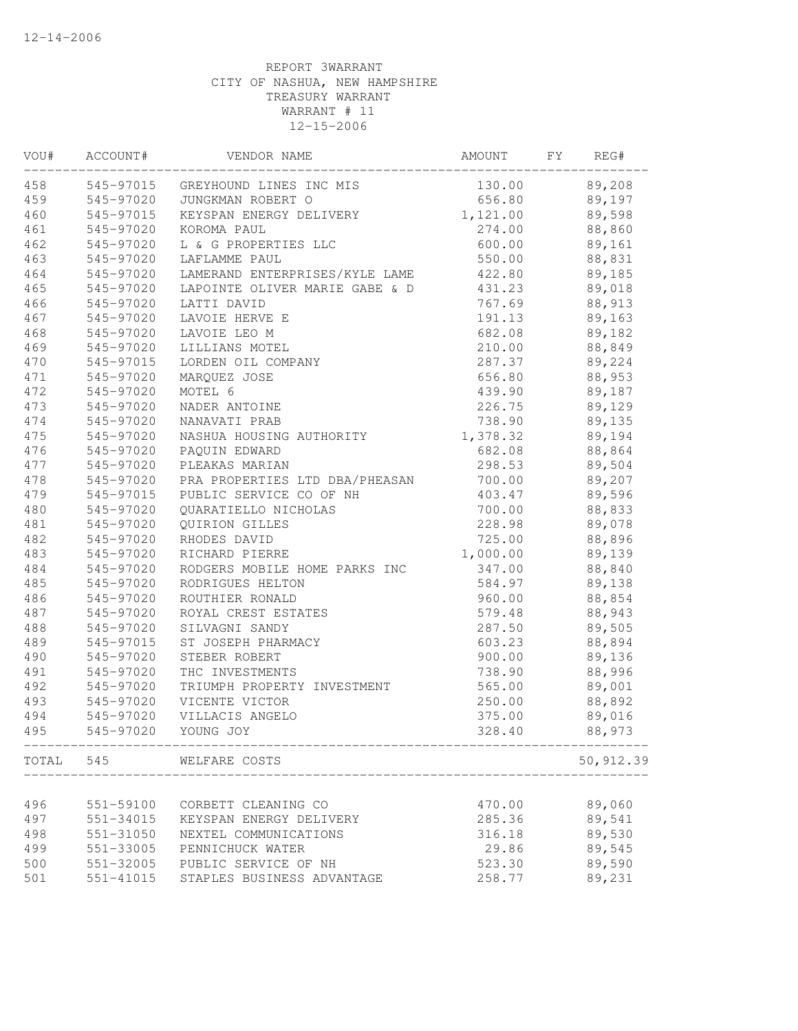12-14-2006

REPORT 3WARRANT
CITY OF NASHUA, NEW HAMPSHIRE
TREASURY WARRANT
WARRANT # 11
12-15-2006

| VOU# | ACCOUNT# | VENDOR NAME | AMOUNT | FY | REG# |
|---|---|---|---|---|---|
| 458 | 545-97015 | GREYHOUND LINES INC MIS | 130.00 | | 89,208 |
| 459 | 545-97020 | JUNGKMAN ROBERT O | 656.80 | | 89,197 |
| 460 | 545-97015 | KEYSPAN ENERGY DELIVERY | 1,121.00 | | 89,598 |
| 461 | 545-97020 | KOROMA PAUL | 274.00 | | 88,860 |
| 462 | 545-97020 | L & G PROPERTIES LLC | 600.00 | | 89,161 |
| 463 | 545-97020 | LAFLAMME PAUL | 550.00 | | 88,831 |
| 464 | 545-97020 | LAMERAND ENTERPRISES/KYLE LAME | 422.80 | | 89,185 |
| 465 | 545-97020 | LAPOINTE OLIVER MARIE GABE & D | 431.23 | | 89,018 |
| 466 | 545-97020 | LATTI DAVID | 767.69 | | 88,913 |
| 467 | 545-97020 | LAVOIE HERVE E | 191.13 | | 89,163 |
| 468 | 545-97020 | LAVOIE LEO M | 682.08 | | 89,182 |
| 469 | 545-97020 | LILLIANS MOTEL | 210.00 | | 88,849 |
| 470 | 545-97015 | LORDEN OIL COMPANY | 287.37 | | 89,224 |
| 471 | 545-97020 | MARQUEZ JOSE | 656.80 | | 88,953 |
| 472 | 545-97020 | MOTEL 6 | 439.90 | | 89,187 |
| 473 | 545-97020 | NADER ANTOINE | 226.75 | | 89,129 |
| 474 | 545-97020 | NANAVATI PRAB | 738.90 | | 89,135 |
| 475 | 545-97020 | NASHUA HOUSING AUTHORITY | 1,378.32 | | 89,194 |
| 476 | 545-97020 | PAQUIN EDWARD | 682.08 | | 88,864 |
| 477 | 545-97020 | PLEAKAS MARIAN | 298.53 | | 89,504 |
| 478 | 545-97020 | PRA PROPERTIES LTD DBA/PHEASAN | 700.00 | | 89,207 |
| 479 | 545-97015 | PUBLIC SERVICE CO OF NH | 403.47 | | 89,596 |
| 480 | 545-97020 | QUARATIELLO NICHOLAS | 700.00 | | 88,833 |
| 481 | 545-97020 | QUIRION GILLES | 228.98 | | 89,078 |
| 482 | 545-97020 | RHODES DAVID | 725.00 | | 88,896 |
| 483 | 545-97020 | RICHARD PIERRE | 1,000.00 | | 89,139 |
| 484 | 545-97020 | RODGERS MOBILE HOME PARKS INC | 347.00 | | 88,840 |
| 485 | 545-97020 | RODRIGUES HELTON | 584.97 | | 89,138 |
| 486 | 545-97020 | ROUTHIER RONALD | 960.00 | | 88,854 |
| 487 | 545-97020 | ROYAL CREST ESTATES | 579.48 | | 88,943 |
| 488 | 545-97020 | SILVAGNI SANDY | 287.50 | | 89,505 |
| 489 | 545-97015 | ST JOSEPH PHARMACY | 603.23 | | 88,894 |
| 490 | 545-97020 | STEBER ROBERT | 900.00 | | 89,136 |
| 491 | 545-97020 | THC INVESTMENTS | 738.90 | | 88,996 |
| 492 | 545-97020 | TRIUMPH PROPERTY INVESTMENT | 565.00 | | 89,001 |
| 493 | 545-97020 | VICENTE VICTOR | 250.00 | | 88,892 |
| 494 | 545-97020 | VILLACIS ANGELO | 375.00 | | 89,016 |
| 495 | 545-97020 | YOUNG JOY | 328.40 | | 88,973 |
| TOTAL | 545 | WELFARE COSTS | | | 50,912.39 |
| 496 | 551-59100 | CORBETT CLEANING CO | 470.00 | | 89,060 |
| 497 | 551-34015 | KEYSPAN ENERGY DELIVERY | 285.36 | | 89,541 |
| 498 | 551-31050 | NEXTEL COMMUNICATIONS | 316.18 | | 89,530 |
| 499 | 551-33005 | PENNICHUCK WATER | 29.86 | | 89,545 |
| 500 | 551-32005 | PUBLIC SERVICE OF NH | 523.30 | | 89,590 |
| 501 | 551-41015 | STAPLES BUSINESS ADVANTAGE | 258.77 | | 89,231 |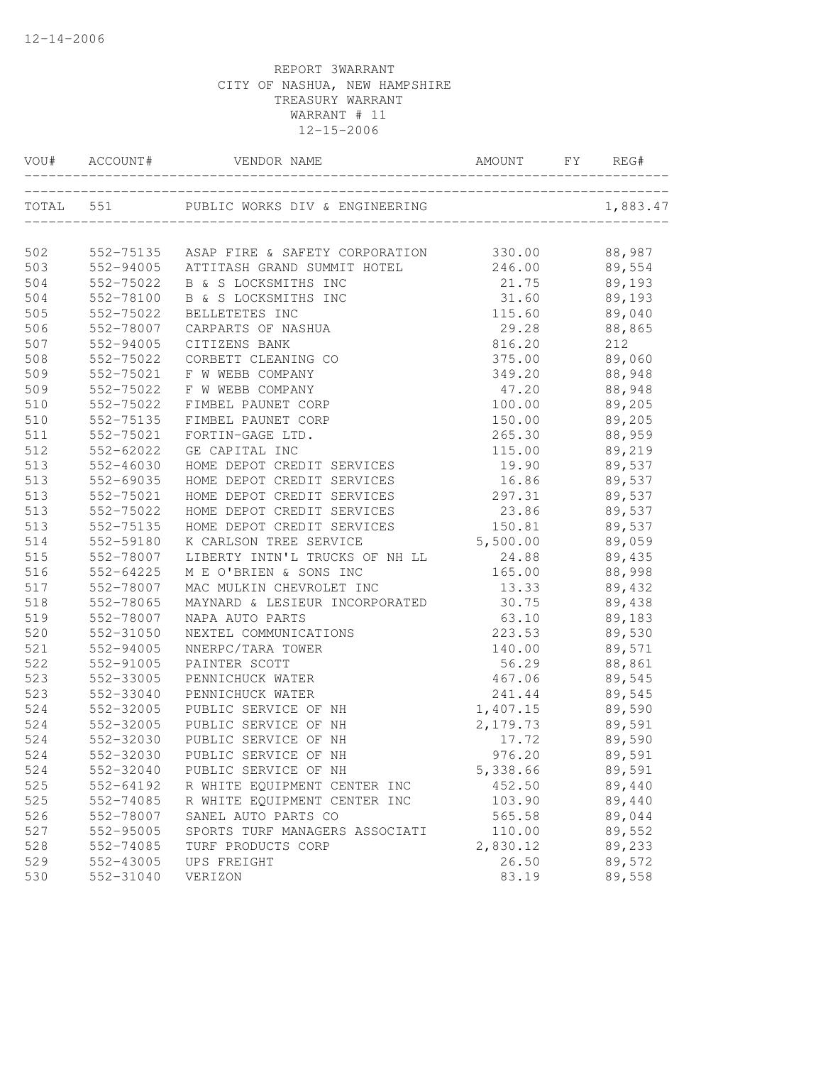12-14-2006

REPORT 3WARRANT
CITY OF NASHUA, NEW HAMPSHIRE
TREASURY WARRANT
WARRANT # 11
12-15-2006

| VOU# | ACCOUNT# | VENDOR NAME | AMOUNT | FY | REG# |
|---|---|---|---|---|---|
| TOTAL | 551 | PUBLIC WORKS DIV & ENGINEERING | | | 1,883.47 |
| 502 | 552-75135 | ASAP FIRE & SAFETY CORPORATION | 330.00 | | 88,987 |
| 503 | 552-94005 | ATTITASH GRAND SUMMIT HOTEL | 246.00 | | 89,554 |
| 504 | 552-75022 | B & S LOCKSMITHS INC | 21.75 | | 89,193 |
| 504 | 552-78100 | B & S LOCKSMITHS INC | 31.60 | | 89,193 |
| 505 | 552-75022 | BELLETETES INC | 115.60 | | 89,040 |
| 506 | 552-78007 | CARPARTS OF NASHUA | 29.28 | | 88,865 |
| 507 | 552-94005 | CITIZENS BANK | 816.20 | | 212 |
| 508 | 552-75022 | CORBETT CLEANING CO | 375.00 | | 89,060 |
| 509 | 552-75021 | F W WEBB COMPANY | 349.20 | | 88,948 |
| 509 | 552-75022 | F W WEBB COMPANY | 47.20 | | 88,948 |
| 510 | 552-75022 | FIMBEL PAUNET CORP | 100.00 | | 89,205 |
| 510 | 552-75135 | FIMBEL PAUNET CORP | 150.00 | | 89,205 |
| 511 | 552-75021 | FORTIN-GAGE LTD. | 265.30 | | 88,959 |
| 512 | 552-62022 | GE CAPITAL INC | 115.00 | | 89,219 |
| 513 | 552-46030 | HOME DEPOT CREDIT SERVICES | 19.90 | | 89,537 |
| 513 | 552-69035 | HOME DEPOT CREDIT SERVICES | 16.86 | | 89,537 |
| 513 | 552-75021 | HOME DEPOT CREDIT SERVICES | 297.31 | | 89,537 |
| 513 | 552-75022 | HOME DEPOT CREDIT SERVICES | 23.86 | | 89,537 |
| 513 | 552-75135 | HOME DEPOT CREDIT SERVICES | 150.81 | | 89,537 |
| 514 | 552-59180 | K CARLSON TREE SERVICE | 5,500.00 | | 89,059 |
| 515 | 552-78007 | LIBERTY INTN'L TRUCKS OF NH LL | 24.88 | | 89,435 |
| 516 | 552-64225 | M E O'BRIEN & SONS INC | 165.00 | | 88,998 |
| 517 | 552-78007 | MAC MULKIN CHEVROLET INC | 13.33 | | 89,432 |
| 518 | 552-78065 | MAYNARD & LESIEUR INCORPORATED | 30.75 | | 89,438 |
| 519 | 552-78007 | NAPA AUTO PARTS | 63.10 | | 89,183 |
| 520 | 552-31050 | NEXTEL COMMUNICATIONS | 223.53 | | 89,530 |
| 521 | 552-94005 | NNERPC/TARA TOWER | 140.00 | | 89,571 |
| 522 | 552-91005 | PAINTER SCOTT | 56.29 | | 88,861 |
| 523 | 552-33005 | PENNICHUCK WATER | 467.06 | | 89,545 |
| 523 | 552-33040 | PENNICHUCK WATER | 241.44 | | 89,545 |
| 524 | 552-32005 | PUBLIC SERVICE OF NH | 1,407.15 | | 89,590 |
| 524 | 552-32005 | PUBLIC SERVICE OF NH | 2,179.73 | | 89,591 |
| 524 | 552-32030 | PUBLIC SERVICE OF NH | 17.72 | | 89,590 |
| 524 | 552-32030 | PUBLIC SERVICE OF NH | 976.20 | | 89,591 |
| 524 | 552-32040 | PUBLIC SERVICE OF NH | 5,338.66 | | 89,591 |
| 525 | 552-64192 | R WHITE EQUIPMENT CENTER INC | 452.50 | | 89,440 |
| 525 | 552-74085 | R WHITE EQUIPMENT CENTER INC | 103.90 | | 89,440 |
| 526 | 552-78007 | SANEL AUTO PARTS CO | 565.58 | | 89,044 |
| 527 | 552-95005 | SPORTS TURF MANAGERS ASSOCIATI | 110.00 | | 89,552 |
| 528 | 552-74085 | TURF PRODUCTS CORP | 2,830.12 | | 89,233 |
| 529 | 552-43005 | UPS FREIGHT | 26.50 | | 89,572 |
| 530 | 552-31040 | VERIZON | 83.19 | | 89,558 |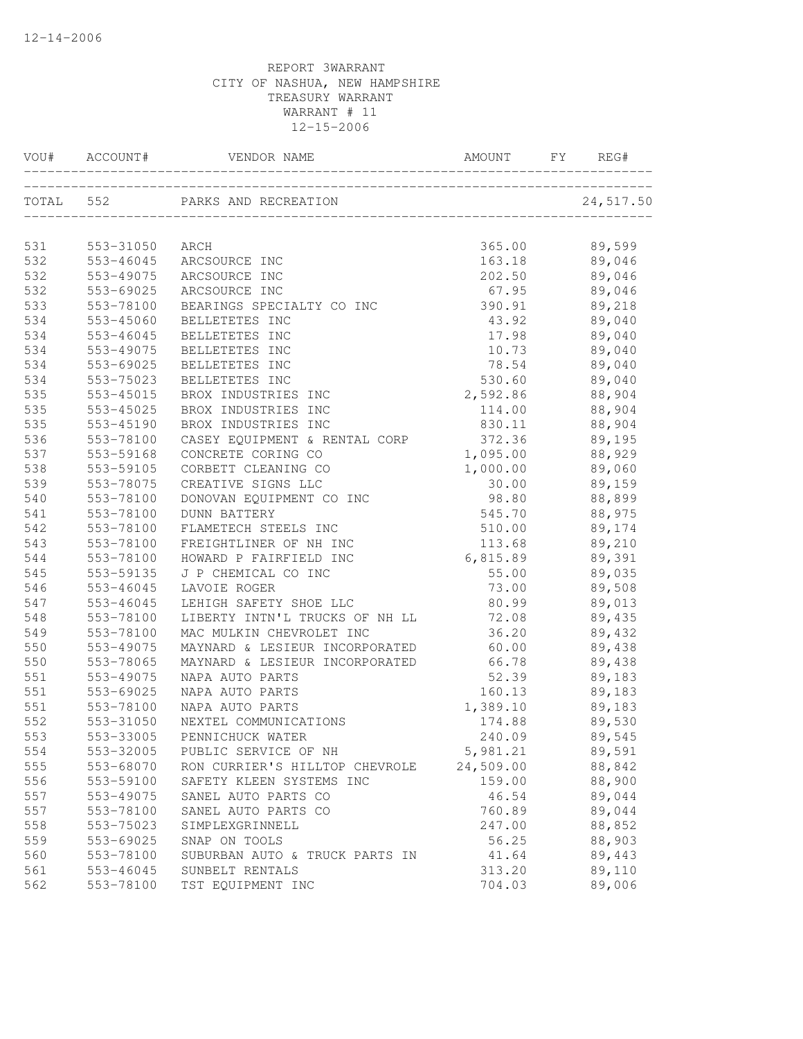12-14-2006

REPORT 3WARRANT
CITY OF NASHUA, NEW HAMPSHIRE
TREASURY WARRANT
WARRANT # 11
12-15-2006

| VOU# | ACCOUNT# | VENDOR NAME | AMOUNT | FY | REG# |
|---|---|---|---|---|---|
| TOTAL | 552 | PARKS AND RECREATION | | | 24,517.50 |
| 531 | 553-31050 | ARCH | 365.00 | | 89,599 |
| 532 | 553-46045 | ARCSOURCE INC | 163.18 | | 89,046 |
| 532 | 553-49075 | ARCSOURCE INC | 202.50 | | 89,046 |
| 532 | 553-69025 | ARCSOURCE INC | 67.95 | | 89,046 |
| 533 | 553-78100 | BEARINGS SPECIALTY CO INC | 390.91 | | 89,218 |
| 534 | 553-45060 | BELLETETES INC | 43.92 | | 89,040 |
| 534 | 553-46045 | BELLETETES INC | 17.98 | | 89,040 |
| 534 | 553-49075 | BELLETETES INC | 10.73 | | 89,040 |
| 534 | 553-69025 | BELLETETES INC | 78.54 | | 89,040 |
| 534 | 553-75023 | BELLETETES INC | 530.60 | | 89,040 |
| 535 | 553-45015 | BROX INDUSTRIES INC | 2,592.86 | | 88,904 |
| 535 | 553-45025 | BROX INDUSTRIES INC | 114.00 | | 88,904 |
| 535 | 553-45190 | BROX INDUSTRIES INC | 830.11 | | 88,904 |
| 536 | 553-78100 | CASEY EQUIPMENT & RENTAL CORP | 372.36 | | 89,195 |
| 537 | 553-59168 | CONCRETE CORING CO | 1,095.00 | | 88,929 |
| 538 | 553-59105 | CORBETT CLEANING CO | 1,000.00 | | 89,060 |
| 539 | 553-78075 | CREATIVE SIGNS LLC | 30.00 | | 89,159 |
| 540 | 553-78100 | DONOVAN EQUIPMENT CO INC | 98.80 | | 88,899 |
| 541 | 553-78100 | DUNN BATTERY | 545.70 | | 88,975 |
| 542 | 553-78100 | FLAMETECH STEELS INC | 510.00 | | 89,174 |
| 543 | 553-78100 | FREIGHTLINER OF NH INC | 113.68 | | 89,210 |
| 544 | 553-78100 | HOWARD P FAIRFIELD INC | 6,815.89 | | 89,391 |
| 545 | 553-59135 | J P CHEMICAL CO INC | 55.00 | | 89,035 |
| 546 | 553-46045 | LAVOIE ROGER | 73.00 | | 89,508 |
| 547 | 553-46045 | LEHIGH SAFETY SHOE LLC | 80.99 | | 89,013 |
| 548 | 553-78100 | LIBERTY INTN'L TRUCKS OF NH LL | 72.08 | | 89,435 |
| 549 | 553-78100 | MAC MULKIN CHEVROLET INC | 36.20 | | 89,432 |
| 550 | 553-49075 | MAYNARD & LESIEUR INCORPORATED | 60.00 | | 89,438 |
| 550 | 553-78065 | MAYNARD & LESIEUR INCORPORATED | 66.78 | | 89,438 |
| 551 | 553-49075 | NAPA AUTO PARTS | 52.39 | | 89,183 |
| 551 | 553-69025 | NAPA AUTO PARTS | 160.13 | | 89,183 |
| 551 | 553-78100 | NAPA AUTO PARTS | 1,389.10 | | 89,183 |
| 552 | 553-31050 | NEXTEL COMMUNICATIONS | 174.88 | | 89,530 |
| 553 | 553-33005 | PENNICHUCK WATER | 240.09 | | 89,545 |
| 554 | 553-32005 | PUBLIC SERVICE OF NH | 5,981.21 | | 89,591 |
| 555 | 553-68070 | RON CURRIER'S HILLTOP CHEVROLE | 24,509.00 | | 88,842 |
| 556 | 553-59100 | SAFETY KLEEN SYSTEMS INC | 159.00 | | 88,900 |
| 557 | 553-49075 | SANEL AUTO PARTS CO | 46.54 | | 89,044 |
| 557 | 553-78100 | SANEL AUTO PARTS CO | 760.89 | | 89,044 |
| 558 | 553-75023 | SIMPLEXGRINNELL | 247.00 | | 88,852 |
| 559 | 553-69025 | SNAP ON TOOLS | 56.25 | | 88,903 |
| 560 | 553-78100 | SUBURBAN AUTO & TRUCK PARTS IN | 41.64 | | 89,443 |
| 561 | 553-46045 | SUNBELT RENTALS | 313.20 | | 89,110 |
| 562 | 553-78100 | TST EQUIPMENT INC | 704.03 | | 89,006 |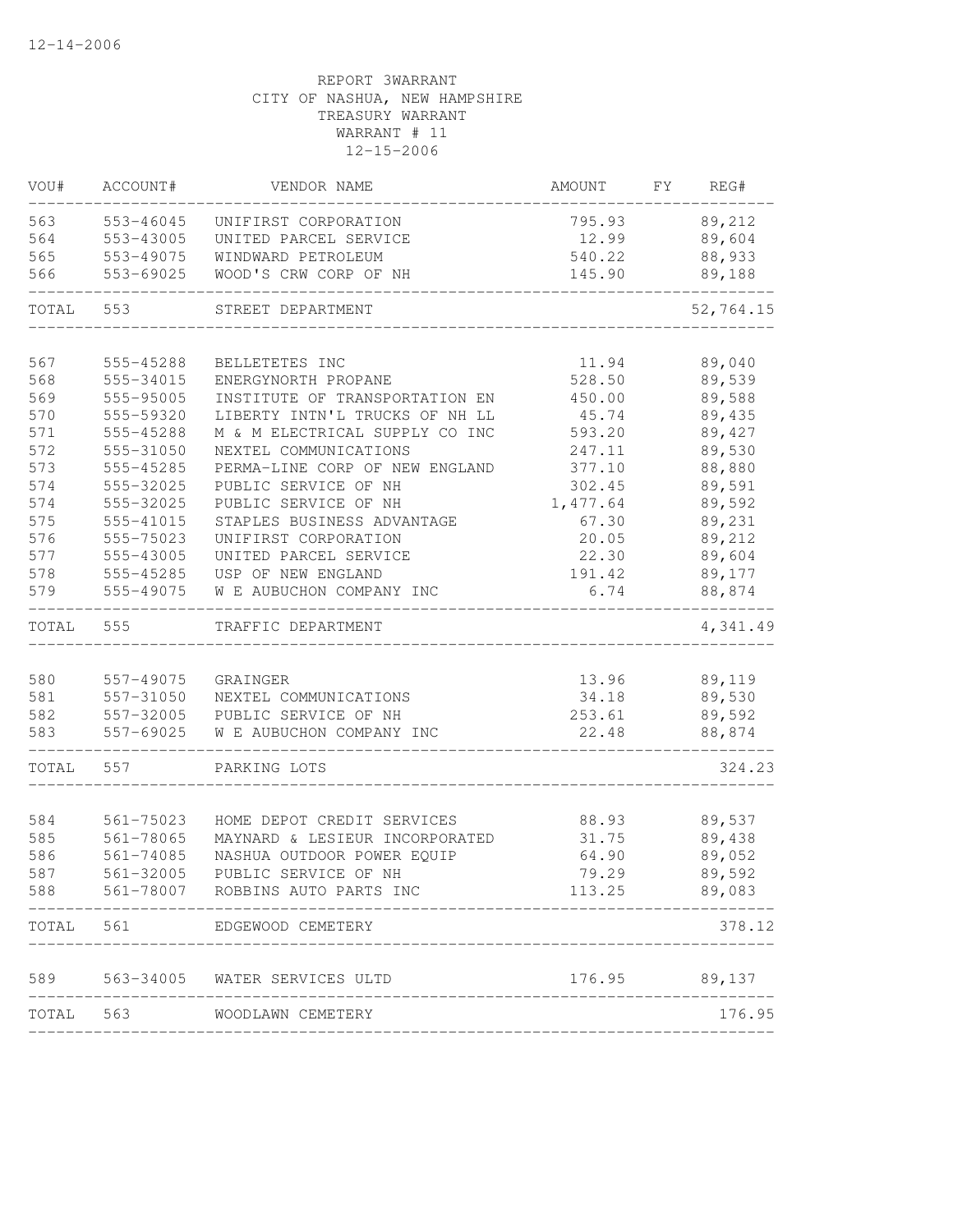12-14-2006

REPORT 3WARRANT
CITY OF NASHUA, NEW HAMPSHIRE
TREASURY WARRANT
WARRANT # 11
12-15-2006

| VOU# | ACCOUNT# | VENDOR NAME | AMOUNT | FY | REG# |
|---|---|---|---|---|---|
| 563 | 553-46045 | UNIFIRST CORPORATION | 795.93 | | 89,212 |
| 564 | 553-43005 | UNITED PARCEL SERVICE | 12.99 | | 89,604 |
| 565 | 553-49075 | WINDWARD PETROLEUM | 540.22 | | 88,933 |
| 566 | 553-69025 | WOOD'S CRW CORP OF NH | 145.90 | | 89,188 |
| TOTAL | 553 | STREET DEPARTMENT | | | 52,764.15 |
| 567 | 555-45288 | BELLETETES INC | 11.94 | | 89,040 |
| 568 | 555-34015 | ENERGYNORTH PROPANE | 528.50 | | 89,539 |
| 569 | 555-95005 | INSTITUTE OF TRANSPORTATION EN | 450.00 | | 89,588 |
| 570 | 555-59320 | LIBERTY INTN'L TRUCKS OF NH LL | 45.74 | | 89,435 |
| 571 | 555-45288 | M & M ELECTRICAL SUPPLY CO INC | 593.20 | | 89,427 |
| 572 | 555-31050 | NEXTEL COMMUNICATIONS | 247.11 | | 89,530 |
| 573 | 555-45285 | PERMA-LINE CORP OF NEW ENGLAND | 377.10 | | 88,880 |
| 574 | 555-32025 | PUBLIC SERVICE OF NH | 302.45 | | 89,591 |
| 574 | 555-32025 | PUBLIC SERVICE OF NH | 1,477.64 | | 89,592 |
| 575 | 555-41015 | STAPLES BUSINESS ADVANTAGE | 67.30 | | 89,231 |
| 576 | 555-75023 | UNIFIRST CORPORATION | 20.05 | | 89,212 |
| 577 | 555-43005 | UNITED PARCEL SERVICE | 22.30 | | 89,604 |
| 578 | 555-45285 | USP OF NEW ENGLAND | 191.42 | | 89,177 |
| 579 | 555-49075 | W E AUBUCHON COMPANY INC | 6.74 | | 88,874 |
| TOTAL | 555 | TRAFFIC DEPARTMENT | | | 4,341.49 |
| 580 | 557-49075 | GRAINGER | 13.96 | | 89,119 |
| 581 | 557-31050 | NEXTEL COMMUNICATIONS | 34.18 | | 89,530 |
| 582 | 557-32005 | PUBLIC SERVICE OF NH | 253.61 | | 89,592 |
| 583 | 557-69025 | W E AUBUCHON COMPANY INC | 22.48 | | 88,874 |
| TOTAL | 557 | PARKING LOTS | | | 324.23 |
| 584 | 561-75023 | HOME DEPOT CREDIT SERVICES | 88.93 | | 89,537 |
| 585 | 561-78065 | MAYNARD & LESIEUR INCORPORATED | 31.75 | | 89,438 |
| 586 | 561-74085 | NASHUA OUTDOOR POWER EQUIP | 64.90 | | 89,052 |
| 587 | 561-32005 | PUBLIC SERVICE OF NH | 79.29 | | 89,592 |
| 588 | 561-78007 | ROBBINS AUTO PARTS INC | 113.25 | | 89,083 |
| TOTAL | 561 | EDGEWOOD CEMETERY | | | 378.12 |
| 589 | 563-34005 | WATER SERVICES ULTD | 176.95 | | 89,137 |
| TOTAL | 563 | WOODLAWN CEMETERY | | | 176.95 |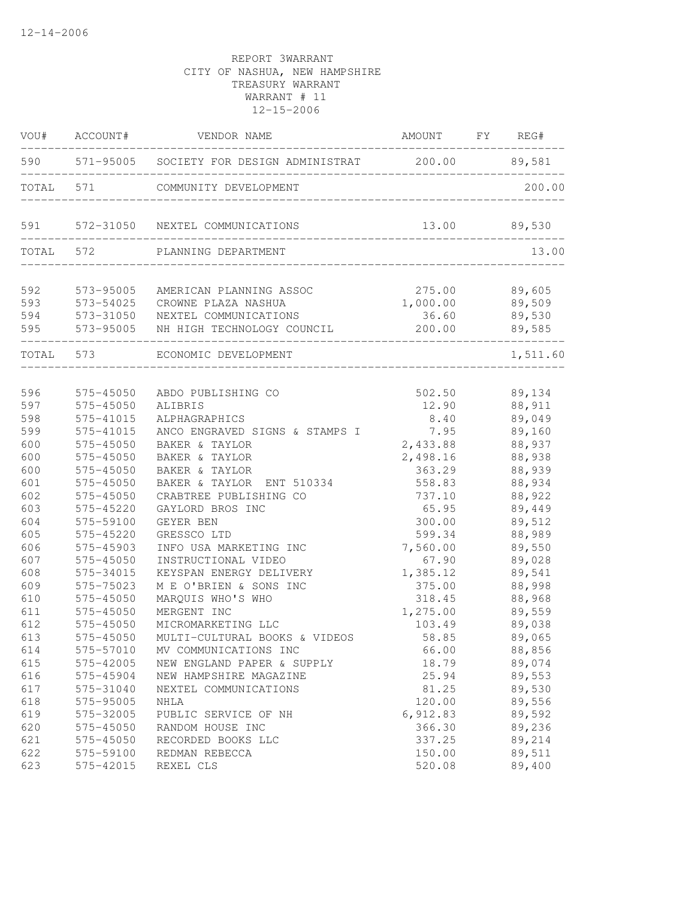12-14-2006

REPORT 3WARRANT
CITY OF NASHUA, NEW HAMPSHIRE
TREASURY WARRANT
WARRANT # 11
12-15-2006

| VOU# | ACCOUNT# | VENDOR NAME | AMOUNT | FY | REG# |
|---|---|---|---|---|---|
| 590 | 571-95005 | SOCIETY FOR DESIGN ADMINISTRAT | 200.00 | | 89,581 |
| TOTAL | 571 | COMMUNITY DEVELOPMENT | | | 200.00 |
| 591 | 572-31050 | NEXTEL COMMUNICATIONS | 13.00 | | 89,530 |
| TOTAL | 572 | PLANNING DEPARTMENT | | | 13.00 |
| 592 | 573-95005 | AMERICAN PLANNING ASSOC | 275.00 | | 89,605 |
| 593 | 573-54025 | CROWNE PLAZA NASHUA | 1,000.00 | | 89,509 |
| 594 | 573-31050 | NEXTEL COMMUNICATIONS | 36.60 | | 89,530 |
| 595 | 573-95005 | NH HIGH TECHNOLOGY COUNCIL | 200.00 | | 89,585 |
| TOTAL | 573 | ECONOMIC DEVELOPMENT | | | 1,511.60 |
| 596 | 575-45050 | ABDO PUBLISHING CO | 502.50 | | 89,134 |
| 597 | 575-45050 | ALIBRIS | 12.90 | | 88,911 |
| 598 | 575-41015 | ALPHAGRAPHICS | 8.40 | | 89,049 |
| 599 | 575-41015 | ANCO ENGRAVED SIGNS & STAMPS I | 7.95 | | 89,160 |
| 600 | 575-45050 | BAKER & TAYLOR | 2,433.88 | | 88,937 |
| 600 | 575-45050 | BAKER & TAYLOR | 2,498.16 | | 88,938 |
| 600 | 575-45050 | BAKER & TAYLOR | 363.29 | | 88,939 |
| 601 | 575-45050 | BAKER & TAYLOR ENT 510334 | 558.83 | | 88,934 |
| 602 | 575-45050 | CRABTREE PUBLISHING CO | 737.10 | | 88,922 |
| 603 | 575-45220 | GAYLORD BROS INC | 65.95 | | 89,449 |
| 604 | 575-59100 | GEYER BEN | 300.00 | | 89,512 |
| 605 | 575-45220 | GRESSCO LTD | 599.34 | | 88,989 |
| 606 | 575-45903 | INFO USA MARKETING INC | 7,560.00 | | 89,550 |
| 607 | 575-45050 | INSTRUCTIONAL VIDEO | 67.90 | | 89,028 |
| 608 | 575-34015 | KEYSPAN ENERGY DELIVERY | 1,385.12 | | 89,541 |
| 609 | 575-75023 | M E O'BRIEN & SONS INC | 375.00 | | 88,998 |
| 610 | 575-45050 | MARQUIS WHO'S WHO | 318.45 | | 88,968 |
| 611 | 575-45050 | MERGENT INC | 1,275.00 | | 89,559 |
| 612 | 575-45050 | MICROMARKETING LLC | 103.49 | | 89,038 |
| 613 | 575-45050 | MULTI-CULTURAL BOOKS & VIDEOS | 58.85 | | 89,065 |
| 614 | 575-57010 | MV COMMUNICATIONS INC | 66.00 | | 88,856 |
| 615 | 575-42005 | NEW ENGLAND PAPER & SUPPLY | 18.79 | | 89,074 |
| 616 | 575-45904 | NEW HAMPSHIRE MAGAZINE | 25.94 | | 89,553 |
| 617 | 575-31040 | NEXTEL COMMUNICATIONS | 81.25 | | 89,530 |
| 618 | 575-95005 | NHLA | 120.00 | | 89,556 |
| 619 | 575-32005 | PUBLIC SERVICE OF NH | 6,912.83 | | 89,592 |
| 620 | 575-45050 | RANDOM HOUSE INC | 366.30 | | 89,236 |
| 621 | 575-45050 | RECORDED BOOKS LLC | 337.25 | | 89,214 |
| 622 | 575-59100 | REDMAN REBECCA | 150.00 | | 89,511 |
| 623 | 575-42015 | REXEL CLS | 520.08 | | 89,400 |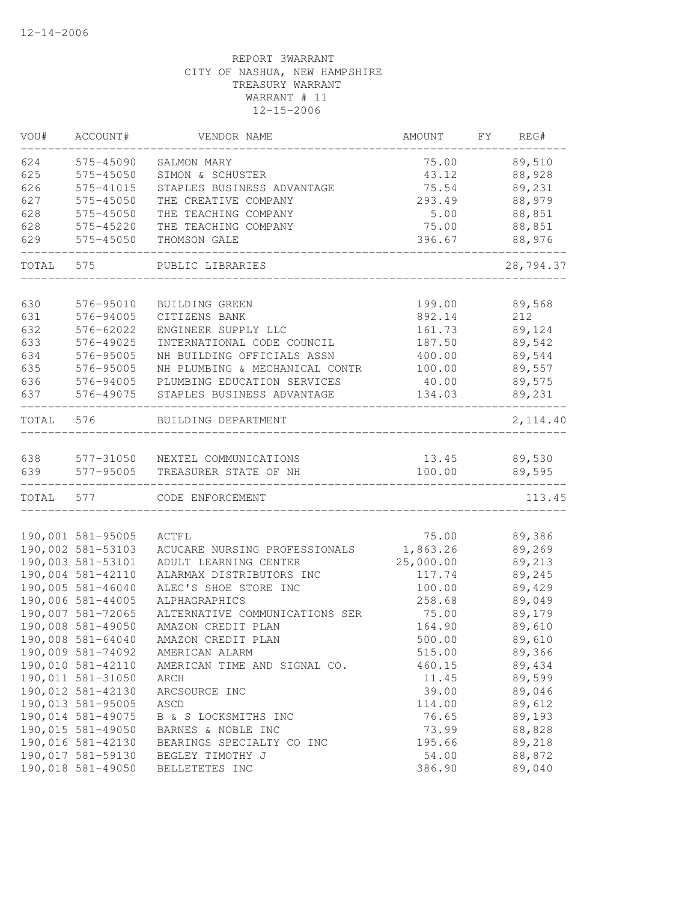12-14-2006

REPORT 3WARRANT
CITY OF NASHUA, NEW HAMPSHIRE
TREASURY WARRANT
WARRANT # 11
12-15-2006

| VOU# | ACCOUNT# | VENDOR NAME | AMOUNT | FY | REG# |
|---|---|---|---|---|---|
| 624 | 575-45090 | SALMON MARY | 75.00 | | 89,510 |
| 625 | 575-45050 | SIMON & SCHUSTER | 43.12 | | 88,928 |
| 626 | 575-41015 | STAPLES BUSINESS ADVANTAGE | 75.54 | | 89,231 |
| 627 | 575-45050 | THE CREATIVE COMPANY | 293.49 | | 88,979 |
| 628 | 575-45050 | THE TEACHING COMPANY | 5.00 | | 88,851 |
| 628 | 575-45220 | THE TEACHING COMPANY | 75.00 | | 88,851 |
| 629 | 575-45050 | THOMSON GALE | 396.67 | | 88,976 |
| TOTAL | 575 | PUBLIC LIBRARIES | | | 28,794.37 |
| 630 | 576-95010 | BUILDING GREEN | 199.00 | | 89,568 |
| 631 | 576-94005 | CITIZENS BANK | 892.14 | | 212 |
| 632 | 576-62022 | ENGINEER SUPPLY LLC | 161.73 | | 89,124 |
| 633 | 576-49025 | INTERNATIONAL CODE COUNCIL | 187.50 | | 89,542 |
| 634 | 576-95005 | NH BUILDING OFFICIALS ASSN | 400.00 | | 89,544 |
| 635 | 576-95005 | NH PLUMBING & MECHANICAL CONTR | 100.00 | | 89,557 |
| 636 | 576-94005 | PLUMBING EDUCATION SERVICES | 40.00 | | 89,575 |
| 637 | 576-49075 | STAPLES BUSINESS ADVANTAGE | 134.03 | | 89,231 |
| TOTAL | 576 | BUILDING DEPARTMENT | | | 2,114.40 |
| 638 | 577-31050 | NEXTEL COMMUNICATIONS | 13.45 | | 89,530 |
| 639 | 577-95005 | TREASURER STATE OF NH | 100.00 | | 89,595 |
| TOTAL | 577 | CODE ENFORCEMENT | | | 113.45 |
| 190,001 | 581-95005 | ACTFL | 75.00 | | 89,386 |
| 190,002 | 581-53103 | ACUCARE NURSING PROFESSIONALS | 1,863.26 | | 89,269 |
| 190,003 | 581-53101 | ADULT LEARNING CENTER | 25,000.00 | | 89,213 |
| 190,004 | 581-42110 | ALARMAX DISTRIBUTORS INC | 117.74 | | 89,245 |
| 190,005 | 581-46040 | ALEC'S SHOE STORE INC | 100.00 | | 89,429 |
| 190,006 | 581-44005 | ALPHAGRAPHICS | 258.68 | | 89,049 |
| 190,007 | 581-72065 | ALTERNATIVE COMMUNICATIONS SER | 75.00 | | 89,179 |
| 190,008 | 581-49050 | AMAZON CREDIT PLAN | 164.90 | | 89,610 |
| 190,008 | 581-64040 | AMAZON CREDIT PLAN | 500.00 | | 89,610 |
| 190,009 | 581-74092 | AMERICAN ALARM | 515.00 | | 89,366 |
| 190,010 | 581-42110 | AMERICAN TIME AND SIGNAL CO. | 460.15 | | 89,434 |
| 190,011 | 581-31050 | ARCH | 11.45 | | 89,599 |
| 190,012 | 581-42130 | ARCSOURCE INC | 39.00 | | 89,046 |
| 190,013 | 581-95005 | ASCD | 114.00 | | 89,612 |
| 190,014 | 581-49075 | B & S LOCKSMITHS INC | 76.65 | | 89,193 |
| 190,015 | 581-49050 | BARNES & NOBLE INC | 73.99 | | 88,828 |
| 190,016 | 581-42130 | BEARINGS SPECIALTY CO INC | 195.66 | | 89,218 |
| 190,017 | 581-59130 | BEGLEY TIMOTHY J | 54.00 | | 88,872 |
| 190,018 | 581-49050 | BELLETETES INC | 386.90 | | 89,040 |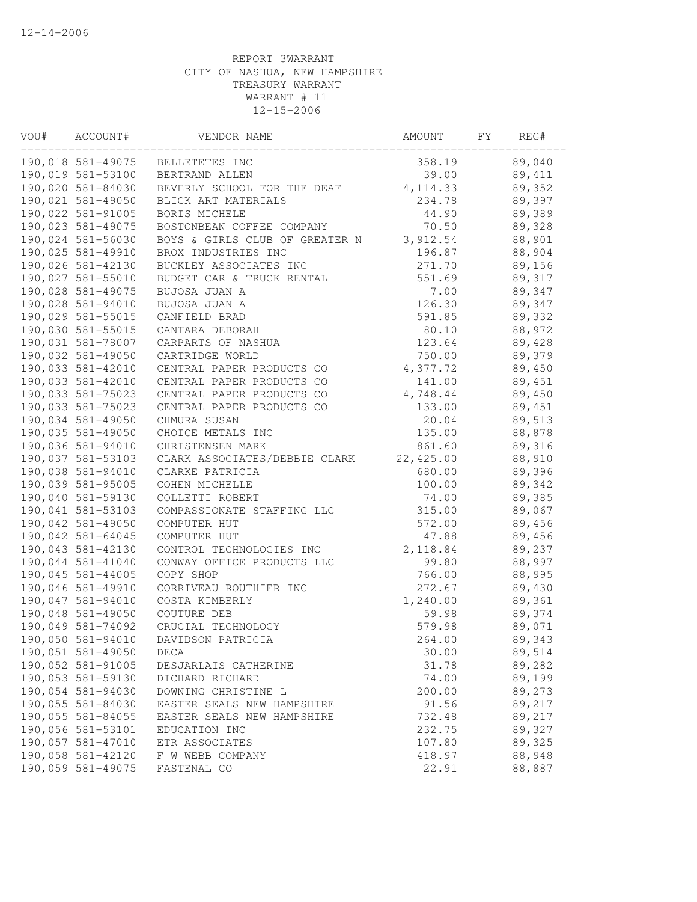12-14-2006

REPORT 3WARRANT
CITY OF NASHUA, NEW HAMPSHIRE
TREASURY WARRANT
WARRANT # 11
12-15-2006

| VOU# | ACCOUNT# | VENDOR NAME | AMOUNT | FY | REG# |
|---|---|---|---|---|---|
| 190,018 | 581-49075 | BELLETETES INC | 358.19 | | 89,040 |
| 190,019 | 581-53100 | BERTRAND ALLEN | 39.00 | | 89,411 |
| 190,020 | 581-84030 | BEVERLY SCHOOL FOR THE DEAF | 4,114.33 | | 89,352 |
| 190,021 | 581-49050 | BLICK ART MATERIALS | 234.78 | | 89,397 |
| 190,022 | 581-91005 | BORIS MICHELE | 44.90 | | 89,389 |
| 190,023 | 581-49075 | BOSTONBEAN COFFEE COMPANY | 70.50 | | 89,328 |
| 190,024 | 581-56030 | BOYS & GIRLS CLUB OF GREATER N | 3,912.54 | | 88,901 |
| 190,025 | 581-49910 | BROX INDUSTRIES INC | 196.87 | | 88,904 |
| 190,026 | 581-42130 | BUCKLEY ASSOCIATES INC | 271.70 | | 89,156 |
| 190,027 | 581-55010 | BUDGET CAR & TRUCK RENTAL | 551.69 | | 89,317 |
| 190,028 | 581-49075 | BUJOSA JUAN A | 7.00 | | 89,347 |
| 190,028 | 581-94010 | BUJOSA JUAN A | 126.30 | | 89,347 |
| 190,029 | 581-55015 | CANFIELD BRAD | 591.85 | | 89,332 |
| 190,030 | 581-55015 | CANTARA DEBORAH | 80.10 | | 88,972 |
| 190,031 | 581-78007 | CARPARTS OF NASHUA | 123.64 | | 89,428 |
| 190,032 | 581-49050 | CARTRIDGE WORLD | 750.00 | | 89,379 |
| 190,033 | 581-42010 | CENTRAL PAPER PRODUCTS CO | 4,377.72 | | 89,450 |
| 190,033 | 581-42010 | CENTRAL PAPER PRODUCTS CO | 141.00 | | 89,451 |
| 190,033 | 581-75023 | CENTRAL PAPER PRODUCTS CO | 4,748.44 | | 89,450 |
| 190,033 | 581-75023 | CENTRAL PAPER PRODUCTS CO | 133.00 | | 89,451 |
| 190,034 | 581-49050 | CHMURA SUSAN | 20.04 | | 89,513 |
| 190,035 | 581-49050 | CHOICE METALS INC | 135.00 | | 88,878 |
| 190,036 | 581-94010 | CHRISTENSEN MARK | 861.60 | | 89,316 |
| 190,037 | 581-53103 | CLARK ASSOCIATES/DEBBIE CLARK | 22,425.00 | | 88,910 |
| 190,038 | 581-94010 | CLARKE PATRICIA | 680.00 | | 89,396 |
| 190,039 | 581-95005 | COHEN MICHELLE | 100.00 | | 89,342 |
| 190,040 | 581-59130 | COLLETTI ROBERT | 74.00 | | 89,385 |
| 190,041 | 581-53103 | COMPASSIONATE STAFFING LLC | 315.00 | | 89,067 |
| 190,042 | 581-49050 | COMPUTER HUT | 572.00 | | 89,456 |
| 190,042 | 581-64045 | COMPUTER HUT | 47.88 | | 89,456 |
| 190,043 | 581-42130 | CONTROL TECHNOLOGIES INC | 2,118.84 | | 89,237 |
| 190,044 | 581-41040 | CONWAY OFFICE PRODUCTS LLC | 99.80 | | 88,997 |
| 190,045 | 581-44005 | COPY SHOP | 766.00 | | 88,995 |
| 190,046 | 581-49910 | CORRIVEAU ROUTHIER INC | 272.67 | | 89,430 |
| 190,047 | 581-94010 | COSTA KIMBERLY | 1,240.00 | | 89,361 |
| 190,048 | 581-49050 | COUTURE DEB | 59.98 | | 89,374 |
| 190,049 | 581-74092 | CRUCIAL TECHNOLOGY | 579.98 | | 89,071 |
| 190,050 | 581-94010 | DAVIDSON PATRICIA | 264.00 | | 89,343 |
| 190,051 | 581-49050 | DECA | 30.00 | | 89,514 |
| 190,052 | 581-91005 | DESJARLAIS CATHERINE | 31.78 | | 89,282 |
| 190,053 | 581-59130 | DICHARD RICHARD | 74.00 | | 89,199 |
| 190,054 | 581-94030 | DOWNING CHRISTINE L | 200.00 | | 89,273 |
| 190,055 | 581-84030 | EASTER SEALS NEW HAMPSHIRE | 91.56 | | 89,217 |
| 190,055 | 581-84055 | EASTER SEALS NEW HAMPSHIRE | 732.48 | | 89,217 |
| 190,056 | 581-53101 | EDUCATION INC | 232.75 | | 89,327 |
| 190,057 | 581-47010 | ETR ASSOCIATES | 107.80 | | 89,325 |
| 190,058 | 581-42120 | F W WEBB COMPANY | 418.97 | | 88,948 |
| 190,059 | 581-49075 | FASTENAL CO | 22.91 | | 88,887 |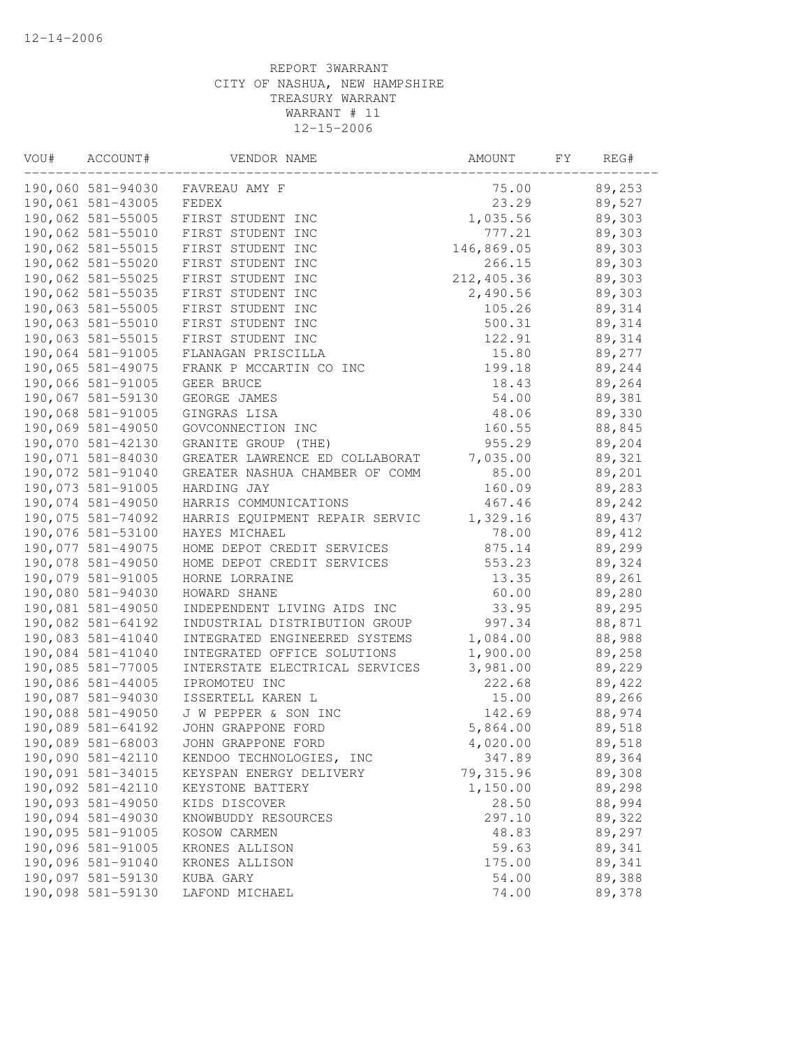12-14-2006

REPORT 3WARRANT
CITY OF NASHUA, NEW HAMPSHIRE
TREASURY WARRANT
WARRANT # 11
12-15-2006

| VOU# | ACCOUNT# | VENDOR NAME | AMOUNT | FY | REG# |
|---|---|---|---|---|---|
| 190,060 | 581-94030 | FAVREAU AMY F | 75.00 | | 89,253 |
| 190,061 | 581-43005 | FEDEX | 23.29 | | 89,527 |
| 190,062 | 581-55005 | FIRST STUDENT INC | 1,035.56 | | 89,303 |
| 190,062 | 581-55010 | FIRST STUDENT INC | 777.21 | | 89,303 |
| 190,062 | 581-55015 | FIRST STUDENT INC | 146,869.05 | | 89,303 |
| 190,062 | 581-55020 | FIRST STUDENT INC | 266.15 | | 89,303 |
| 190,062 | 581-55025 | FIRST STUDENT INC | 212,405.36 | | 89,303 |
| 190,062 | 581-55035 | FIRST STUDENT INC | 2,490.56 | | 89,303 |
| 190,063 | 581-55005 | FIRST STUDENT INC | 105.26 | | 89,314 |
| 190,063 | 581-55010 | FIRST STUDENT INC | 500.31 | | 89,314 |
| 190,063 | 581-55015 | FIRST STUDENT INC | 122.91 | | 89,314 |
| 190,064 | 581-91005 | FLANAGAN PRISCILLA | 15.80 | | 89,277 |
| 190,065 | 581-49075 | FRANK P MCCARTIN CO INC | 199.18 | | 89,244 |
| 190,066 | 581-91005 | GEER BRUCE | 18.43 | | 89,264 |
| 190,067 | 581-59130 | GEORGE JAMES | 54.00 | | 89,381 |
| 190,068 | 581-91005 | GINGRAS LISA | 48.06 | | 89,330 |
| 190,069 | 581-49050 | GOVCONNECTION INC | 160.55 | | 88,845 |
| 190,070 | 581-42130 | GRANITE GROUP (THE) | 955.29 | | 89,204 |
| 190,071 | 581-84030 | GREATER LAWRENCE ED COLLABORAT | 7,035.00 | | 89,321 |
| 190,072 | 581-91040 | GREATER NASHUA CHAMBER OF COMM | 85.00 | | 89,201 |
| 190,073 | 581-91005 | HARDING JAY | 160.09 | | 89,283 |
| 190,074 | 581-49050 | HARRIS COMMUNICATIONS | 467.46 | | 89,242 |
| 190,075 | 581-74092 | HARRIS EQUIPMENT REPAIR SERVIC | 1,329.16 | | 89,437 |
| 190,076 | 581-53100 | HAYES MICHAEL | 78.00 | | 89,412 |
| 190,077 | 581-49075 | HOME DEPOT CREDIT SERVICES | 875.14 | | 89,299 |
| 190,078 | 581-49050 | HOME DEPOT CREDIT SERVICES | 553.23 | | 89,324 |
| 190,079 | 581-91005 | HORNE LORRAINE | 13.35 | | 89,261 |
| 190,080 | 581-94030 | HOWARD SHANE | 60.00 | | 89,280 |
| 190,081 | 581-49050 | INDEPENDENT LIVING AIDS INC | 33.95 | | 89,295 |
| 190,082 | 581-64192 | INDUSTRIAL DISTRIBUTION GROUP | 997.34 | | 88,871 |
| 190,083 | 581-41040 | INTEGRATED ENGINEERED SYSTEMS | 1,084.00 | | 88,988 |
| 190,084 | 581-41040 | INTEGRATED OFFICE SOLUTIONS | 1,900.00 | | 89,258 |
| 190,085 | 581-77005 | INTERSTATE ELECTRICAL SERVICES | 3,981.00 | | 89,229 |
| 190,086 | 581-44005 | IPROMOTEU INC | 222.68 | | 89,422 |
| 190,087 | 581-94030 | ISSERTELL KAREN L | 15.00 | | 89,266 |
| 190,088 | 581-49050 | J W PEPPER & SON INC | 142.69 | | 88,974 |
| 190,089 | 581-64192 | JOHN GRAPPONE FORD | 5,864.00 | | 89,518 |
| 190,089 | 581-68003 | JOHN GRAPPONE FORD | 4,020.00 | | 89,518 |
| 190,090 | 581-42110 | KENDOO TECHNOLOGIES, INC | 347.89 | | 89,364 |
| 190,091 | 581-34015 | KEYSPAN ENERGY DELIVERY | 79,315.96 | | 89,308 |
| 190,092 | 581-42110 | KEYSTONE BATTERY | 1,150.00 | | 89,298 |
| 190,093 | 581-49050 | KIDS DISCOVER | 28.50 | | 88,994 |
| 190,094 | 581-49030 | KNOWBUDDY RESOURCES | 297.10 | | 89,322 |
| 190,095 | 581-91005 | KOSOW CARMEN | 48.83 | | 89,297 |
| 190,096 | 581-91005 | KRONES ALLISON | 59.63 | | 89,341 |
| 190,096 | 581-91040 | KRONES ALLISON | 175.00 | | 89,341 |
| 190,097 | 581-59130 | KUBA GARY | 54.00 | | 89,388 |
| 190,098 | 581-59130 | LAFOND MICHAEL | 74.00 | | 89,378 |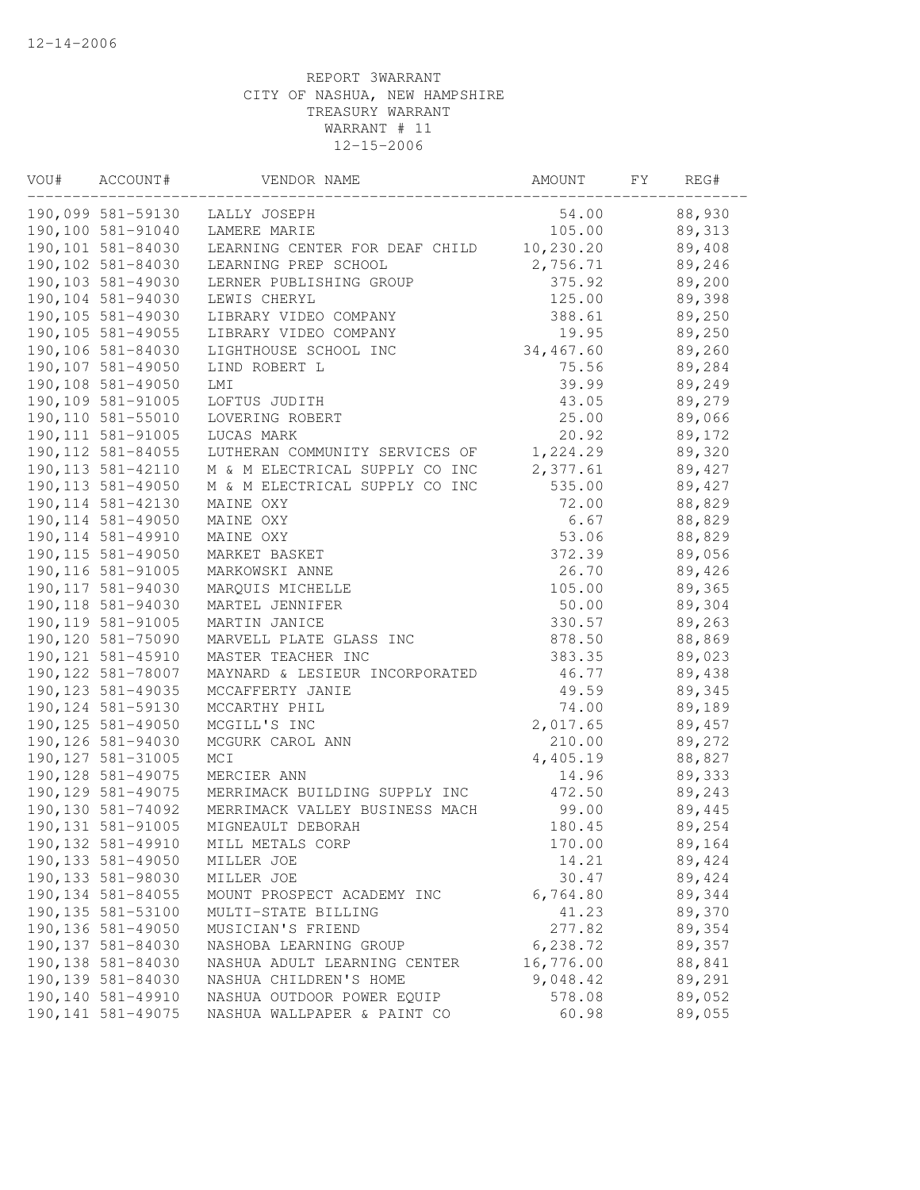12-14-2006

REPORT 3WARRANT
CITY OF NASHUA, NEW HAMPSHIRE
TREASURY WARRANT
WARRANT # 11
12-15-2006

| VOU# | ACCOUNT# | VENDOR NAME | AMOUNT | FY | REG# |
|---|---|---|---|---|---|
| 190,099 | 581-59130 | LALLY JOSEPH | 54.00 | | 88,930 |
| 190,100 | 581-91040 | LAMERE MARIE | 105.00 | | 89,313 |
| 190,101 | 581-84030 | LEARNING CENTER FOR DEAF CHILD | 10,230.20 | | 89,408 |
| 190,102 | 581-84030 | LEARNING PREP SCHOOL | 2,756.71 | | 89,246 |
| 190,103 | 581-49030 | LERNER PUBLISHING GROUP | 375.92 | | 89,200 |
| 190,104 | 581-94030 | LEWIS CHERYL | 125.00 | | 89,398 |
| 190,105 | 581-49030 | LIBRARY VIDEO COMPANY | 388.61 | | 89,250 |
| 190,105 | 581-49055 | LIBRARY VIDEO COMPANY | 19.95 | | 89,250 |
| 190,106 | 581-84030 | LIGHTHOUSE SCHOOL INC | 34,467.60 | | 89,260 |
| 190,107 | 581-49050 | LIND ROBERT L | 75.56 | | 89,284 |
| 190,108 | 581-49050 | LMI | 39.99 | | 89,249 |
| 190,109 | 581-91005 | LOFTUS JUDITH | 43.05 | | 89,279 |
| 190,110 | 581-55010 | LOVERING ROBERT | 25.00 | | 89,066 |
| 190,111 | 581-91005 | LUCAS MARK | 20.92 | | 89,172 |
| 190,112 | 581-84055 | LUTHERAN COMMUNITY SERVICES OF | 1,224.29 | | 89,320 |
| 190,113 | 581-42110 | M & M ELECTRICAL SUPPLY CO INC | 2,377.61 | | 89,427 |
| 190,113 | 581-49050 | M & M ELECTRICAL SUPPLY CO INC | 535.00 | | 89,427 |
| 190,114 | 581-42130 | MAINE OXY | 72.00 | | 88,829 |
| 190,114 | 581-49050 | MAINE OXY | 6.67 | | 88,829 |
| 190,114 | 581-49910 | MAINE OXY | 53.06 | | 88,829 |
| 190,115 | 581-49050 | MARKET BASKET | 372.39 | | 89,056 |
| 190,116 | 581-91005 | MARKOWSKI ANNE | 26.70 | | 89,426 |
| 190,117 | 581-94030 | MARQUIS MICHELLE | 105.00 | | 89,365 |
| 190,118 | 581-94030 | MARTEL JENNIFER | 50.00 | | 89,304 |
| 190,119 | 581-91005 | MARTIN JANICE | 330.57 | | 89,263 |
| 190,120 | 581-75090 | MARVELL PLATE GLASS INC | 878.50 | | 88,869 |
| 190,121 | 581-45910 | MASTER TEACHER INC | 383.35 | | 89,023 |
| 190,122 | 581-78007 | MAYNARD & LESIEUR INCORPORATED | 46.77 | | 89,438 |
| 190,123 | 581-49035 | MCCAFFERTY JANIE | 49.59 | | 89,345 |
| 190,124 | 581-59130 | MCCARTHY PHIL | 74.00 | | 89,189 |
| 190,125 | 581-49050 | MCGILL'S INC | 2,017.65 | | 89,457 |
| 190,126 | 581-94030 | MCGURK CAROL ANN | 210.00 | | 89,272 |
| 190,127 | 581-31005 | MCI | 4,405.19 | | 88,827 |
| 190,128 | 581-49075 | MERCIER ANN | 14.96 | | 89,333 |
| 190,129 | 581-49075 | MERRIMACK BUILDING SUPPLY INC | 472.50 | | 89,243 |
| 190,130 | 581-74092 | MERRIMACK VALLEY BUSINESS MACH | 99.00 | | 89,445 |
| 190,131 | 581-91005 | MIGNEAULT DEBORAH | 180.45 | | 89,254 |
| 190,132 | 581-49910 | MILL METALS CORP | 170.00 | | 89,164 |
| 190,133 | 581-49050 | MILLER JOE | 14.21 | | 89,424 |
| 190,133 | 581-98030 | MILLER JOE | 30.47 | | 89,424 |
| 190,134 | 581-84055 | MOUNT PROSPECT ACADEMY INC | 6,764.80 | | 89,344 |
| 190,135 | 581-53100 | MULTI-STATE BILLING | 41.23 | | 89,370 |
| 190,136 | 581-49050 | MUSICIAN'S FRIEND | 277.82 | | 89,354 |
| 190,137 | 581-84030 | NASHOBA LEARNING GROUP | 6,238.72 | | 89,357 |
| 190,138 | 581-84030 | NASHUA ADULT LEARNING CENTER | 16,776.00 | | 88,841 |
| 190,139 | 581-84030 | NASHUA CHILDREN'S HOME | 9,048.42 | | 89,291 |
| 190,140 | 581-49910 | NASHUA OUTDOOR POWER EQUIP | 578.08 | | 89,052 |
| 190,141 | 581-49075 | NASHUA WALLPAPER & PAINT CO | 60.98 | | 89,055 |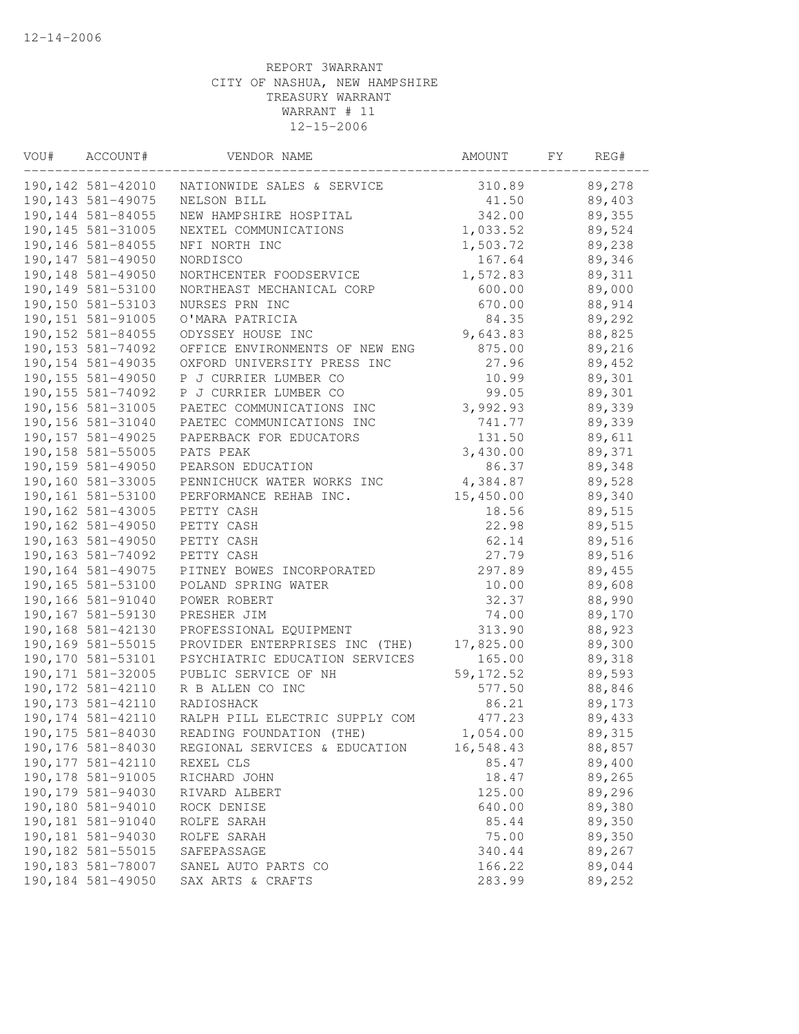12-14-2006

REPORT 3WARRANT
CITY OF NASHUA, NEW HAMPSHIRE
TREASURY WARRANT
WARRANT # 11
12-15-2006

| VOU# | ACCOUNT# | VENDOR NAME | AMOUNT | FY | REG# |
|---|---|---|---|---|---|
| 190,142 | 581-42010 | NATIONWIDE SALES & SERVICE | 310.89 | | 89,278 |
| 190,143 | 581-49075 | NELSON BILL | 41.50 | | 89,403 |
| 190,144 | 581-84055 | NEW HAMPSHIRE HOSPITAL | 342.00 | | 89,355 |
| 190,145 | 581-31005 | NEXTEL COMMUNICATIONS | 1,033.52 | | 89,524 |
| 190,146 | 581-84055 | NFI NORTH INC | 1,503.72 | | 89,238 |
| 190,147 | 581-49050 | NORDISCO | 167.64 | | 89,346 |
| 190,148 | 581-49050 | NORTHCENTER FOODSERVICE | 1,572.83 | | 89,311 |
| 190,149 | 581-53100 | NORTHEAST MECHANICAL CORP | 600.00 | | 89,000 |
| 190,150 | 581-53103 | NURSES PRN INC | 670.00 | | 88,914 |
| 190,151 | 581-91005 | O'MARA PATRICIA | 84.35 | | 89,292 |
| 190,152 | 581-84055 | ODYSSEY HOUSE INC | 9,643.83 | | 88,825 |
| 190,153 | 581-74092 | OFFICE ENVIRONMENTS OF NEW ENG | 875.00 | | 89,216 |
| 190,154 | 581-49035 | OXFORD UNIVERSITY PRESS INC | 27.96 | | 89,452 |
| 190,155 | 581-49050 | P J CURRIER LUMBER CO | 10.99 | | 89,301 |
| 190,155 | 581-74092 | P J CURRIER LUMBER CO | 99.05 | | 89,301 |
| 190,156 | 581-31005 | PAETEC COMMUNICATIONS INC | 3,992.93 | | 89,339 |
| 190,156 | 581-31040 | PAETEC COMMUNICATIONS INC | 741.77 | | 89,339 |
| 190,157 | 581-49025 | PAPERBACK FOR EDUCATORS | 131.50 | | 89,611 |
| 190,158 | 581-55005 | PATS PEAK | 3,430.00 | | 89,371 |
| 190,159 | 581-49050 | PEARSON EDUCATION | 86.37 | | 89,348 |
| 190,160 | 581-33005 | PENNICHUCK WATER WORKS INC | 4,384.87 | | 89,528 |
| 190,161 | 581-53100 | PERFORMANCE REHAB INC. | 15,450.00 | | 89,340 |
| 190,162 | 581-43005 | PETTY CASH | 18.56 | | 89,515 |
| 190,162 | 581-49050 | PETTY CASH | 22.98 | | 89,515 |
| 190,163 | 581-49050 | PETTY CASH | 62.14 | | 89,516 |
| 190,163 | 581-74092 | PETTY CASH | 27.79 | | 89,516 |
| 190,164 | 581-49075 | PITNEY BOWES INCORPORATED | 297.89 | | 89,455 |
| 190,165 | 581-53100 | POLAND SPRING WATER | 10.00 | | 89,608 |
| 190,166 | 581-91040 | POWER ROBERT | 32.37 | | 88,990 |
| 190,167 | 581-59130 | PRESHER JIM | 74.00 | | 89,170 |
| 190,168 | 581-42130 | PROFESSIONAL EQUIPMENT | 313.90 | | 88,923 |
| 190,169 | 581-55015 | PROVIDER ENTERPRISES INC (THE) | 17,825.00 | | 89,300 |
| 190,170 | 581-53101 | PSYCHIATRIC EDUCATION SERVICES | 165.00 | | 89,318 |
| 190,171 | 581-32005 | PUBLIC SERVICE OF NH | 59,172.52 | | 89,593 |
| 190,172 | 581-42110 | R B ALLEN CO INC | 577.50 | | 88,846 |
| 190,173 | 581-42110 | RADIOSHACK | 86.21 | | 89,173 |
| 190,174 | 581-42110 | RALPH PILL ELECTRIC SUPPLY COM | 477.23 | | 89,433 |
| 190,175 | 581-84030 | READING FOUNDATION (THE) | 1,054.00 | | 89,315 |
| 190,176 | 581-84030 | REGIONAL SERVICES & EDUCATION | 16,548.43 | | 88,857 |
| 190,177 | 581-42110 | REXEL CLS | 85.47 | | 89,400 |
| 190,178 | 581-91005 | RICHARD JOHN | 18.47 | | 89,265 |
| 190,179 | 581-94030 | RIVARD ALBERT | 125.00 | | 89,296 |
| 190,180 | 581-94010 | ROCK DENISE | 640.00 | | 89,380 |
| 190,181 | 581-91040 | ROLFE SARAH | 85.44 | | 89,350 |
| 190,181 | 581-94030 | ROLFE SARAH | 75.00 | | 89,350 |
| 190,182 | 581-55015 | SAFEPASSAGE | 340.44 | | 89,267 |
| 190,183 | 581-78007 | SANEL AUTO PARTS CO | 166.22 | | 89,044 |
| 190,184 | 581-49050 | SAX ARTS & CRAFTS | 283.99 | | 89,252 |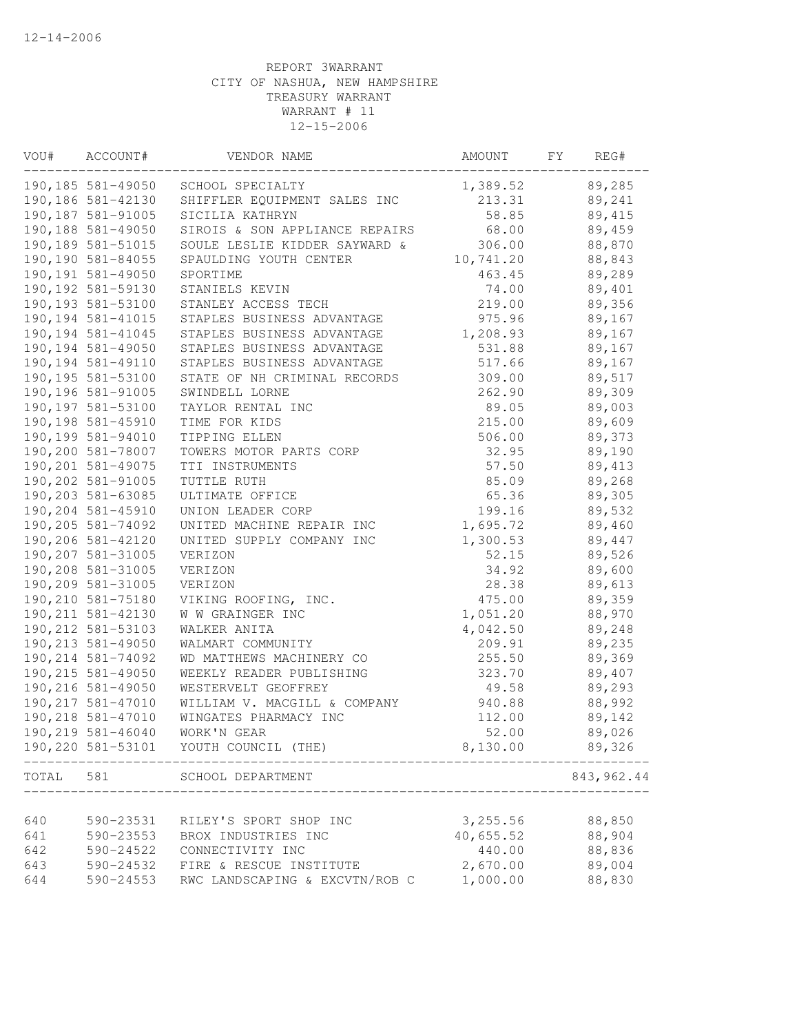12-14-2006

REPORT 3WARRANT
CITY OF NASHUA, NEW HAMPSHIRE
TREASURY WARRANT
WARRANT # 11
12-15-2006

| VOU# | ACCOUNT# | VENDOR NAME | AMOUNT | FY | REG# |
|---|---|---|---|---|---|
| 190,185 | 581-49050 | SCHOOL SPECIALTY | 1,389.52 | | 89,285 |
| 190,186 | 581-42130 | SHIFFLER EQUIPMENT SALES INC | 213.31 | | 89,241 |
| 190,187 | 581-91005 | SICILIA KATHRYN | 58.85 | | 89,415 |
| 190,188 | 581-49050 | SIROIS & SON APPLIANCE REPAIRS | 68.00 | | 89,459 |
| 190,189 | 581-51015 | SOULE LESLIE KIDDER SAYWARD & | 306.00 | | 88,870 |
| 190,190 | 581-84055 | SPAULDING YOUTH CENTER | 10,741.20 | | 88,843 |
| 190,191 | 581-49050 | SPORTIME | 463.45 | | 89,289 |
| 190,192 | 581-59130 | STANIELS KEVIN | 74.00 | | 89,401 |
| 190,193 | 581-53100 | STANLEY ACCESS TECH | 219.00 | | 89,356 |
| 190,194 | 581-41015 | STAPLES BUSINESS ADVANTAGE | 975.96 | | 89,167 |
| 190,194 | 581-41045 | STAPLES BUSINESS ADVANTAGE | 1,208.93 | | 89,167 |
| 190,194 | 581-49050 | STAPLES BUSINESS ADVANTAGE | 531.88 | | 89,167 |
| 190,194 | 581-49110 | STAPLES BUSINESS ADVANTAGE | 517.66 | | 89,167 |
| 190,195 | 581-53100 | STATE OF NH CRIMINAL RECORDS | 309.00 | | 89,517 |
| 190,196 | 581-91005 | SWINDELL LORNE | 262.90 | | 89,309 |
| 190,197 | 581-53100 | TAYLOR RENTAL INC | 89.05 | | 89,003 |
| 190,198 | 581-45910 | TIME FOR KIDS | 215.00 | | 89,609 |
| 190,199 | 581-94010 | TIPPING ELLEN | 506.00 | | 89,373 |
| 190,200 | 581-78007 | TOWERS MOTOR PARTS CORP | 32.95 | | 89,190 |
| 190,201 | 581-49075 | TTI INSTRUMENTS | 57.50 | | 89,413 |
| 190,202 | 581-91005 | TUTTLE RUTH | 85.09 | | 89,268 |
| 190,203 | 581-63085 | ULTIMATE OFFICE | 65.36 | | 89,305 |
| 190,204 | 581-45910 | UNION LEADER CORP | 199.16 | | 89,532 |
| 190,205 | 581-74092 | UNITED MACHINE REPAIR INC | 1,695.72 | | 89,460 |
| 190,206 | 581-42120 | UNITED SUPPLY COMPANY INC | 1,300.53 | | 89,447 |
| 190,207 | 581-31005 | VERIZON | 52.15 | | 89,526 |
| 190,208 | 581-31005 | VERIZON | 34.92 | | 89,600 |
| 190,209 | 581-31005 | VERIZON | 28.38 | | 89,613 |
| 190,210 | 581-75180 | VIKING ROOFING, INC. | 475.00 | | 89,359 |
| 190,211 | 581-42130 | W W GRAINGER INC | 1,051.20 | | 88,970 |
| 190,212 | 581-53103 | WALKER ANITA | 4,042.50 | | 89,248 |
| 190,213 | 581-49050 | WALMART COMMUNITY | 209.91 | | 89,235 |
| 190,214 | 581-74092 | WD MATTHEWS MACHINERY CO | 255.50 | | 89,369 |
| 190,215 | 581-49050 | WEEKLY READER PUBLISHING | 323.70 | | 89,407 |
| 190,216 | 581-49050 | WESTERVELT GEOFFREY | 49.58 | | 89,293 |
| 190,217 | 581-47010 | WILLIAM V. MACGILL & COMPANY | 940.88 | | 88,992 |
| 190,218 | 581-47010 | WINGATES PHARMACY INC | 112.00 | | 89,142 |
| 190,219 | 581-46040 | WORK'N GEAR | 52.00 | | 89,026 |
| 190,220 | 581-53101 | YOUTH COUNCIL (THE) | 8,130.00 | | 89,326 |
| TOTAL | 581 | SCHOOL DEPARTMENT | | | 843,962.44 |
| 640 | 590-23531 | RILEY'S SPORT SHOP INC | 3,255.56 | | 88,850 |
| 641 | 590-23553 | BROX INDUSTRIES INC | 40,655.52 | | 88,904 |
| 642 | 590-24522 | CONNECTIVITY INC | 440.00 | | 88,836 |
| 643 | 590-24532 | FIRE & RESCUE INSTITUTE | 2,670.00 | | 89,004 |
| 644 | 590-24553 | RWC LANDSCAPING & EXCVTN/ROB C | 1,000.00 | | 88,830 |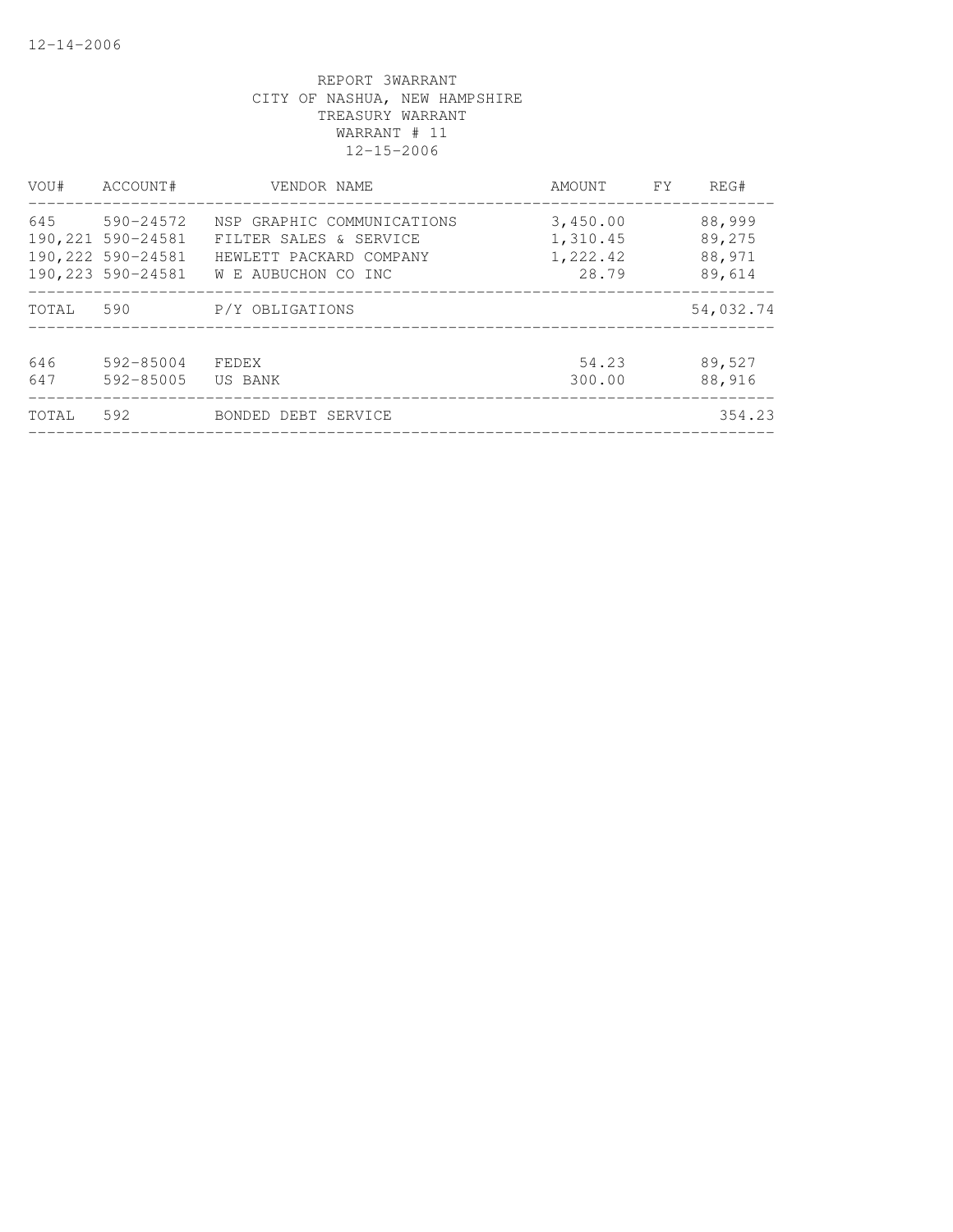12-14-2006

REPORT 3WARRANT
CITY OF NASHUA, NEW HAMPSHIRE
TREASURY WARRANT
WARRANT # 11
12-15-2006

| VOU# | ACCOUNT# | VENDOR NAME | AMOUNT | FY | REG# |
|---|---|---|---|---|---|
| 645 | 590-24572 | NSP GRAPHIC COMMUNICATIONS | 3,450.00 | | 88,999 |
| 190,221 | 590-24581 | FILTER SALES & SERVICE | 1,310.45 | | 89,275 |
| 190,222 | 590-24581 | HEWLETT PACKARD COMPANY | 1,222.42 | | 88,971 |
| 190,223 | 590-24581 | W E AUBUCHON CO INC | 28.79 | | 89,614 |
| TOTAL | 590 | P/Y OBLIGATIONS | | | 54,032.74 |
| 646 | 592-85004 | FEDEX | 54.23 | | 89,527 |
| 647 | 592-85005 | US BANK | 300.00 | | 88,916 |
| TOTAL | 592 | BONDED DEBT SERVICE | | | 354.23 |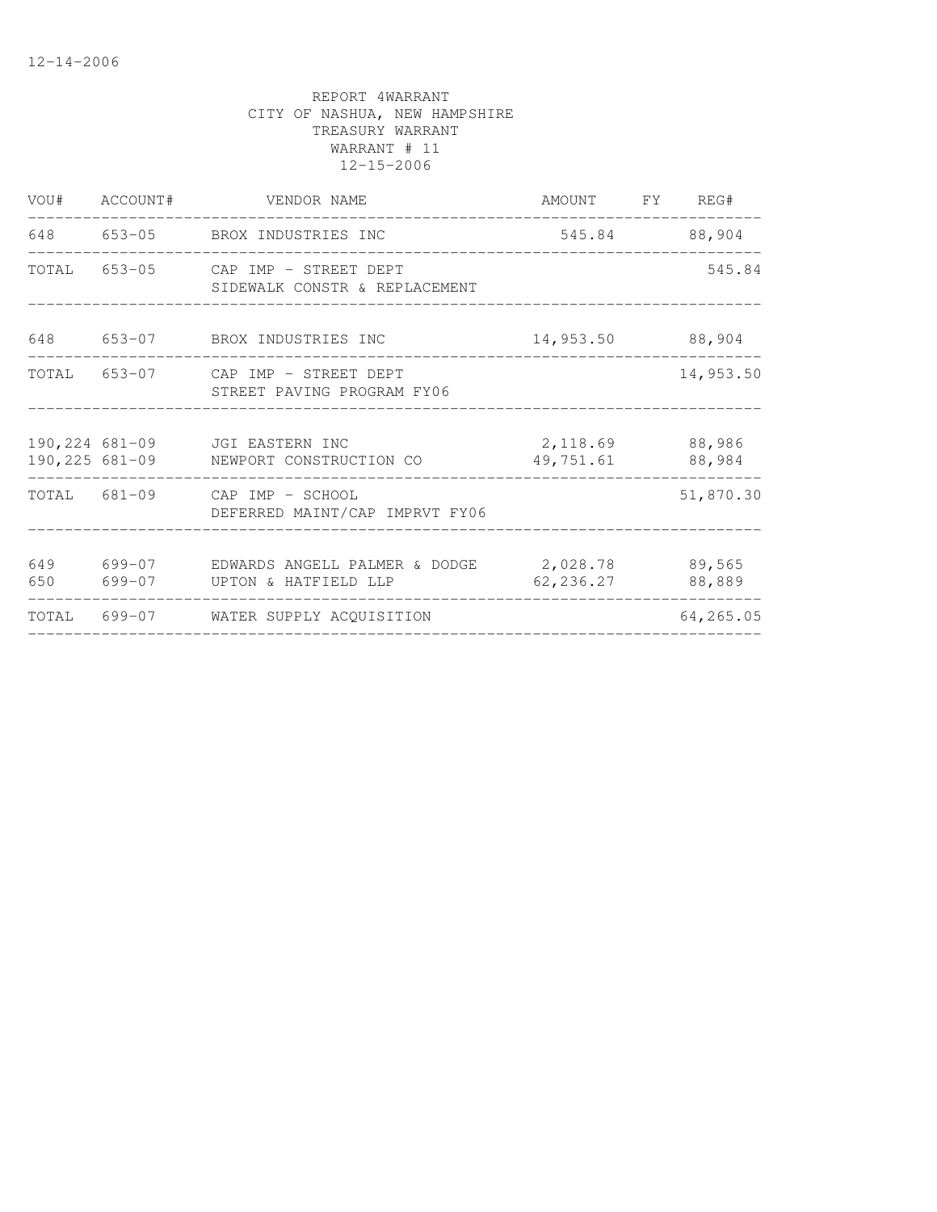12-14-2006

REPORT 4WARRANT
CITY OF NASHUA, NEW HAMPSHIRE
TREASURY WARRANT
WARRANT # 11
12-15-2006

| VOU# | ACCOUNT# | VENDOR NAME | AMOUNT | FY | REG# |
|---|---|---|---|---|---|
| 648 | 653-05 | BROX INDUSTRIES INC | 545.84 | | 88,904 |
| TOTAL | 653-05 | CAP IMP - STREET DEPT SIDEWALK CONSTR & REPLACEMENT | | | 545.84 |
| 648 | 653-07 | BROX INDUSTRIES INC | 14,953.50 | | 88,904 |
| TOTAL | 653-07 | CAP IMP - STREET DEPT STREET PAVING PROGRAM FY06 | | | 14,953.50 |
| 190,224 | 681-09 | JGI EASTERN INC | 2,118.69 | | 88,986 |
| 190,225 | 681-09 | NEWPORT CONSTRUCTION CO | 49,751.61 | | 88,984 |
| TOTAL | 681-09 | CAP IMP - SCHOOL DEFERRED MAINT/CAP IMPRVT FY06 | | | 51,870.30 |
| 649 | 699-07 | EDWARDS ANGELL PALMER & DODGE | 2,028.78 | | 89,565 |
| 650 | 699-07 | UPTON & HATFIELD LLP | 62,236.27 | | 88,889 |
| TOTAL | 699-07 | WATER SUPPLY ACQUISITION | | | 64,265.05 |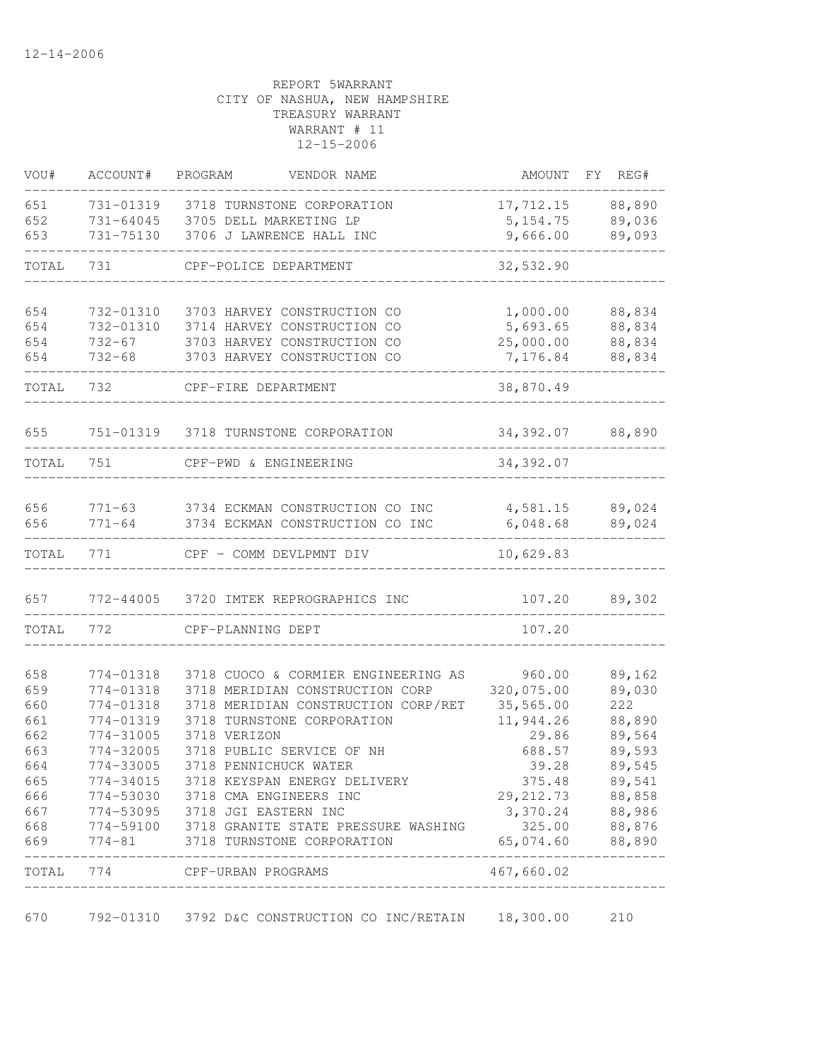12-14-2006

REPORT 5WARRANT
CITY OF NASHUA, NEW HAMPSHIRE
TREASURY WARRANT
WARRANT # 11
12-15-2006

| VOU# | ACCOUNT# | PROGRAM | VENDOR NAME | AMOUNT | FY | REG# |
|---|---|---|---|---|---|---|
| 651 | 731-01319 | 3718 | TURNSTONE CORPORATION | 17,712.15 | | 88,890 |
| 652 | 731-64045 | 3705 | DELL MARKETING LP | 5,154.75 | | 89,036 |
| 653 | 731-75130 | 3706 | J LAWRENCE HALL INC | 9,666.00 | | 89,093 |
| TOTAL | 731 | | CPF-POLICE DEPARTMENT | 32,532.90 | | |
| 654 | 732-01310 | 3703 | HARVEY CONSTRUCTION CO | 1,000.00 | | 88,834 |
| 654 | 732-01310 | 3714 | HARVEY CONSTRUCTION CO | 5,693.65 | | 88,834 |
| 654 | 732-67 | 3703 | HARVEY CONSTRUCTION CO | 25,000.00 | | 88,834 |
| 654 | 732-68 | 3703 | HARVEY CONSTRUCTION CO | 7,176.84 | | 88,834 |
| TOTAL | 732 | | CPF-FIRE DEPARTMENT | 38,870.49 | | |
| 655 | 751-01319 | 3718 | TURNSTONE CORPORATION | 34,392.07 | | 88,890 |
| TOTAL | 751 | | CPF-PWD & ENGINEERING | 34,392.07 | | |
| 656 | 771-63 | 3734 | ECKMAN CONSTRUCTION CO INC | 4,581.15 | | 89,024 |
| 656 | 771-64 | 3734 | ECKMAN CONSTRUCTION CO INC | 6,048.68 | | 89,024 |
| TOTAL | 771 | | CPF - COMM DEVLPMNT DIV | 10,629.83 | | |
| 657 | 772-44005 | 3720 | IMTEK REPROGRAPHICS INC | 107.20 | | 89,302 |
| TOTAL | 772 | | CPF-PLANNING DEPT | 107.20 | | |
| 658 | 774-01318 | 3718 | CUOCO & CORMIER ENGINEERING AS | 960.00 | | 89,162 |
| 659 | 774-01318 | 3718 | MERIDIAN CONSTRUCTION CORP | 320,075.00 | | 89,030 |
| 660 | 774-01318 | 3718 | MERIDIAN CONSTRUCTION CORP/RET | 35,565.00 | | 222 |
| 661 | 774-01319 | 3718 | TURNSTONE CORPORATION | 11,944.26 | | 88,890 |
| 662 | 774-31005 | 3718 | VERIZON | 29.86 | | 89,564 |
| 663 | 774-32005 | 3718 | PUBLIC SERVICE OF NH | 688.57 | | 89,593 |
| 664 | 774-33005 | 3718 | PENNICHUCK WATER | 39.28 | | 89,545 |
| 665 | 774-34015 | 3718 | KEYSPAN ENERGY DELIVERY | 375.48 | | 89,541 |
| 666 | 774-53030 | 3718 | CMA ENGINEERS INC | 29,212.73 | | 88,858 |
| 667 | 774-53095 | 3718 | JGI EASTERN INC | 3,370.24 | | 88,986 |
| 668 | 774-59100 | 3718 | GRANITE STATE PRESSURE WASHING | 325.00 | | 88,876 |
| 669 | 774-81 | 3718 | TURNSTONE CORPORATION | 65,074.60 | | 88,890 |
| TOTAL | 774 | | CPF-URBAN PROGRAMS | 467,660.02 | | |
| 670 | 792-01310 | 3792 | D&C CONSTRUCTION CO INC/RETAIN | 18,300.00 | | 210 |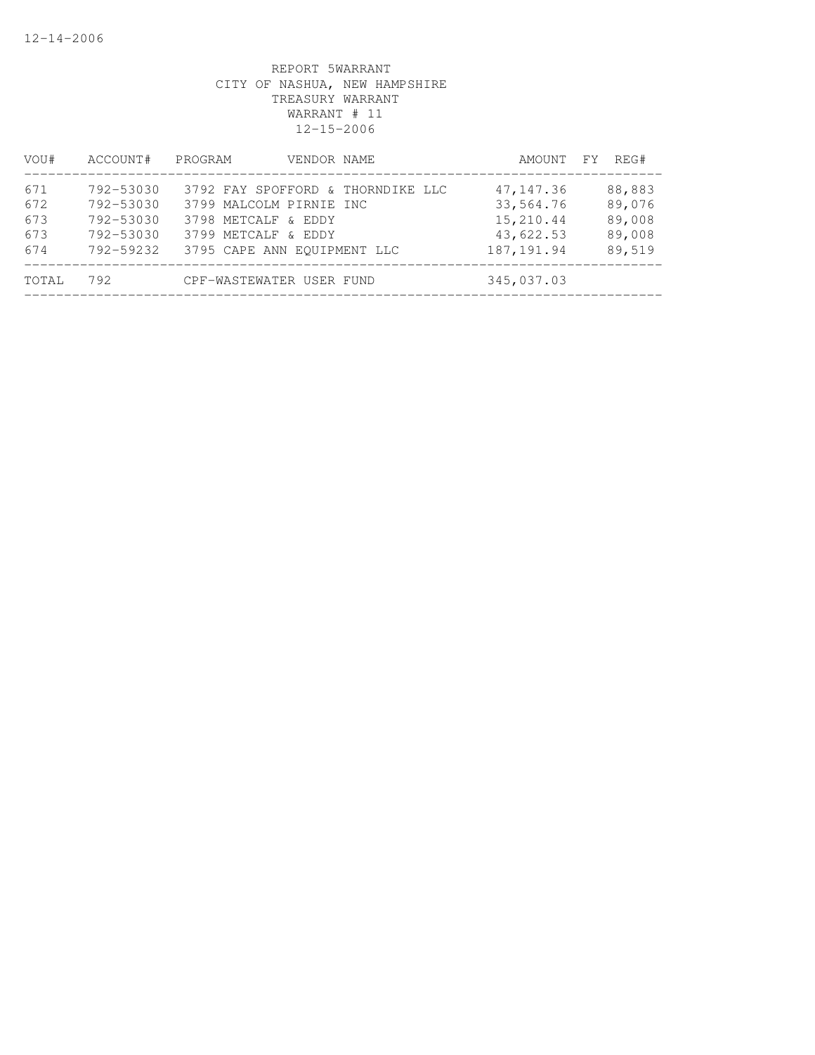REPORT 5WARRANT
CITY OF NASHUA, NEW HAMPSHIRE
TREASURY WARRANT
WARRANT # 11
12-15-2006

| VOU# | ACCOUNT# | PROGRAM | VENDOR NAME | AMOUNT | FY | REG# |
|---|---|---|---|---|---|---|
| 671 | 792-53030 | 3792 | FAY SPOFFORD & THORNDIKE LLC | 47,147.36 | | 88,883 |
| 672 | 792-53030 | 3799 | MALCOLM PIRNIE INC | 33,564.76 | | 89,076 |
| 673 | 792-53030 | 3798 | METCALF & EDDY | 15,210.44 | | 89,008 |
| 673 | 792-53030 | 3799 | METCALF & EDDY | 43,622.53 | | 89,008 |
| 674 | 792-59232 | 3795 | CAPE ANN EQUIPMENT LLC | 187,191.94 | | 89,519 |
| TOTAL | 792 | | CPF-WASTEWATER USER FUND | 345,037.03 | | |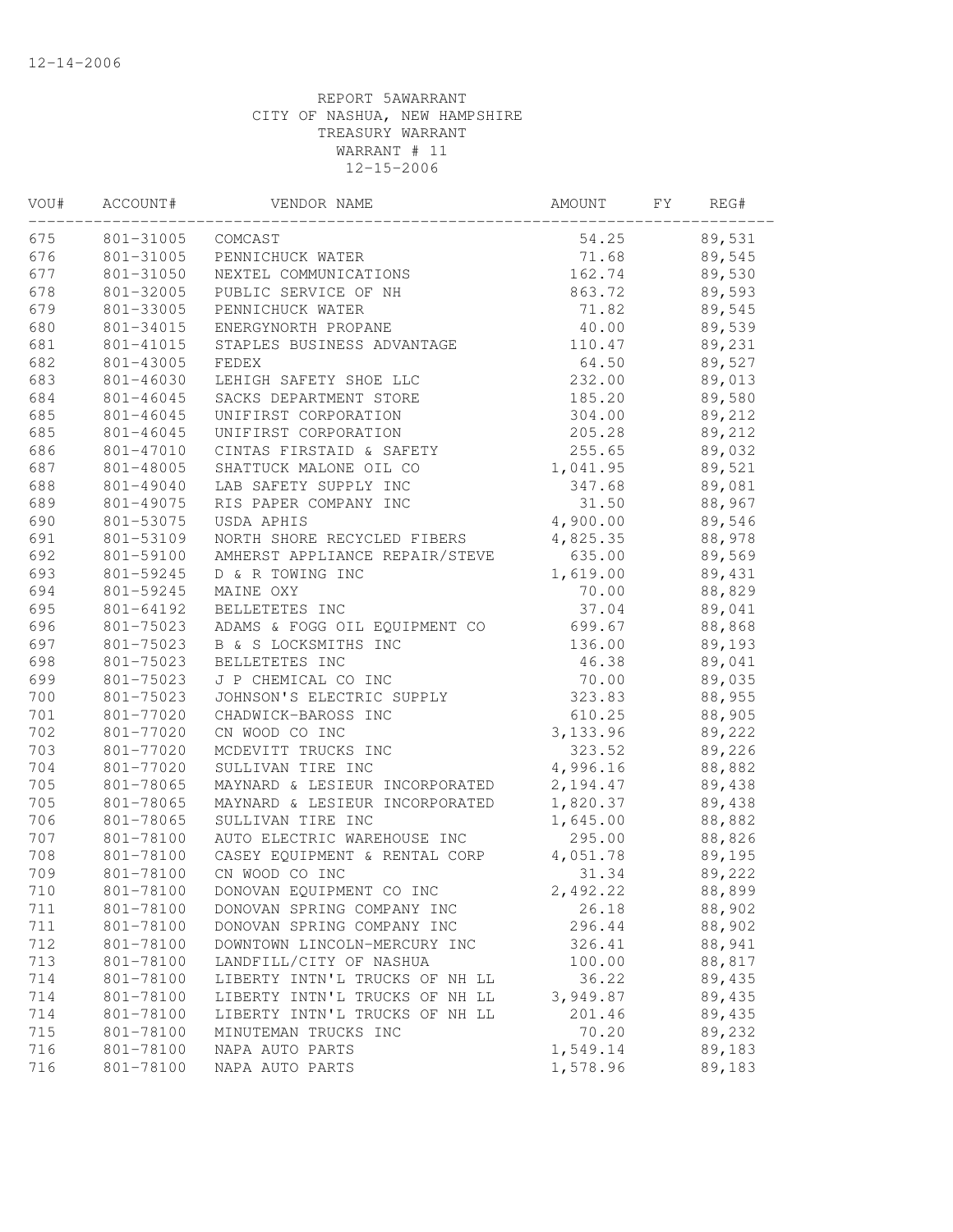12-14-2006

REPORT 5AWARRANT
CITY OF NASHUA, NEW HAMPSHIRE
TREASURY WARRANT
WARRANT # 11
12-15-2006

| VOU# | ACCOUNT# | VENDOR NAME | AMOUNT | FY | REG# |
|---|---|---|---|---|---|
| 675 | 801-31005 | COMCAST | 54.25 | | 89,531 |
| 676 | 801-31005 | PENNICHUCK WATER | 71.68 | | 89,545 |
| 677 | 801-31050 | NEXTEL COMMUNICATIONS | 162.74 | | 89,530 |
| 678 | 801-32005 | PUBLIC SERVICE OF NH | 863.72 | | 89,593 |
| 679 | 801-33005 | PENNICHUCK WATER | 71.82 | | 89,545 |
| 680 | 801-34015 | ENERGYNORTH PROPANE | 40.00 | | 89,539 |
| 681 | 801-41015 | STAPLES BUSINESS ADVANTAGE | 110.47 | | 89,231 |
| 682 | 801-43005 | FEDEX | 64.50 | | 89,527 |
| 683 | 801-46030 | LEHIGH SAFETY SHOE LLC | 232.00 | | 89,013 |
| 684 | 801-46045 | SACKS DEPARTMENT STORE | 185.20 | | 89,580 |
| 685 | 801-46045 | UNIFIRST CORPORATION | 304.00 | | 89,212 |
| 685 | 801-46045 | UNIFIRST CORPORATION | 205.28 | | 89,212 |
| 686 | 801-47010 | CINTAS FIRSTAID & SAFETY | 255.65 | | 89,032 |
| 687 | 801-48005 | SHATTUCK MALONE OIL CO | 1,041.95 | | 89,521 |
| 688 | 801-49040 | LAB SAFETY SUPPLY INC | 347.68 | | 89,081 |
| 689 | 801-49075 | RIS PAPER COMPANY INC | 31.50 | | 88,967 |
| 690 | 801-53075 | USDA APHIS | 4,900.00 | | 89,546 |
| 691 | 801-53109 | NORTH SHORE RECYCLED FIBERS | 4,825.35 | | 88,978 |
| 692 | 801-59100 | AMHERST APPLIANCE REPAIR/STEVE | 635.00 | | 89,569 |
| 693 | 801-59245 | D & R TOWING INC | 1,619.00 | | 89,431 |
| 694 | 801-59245 | MAINE OXY | 70.00 | | 88,829 |
| 695 | 801-64192 | BELLETETES INC | 37.04 | | 89,041 |
| 696 | 801-75023 | ADAMS & FOGG OIL EQUIPMENT CO | 699.67 | | 88,868 |
| 697 | 801-75023 | B & S LOCKSMITHS INC | 136.00 | | 89,193 |
| 698 | 801-75023 | BELLETETES INC | 46.38 | | 89,041 |
| 699 | 801-75023 | J P CHEMICAL CO INC | 70.00 | | 89,035 |
| 700 | 801-75023 | JOHNSON'S ELECTRIC SUPPLY | 323.83 | | 88,955 |
| 701 | 801-77020 | CHADWICK-BAROSS INC | 610.25 | | 88,905 |
| 702 | 801-77020 | CN WOOD CO INC | 3,133.96 | | 89,222 |
| 703 | 801-77020 | MCDEVITT TRUCKS INC | 323.52 | | 89,226 |
| 704 | 801-77020 | SULLIVAN TIRE INC | 4,996.16 | | 88,882 |
| 705 | 801-78065 | MAYNARD & LESIEUR INCORPORATED | 2,194.47 | | 89,438 |
| 705 | 801-78065 | MAYNARD & LESIEUR INCORPORATED | 1,820.37 | | 89,438 |
| 706 | 801-78065 | SULLIVAN TIRE INC | 1,645.00 | | 88,882 |
| 707 | 801-78100 | AUTO ELECTRIC WAREHOUSE INC | 295.00 | | 88,826 |
| 708 | 801-78100 | CASEY EQUIPMENT & RENTAL CORP | 4,051.78 | | 89,195 |
| 709 | 801-78100 | CN WOOD CO INC | 31.34 | | 89,222 |
| 710 | 801-78100 | DONOVAN EQUIPMENT CO INC | 2,492.22 | | 88,899 |
| 711 | 801-78100 | DONOVAN SPRING COMPANY INC | 26.18 | | 88,902 |
| 711 | 801-78100 | DONOVAN SPRING COMPANY INC | 296.44 | | 88,902 |
| 712 | 801-78100 | DOWNTOWN LINCOLN-MERCURY INC | 326.41 | | 88,941 |
| 713 | 801-78100 | LANDFILL/CITY OF NASHUA | 100.00 | | 88,817 |
| 714 | 801-78100 | LIBERTY INTN'L TRUCKS OF NH LL | 36.22 | | 89,435 |
| 714 | 801-78100 | LIBERTY INTN'L TRUCKS OF NH LL | 3,949.87 | | 89,435 |
| 714 | 801-78100 | LIBERTY INTN'L TRUCKS OF NH LL | 201.46 | | 89,435 |
| 715 | 801-78100 | MINUTEMAN TRUCKS INC | 70.20 | | 89,232 |
| 716 | 801-78100 | NAPA AUTO PARTS | 1,549.14 | | 89,183 |
| 716 | 801-78100 | NAPA AUTO PARTS | 1,578.96 | | 89,183 |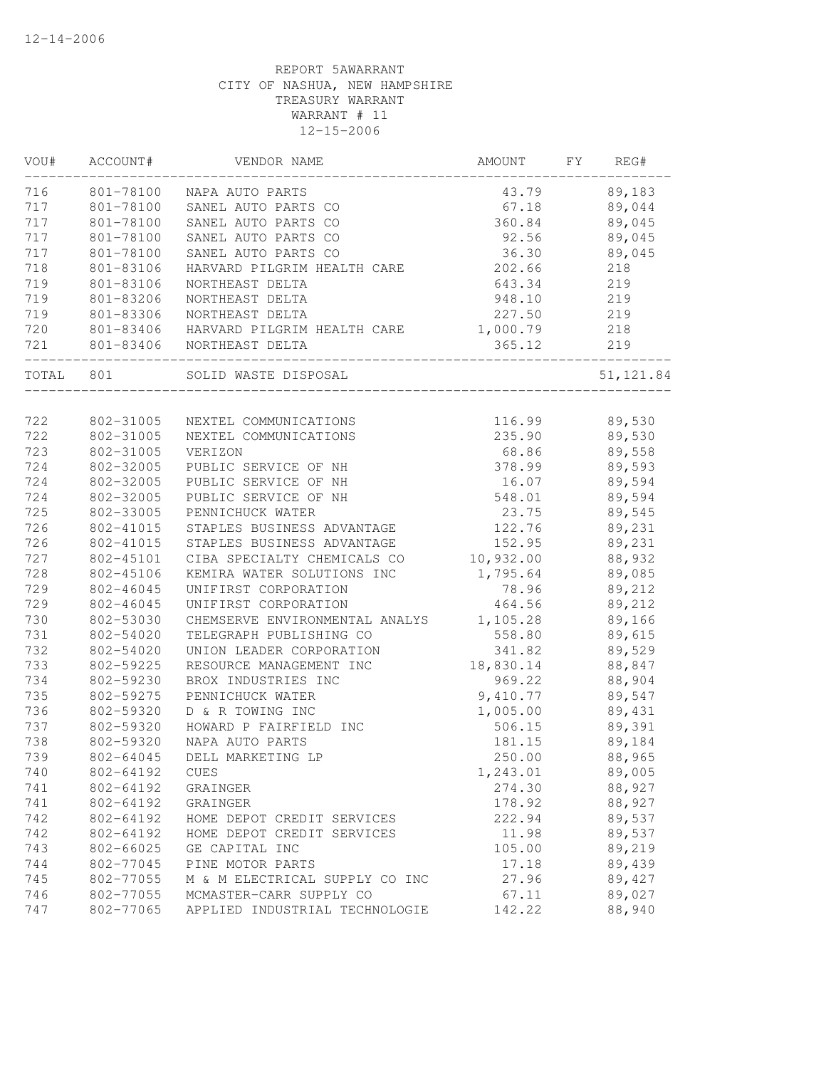REPORT 5AWARRANT
CITY OF NASHUA, NEW HAMPSHIRE
TREASURY WARRANT
WARRANT # 11
12-15-2006

| VOU# | ACCOUNT# | VENDOR NAME | AMOUNT | FY | REG# |
|---|---|---|---|---|---|
| 716 | 801-78100 | NAPA AUTO PARTS | 43.79 | | 89,183 |
| 717 | 801-78100 | SANEL AUTO PARTS CO | 67.18 | | 89,044 |
| 717 | 801-78100 | SANEL AUTO PARTS CO | 360.84 | | 89,045 |
| 717 | 801-78100 | SANEL AUTO PARTS CO | 92.56 | | 89,045 |
| 717 | 801-78100 | SANEL AUTO PARTS CO | 36.30 | | 89,045 |
| 718 | 801-83106 | HARVARD PILGRIM HEALTH CARE | 202.66 | | 218 |
| 719 | 801-83106 | NORTHEAST DELTA | 643.34 | | 219 |
| 719 | 801-83206 | NORTHEAST DELTA | 948.10 | | 219 |
| 719 | 801-83306 | NORTHEAST DELTA | 227.50 | | 219 |
| 720 | 801-83406 | HARVARD PILGRIM HEALTH CARE | 1,000.79 | | 218 |
| 721 | 801-83406 | NORTHEAST DELTA | 365.12 | | 219 |
| TOTAL | 801 | SOLID WASTE DISPOSAL | | | 51,121.84 |
| 722 | 802-31005 | NEXTEL COMMUNICATIONS | 116.99 | | 89,530 |
| 722 | 802-31005 | NEXTEL COMMUNICATIONS | 235.90 | | 89,530 |
| 723 | 802-31005 | VERIZON | 68.86 | | 89,558 |
| 724 | 802-32005 | PUBLIC SERVICE OF NH | 378.99 | | 89,593 |
| 724 | 802-32005 | PUBLIC SERVICE OF NH | 16.07 | | 89,594 |
| 724 | 802-32005 | PUBLIC SERVICE OF NH | 548.01 | | 89,594 |
| 725 | 802-33005 | PENNICHUCK WATER | 23.75 | | 89,545 |
| 726 | 802-41015 | STAPLES BUSINESS ADVANTAGE | 122.76 | | 89,231 |
| 726 | 802-41015 | STAPLES BUSINESS ADVANTAGE | 152.95 | | 89,231 |
| 727 | 802-45101 | CIBA SPECIALTY CHEMICALS CO | 10,932.00 | | 88,932 |
| 728 | 802-45106 | KEMIRA WATER SOLUTIONS INC | 1,795.64 | | 89,085 |
| 729 | 802-46045 | UNIFIRST CORPORATION | 78.96 | | 89,212 |
| 729 | 802-46045 | UNIFIRST CORPORATION | 464.56 | | 89,212 |
| 730 | 802-53030 | CHEMSERVE ENVIRONMENTAL ANALYS | 1,105.28 | | 89,166 |
| 731 | 802-54020 | TELEGRAPH PUBLISHING CO | 558.80 | | 89,615 |
| 732 | 802-54020 | UNION LEADER CORPORATION | 341.82 | | 89,529 |
| 733 | 802-59225 | RESOURCE MANAGEMENT INC | 18,830.14 | | 88,847 |
| 734 | 802-59230 | BROX INDUSTRIES INC | 969.22 | | 88,904 |
| 735 | 802-59275 | PENNICHUCK WATER | 9,410.77 | | 89,547 |
| 736 | 802-59320 | D & R TOWING INC | 1,005.00 | | 89,431 |
| 737 | 802-59320 | HOWARD P FAIRFIELD INC | 506.15 | | 89,391 |
| 738 | 802-59320 | NAPA AUTO PARTS | 181.15 | | 89,184 |
| 739 | 802-64045 | DELL MARKETING LP | 250.00 | | 88,965 |
| 740 | 802-64192 | CUES | 1,243.01 | | 89,005 |
| 741 | 802-64192 | GRAINGER | 274.30 | | 88,927 |
| 741 | 802-64192 | GRAINGER | 178.92 | | 88,927 |
| 742 | 802-64192 | HOME DEPOT CREDIT SERVICES | 222.94 | | 89,537 |
| 742 | 802-64192 | HOME DEPOT CREDIT SERVICES | 11.98 | | 89,537 |
| 743 | 802-66025 | GE CAPITAL INC | 105.00 | | 89,219 |
| 744 | 802-77045 | PINE MOTOR PARTS | 17.18 | | 89,439 |
| 745 | 802-77055 | M & M ELECTRICAL SUPPLY CO INC | 27.96 | | 89,427 |
| 746 | 802-77055 | MCMASTER-CARR SUPPLY CO | 67.11 | | 89,027 |
| 747 | 802-77065 | APPLIED INDUSTRIAL TECHNOLOGIE | 142.22 | | 88,940 |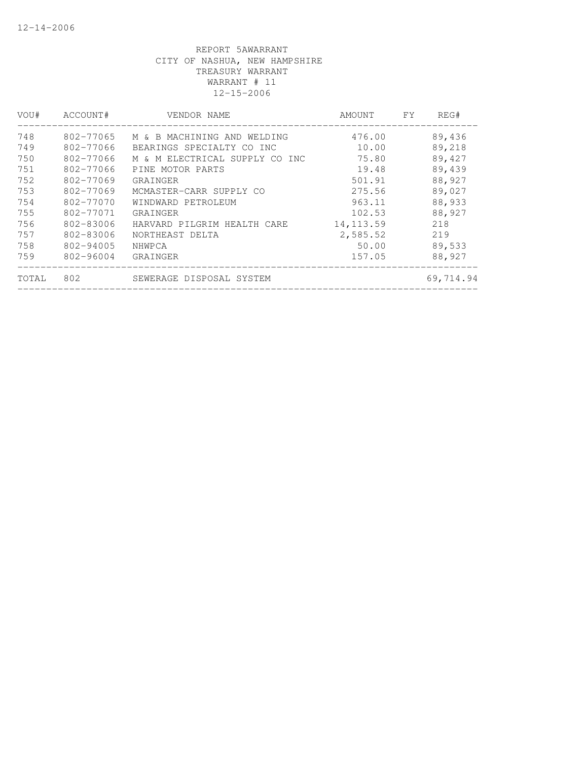12-14-2006

REPORT 5AWARRANT
CITY OF NASHUA, NEW HAMPSHIRE
TREASURY WARRANT
WARRANT # 11
12-15-2006

| VOU# | ACCOUNT# | VENDOR NAME | AMOUNT | FY | REG# |
|---|---|---|---|---|---|
| 748 | 802-77065 | M & B MACHINING AND WELDING | 476.00 | | 89,436 |
| 749 | 802-77066 | BEARINGS SPECIALTY CO INC | 10.00 | | 89,218 |
| 750 | 802-77066 | M & M ELECTRICAL SUPPLY CO INC | 75.80 | | 89,427 |
| 751 | 802-77066 | PINE MOTOR PARTS | 19.48 | | 89,439 |
| 752 | 802-77069 | GRAINGER | 501.91 | | 88,927 |
| 753 | 802-77069 | MCMASTER-CARR SUPPLY CO | 275.56 | | 89,027 |
| 754 | 802-77070 | WINDWARD PETROLEUM | 963.11 | | 88,933 |
| 755 | 802-77071 | GRAINGER | 102.53 | | 88,927 |
| 756 | 802-83006 | HARVARD PILGRIM HEALTH CARE | 14,113.59 | | 218 |
| 757 | 802-83006 | NORTHEAST DELTA | 2,585.52 | | 219 |
| 758 | 802-94005 | NHWPCA | 50.00 | | 89,533 |
| 759 | 802-96004 | GRAINGER | 157.05 | | 88,927 |
| TOTAL | 802 | SEWERAGE DISPOSAL SYSTEM | | | 69,714.94 |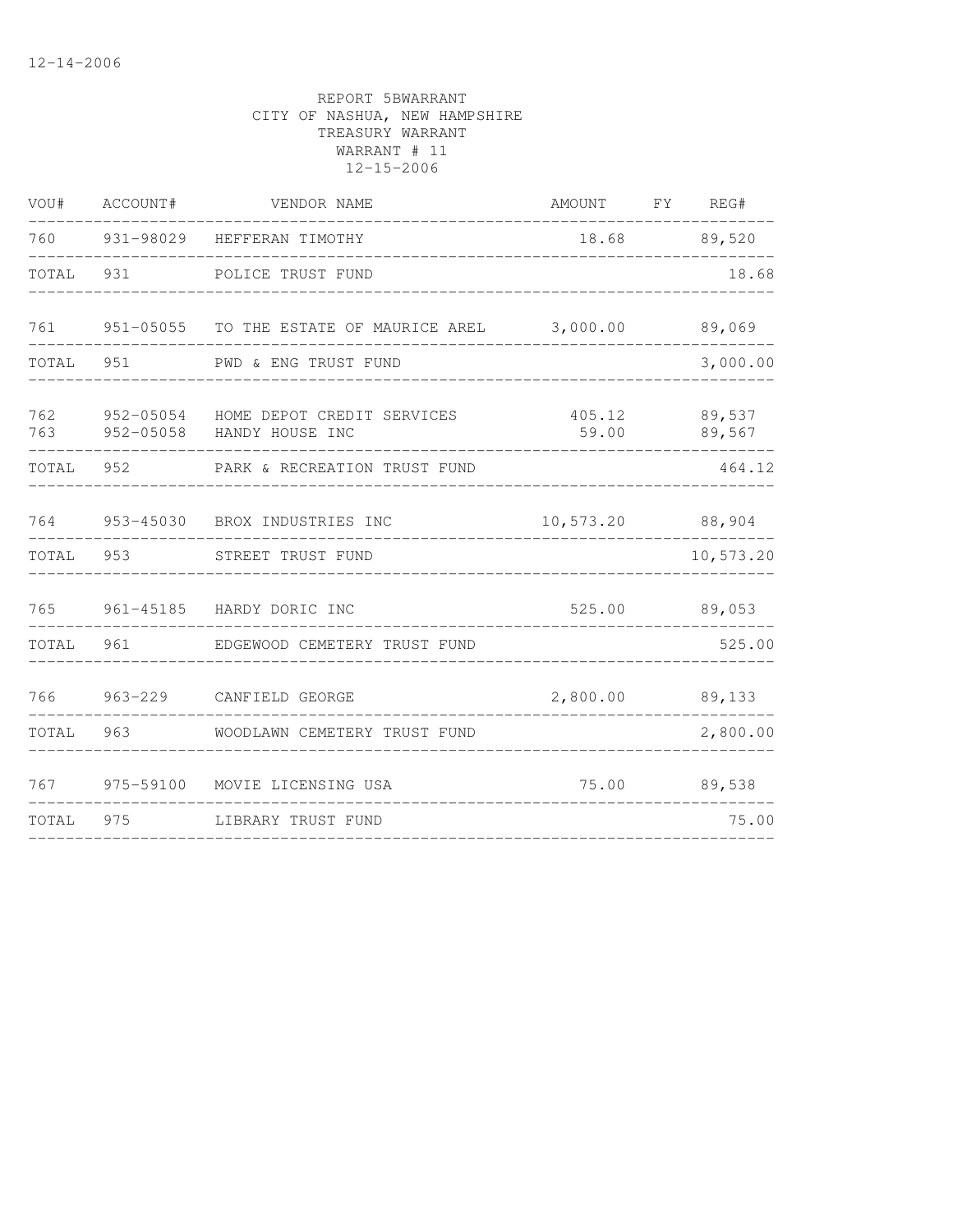12-14-2006

REPORT 5BWARRANT
CITY OF NASHUA, NEW HAMPSHIRE
TREASURY WARRANT
WARRANT # 11
12-15-2006

| VOU# | ACCOUNT# | VENDOR NAME | AMOUNT | FY | REG# |
|---|---|---|---|---|---|
| 760 | 931-98029 | HEFFERAN TIMOTHY | 18.68 | | 89,520 |
| TOTAL | 931 | POLICE TRUST FUND | | | 18.68 |
| 761 | 951-05055 | TO THE ESTATE OF MAURICE AREL | 3,000.00 | | 89,069 |
| TOTAL | 951 | PWD & ENG TRUST FUND | | | 3,000.00 |
| 762 | 952-05054 | HOME DEPOT CREDIT SERVICES | 405.12 | | 89,537 |
| 763 | 952-05058 | HANDY HOUSE INC | 59.00 | | 89,567 |
| TOTAL | 952 | PARK & RECREATION TRUST FUND | | | 464.12 |
| 764 | 953-45030 | BROX INDUSTRIES INC | 10,573.20 | | 88,904 |
| TOTAL | 953 | STREET TRUST FUND | | | 10,573.20 |
| 765 | 961-45185 | HARDY DORIC INC | 525.00 | | 89,053 |
| TOTAL | 961 | EDGEWOOD CEMETERY TRUST FUND | | | 525.00 |
| 766 | 963-229 | CANFIELD GEORGE | 2,800.00 | | 89,133 |
| TOTAL | 963 | WOODLAWN CEMETERY TRUST FUND | | | 2,800.00 |
| 767 | 975-59100 | MOVIE LICENSING USA | 75.00 | | 89,538 |
| TOTAL | 975 | LIBRARY TRUST FUND | | | 75.00 |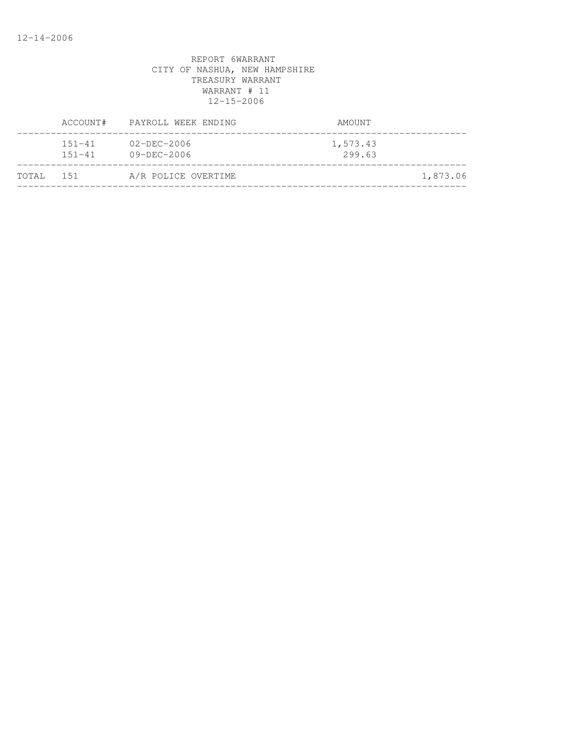REPORT 6WARRANT
CITY OF NASHUA, NEW HAMPSHIRE
TREASURY WARRANT
WARRANT # 11
12-15-2006

| | ACCOUNT# | PAYROLL WEEK ENDING | AMOUNT | |
|---|---|---|---|---|
| | 151-41 | 02-DEC-2006 | 1,573.43 | |
| | 151-41 | 09-DEC-2006 | 299.63 | |
| TOTAL | 151 | A/R POLICE OVERTIME | | 1,873.06 |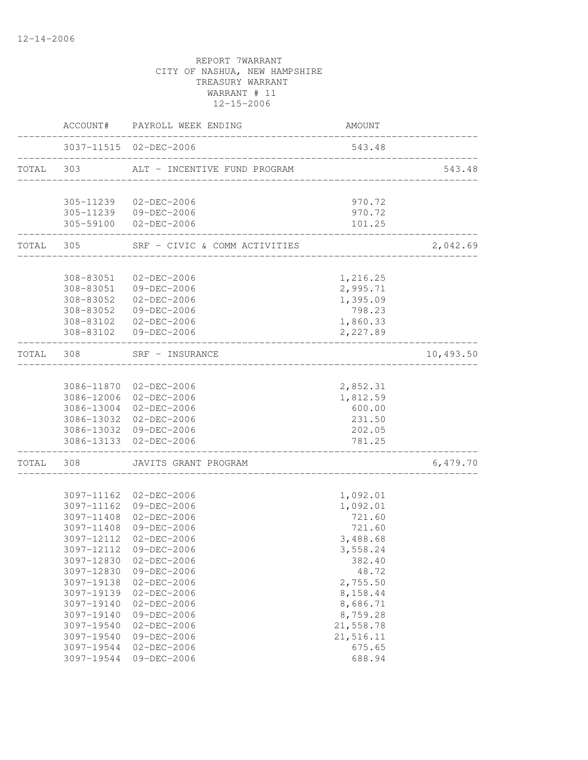12-14-2006

REPORT 7WARRANT
CITY OF NASHUA, NEW HAMPSHIRE
TREASURY WARRANT
WARRANT # 11
12-15-2006

| | ACCOUNT# | PAYROLL WEEK ENDING | AMOUNT | |
|---|---|---|---|---|
| | 3037-11515 | 02-DEC-2006 | 543.48 | |
| TOTAL | 303 | ALT - INCENTIVE FUND PROGRAM | | 543.48 |
| | 305-11239 | 02-DEC-2006 | 970.72 | |
| | 305-11239 | 09-DEC-2006 | 970.72 | |
| | 305-59100 | 02-DEC-2006 | 101.25 | |
| TOTAL | 305 | SRF - CIVIC & COMM ACTIVITIES | | 2,042.69 |
| | 308-83051 | 02-DEC-2006 | 1,216.25 | |
| | 308-83051 | 09-DEC-2006 | 2,995.71 | |
| | 308-83052 | 02-DEC-2006 | 1,395.09 | |
| | 308-83052 | 09-DEC-2006 | 798.23 | |
| | 308-83102 | 02-DEC-2006 | 1,860.33 | |
| | 308-83102 | 09-DEC-2006 | 2,227.89 | |
| TOTAL | 308 | SRF - INSURANCE | | 10,493.50 |
| | 3086-11870 | 02-DEC-2006 | 2,852.31 | |
| | 3086-12006 | 02-DEC-2006 | 1,812.59 | |
| | 3086-13004 | 02-DEC-2006 | 600.00 | |
| | 3086-13032 | 02-DEC-2006 | 231.50 | |
| | 3086-13032 | 09-DEC-2006 | 202.05 | |
| | 3086-13133 | 02-DEC-2006 | 781.25 | |
| TOTAL | 308 | JAVITS GRANT PROGRAM | | 6,479.70 |
| | 3097-11162 | 02-DEC-2006 | 1,092.01 | |
| | 3097-11162 | 09-DEC-2006 | 1,092.01 | |
| | 3097-11408 | 02-DEC-2006 | 721.60 | |
| | 3097-11408 | 09-DEC-2006 | 721.60 | |
| | 3097-12112 | 02-DEC-2006 | 3,488.68 | |
| | 3097-12112 | 09-DEC-2006 | 3,558.24 | |
| | 3097-12830 | 02-DEC-2006 | 382.40 | |
| | 3097-12830 | 09-DEC-2006 | 48.72 | |
| | 3097-19138 | 02-DEC-2006 | 2,755.50 | |
| | 3097-19139 | 02-DEC-2006 | 8,158.44 | |
| | 3097-19140 | 02-DEC-2006 | 8,686.71 | |
| | 3097-19140 | 09-DEC-2006 | 8,759.28 | |
| | 3097-19540 | 02-DEC-2006 | 21,558.78 | |
| | 3097-19540 | 09-DEC-2006 | 21,516.11 | |
| | 3097-19544 | 02-DEC-2006 | 675.65 | |
| | 3097-19544 | 09-DEC-2006 | 688.94 | |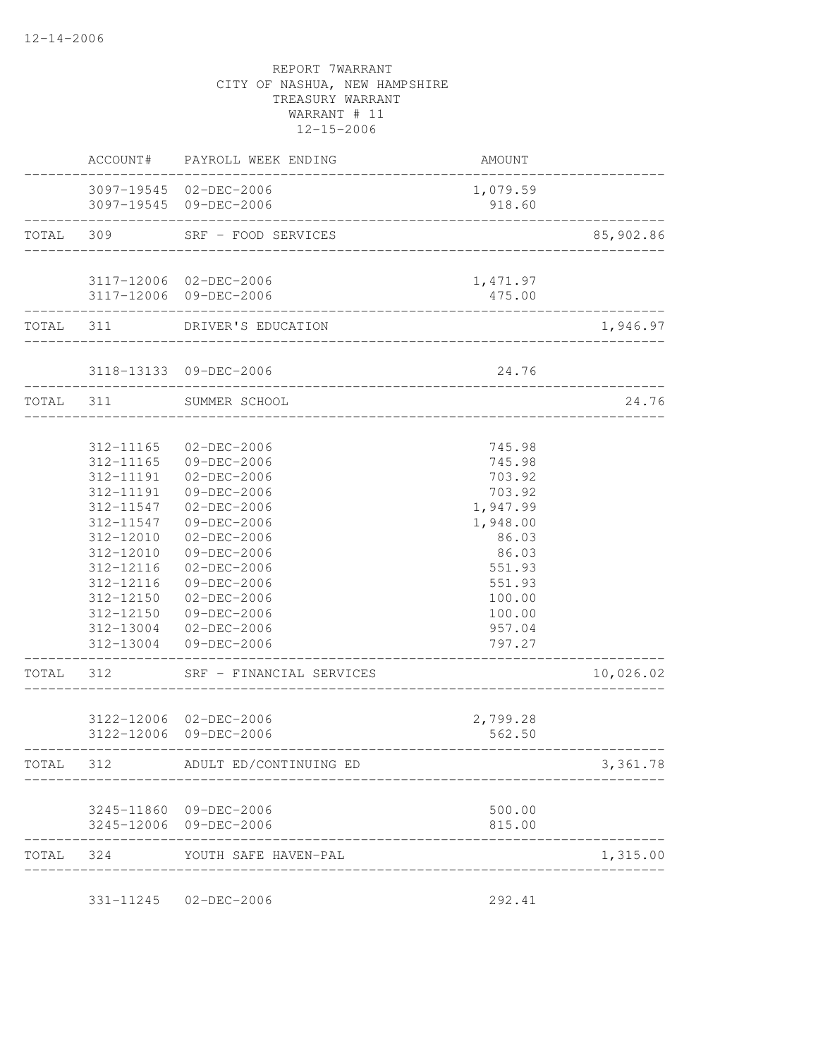12-14-2006

REPORT 7WARRANT
CITY OF NASHUA, NEW HAMPSHIRE
TREASURY WARRANT
WARRANT # 11
12-15-2006

| | ACCOUNT# | PAYROLL WEEK ENDING | AMOUNT | |
|---|---|---|---|---|
| | 3097-19545 | 02-DEC-2006 | 1,079.59 | |
| | 3097-19545 | 09-DEC-2006 | 918.60 | |
| TOTAL | 309 | SRF - FOOD SERVICES | | 85,902.86 |
| | 3117-12006 | 02-DEC-2006 | 1,471.97 | |
| | 3117-12006 | 09-DEC-2006 | 475.00 | |
| TOTAL | 311 | DRIVER'S EDUCATION | | 1,946.97 |
| | 3118-13133 | 09-DEC-2006 | 24.76 | |
| TOTAL | 311 | SUMMER SCHOOL | | 24.76 |
| | 312-11165 | 02-DEC-2006 | 745.98 | |
| | 312-11165 | 09-DEC-2006 | 745.98 | |
| | 312-11191 | 02-DEC-2006 | 703.92 | |
| | 312-11191 | 09-DEC-2006 | 703.92 | |
| | 312-11547 | 02-DEC-2006 | 1,947.99 | |
| | 312-11547 | 09-DEC-2006 | 1,948.00 | |
| | 312-12010 | 02-DEC-2006 | 86.03 | |
| | 312-12010 | 09-DEC-2006 | 86.03 | |
| | 312-12116 | 02-DEC-2006 | 551.93 | |
| | 312-12116 | 09-DEC-2006 | 551.93 | |
| | 312-12150 | 02-DEC-2006 | 100.00 | |
| | 312-12150 | 09-DEC-2006 | 100.00 | |
| | 312-13004 | 02-DEC-2006 | 957.04 | |
| | 312-13004 | 09-DEC-2006 | 797.27 | |
| TOTAL | 312 | SRF - FINANCIAL SERVICES | | 10,026.02 |
| | 3122-12006 | 02-DEC-2006 | 2,799.28 | |
| | 3122-12006 | 09-DEC-2006 | 562.50 | |
| TOTAL | 312 | ADULT ED/CONTINUING ED | | 3,361.78 |
| | 3245-11860 | 09-DEC-2006 | 500.00 | |
| | 3245-12006 | 09-DEC-2006 | 815.00 | |
| TOTAL | 324 | YOUTH SAFE HAVEN-PAL | | 1,315.00 |
| | 331-11245 | 02-DEC-2006 | 292.41 | |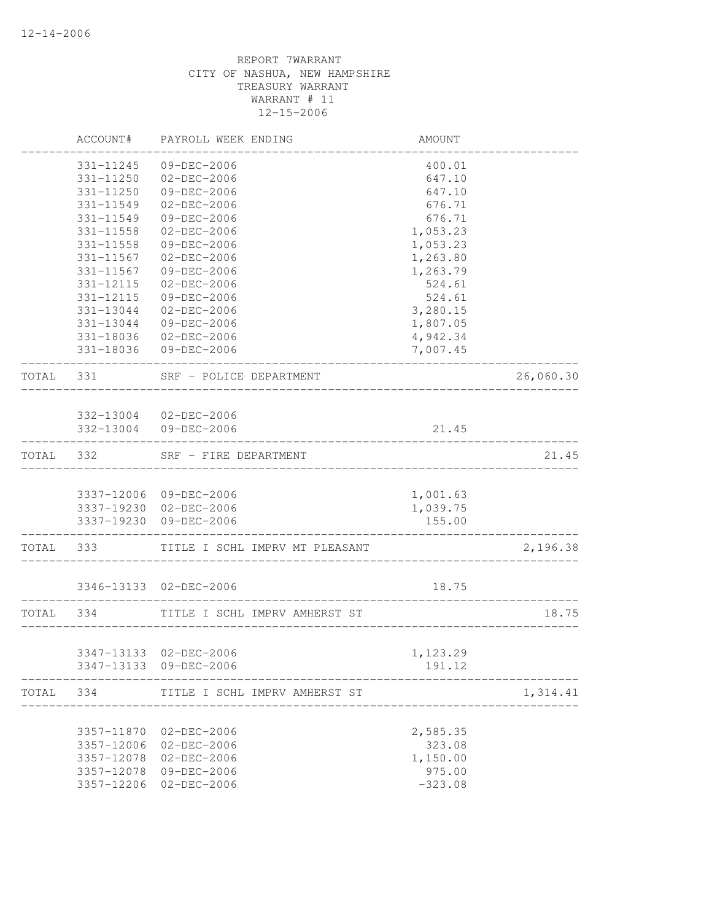REPORT 7WARRANT
CITY OF NASHUA, NEW HAMPSHIRE
TREASURY WARRANT
WARRANT # 11
12-15-2006

| | ACCOUNT# | PAYROLL WEEK ENDING | AMOUNT | |
|---|---|---|---|---|
| | 331-11245 | 09-DEC-2006 | 400.01 | |
| | 331-11250 | 02-DEC-2006 | 647.10 | |
| | 331-11250 | 09-DEC-2006 | 647.10 | |
| | 331-11549 | 02-DEC-2006 | 676.71 | |
| | 331-11549 | 09-DEC-2006 | 676.71 | |
| | 331-11558 | 02-DEC-2006 | 1,053.23 | |
| | 331-11558 | 09-DEC-2006 | 1,053.23 | |
| | 331-11567 | 02-DEC-2006 | 1,263.80 | |
| | 331-11567 | 09-DEC-2006 | 1,263.79 | |
| | 331-12115 | 02-DEC-2006 | 524.61 | |
| | 331-12115 | 09-DEC-2006 | 524.61 | |
| | 331-13044 | 02-DEC-2006 | 3,280.15 | |
| | 331-13044 | 09-DEC-2006 | 1,807.05 | |
| | 331-18036 | 02-DEC-2006 | 4,942.34 | |
| | 331-18036 | 09-DEC-2006 | 7,007.45 | |
| TOTAL | 331 | SRF - POLICE DEPARTMENT | | 26,060.30 |
| | 332-13004 | 02-DEC-2006 | | |
| | 332-13004 | 09-DEC-2006 | 21.45 | |
| TOTAL | 332 | SRF - FIRE DEPARTMENT | | 21.45 |
| | 3337-12006 | 09-DEC-2006 | 1,001.63 | |
| | 3337-19230 | 02-DEC-2006 | 1,039.75 | |
| | 3337-19230 | 09-DEC-2006 | 155.00 | |
| TOTAL | 333 | TITLE I SCHL IMPRV MT PLEASANT | | 2,196.38 |
| | 3346-13133 | 02-DEC-2006 | 18.75 | |
| TOTAL | 334 | TITLE I SCHL IMPRV AMHERST ST | | 18.75 |
| | 3347-13133 | 02-DEC-2006 | 1,123.29 | |
| | 3347-13133 | 09-DEC-2006 | 191.12 | |
| TOTAL | 334 | TITLE I SCHL IMPRV AMHERST ST | | 1,314.41 |
| | 3357-11870 | 02-DEC-2006 | 2,585.35 | |
| | 3357-12006 | 02-DEC-2006 | 323.08 | |
| | 3357-12078 | 02-DEC-2006 | 1,150.00 | |
| | 3357-12078 | 09-DEC-2006 | 975.00 | |
| | 3357-12206 | 02-DEC-2006 | -323.08 | |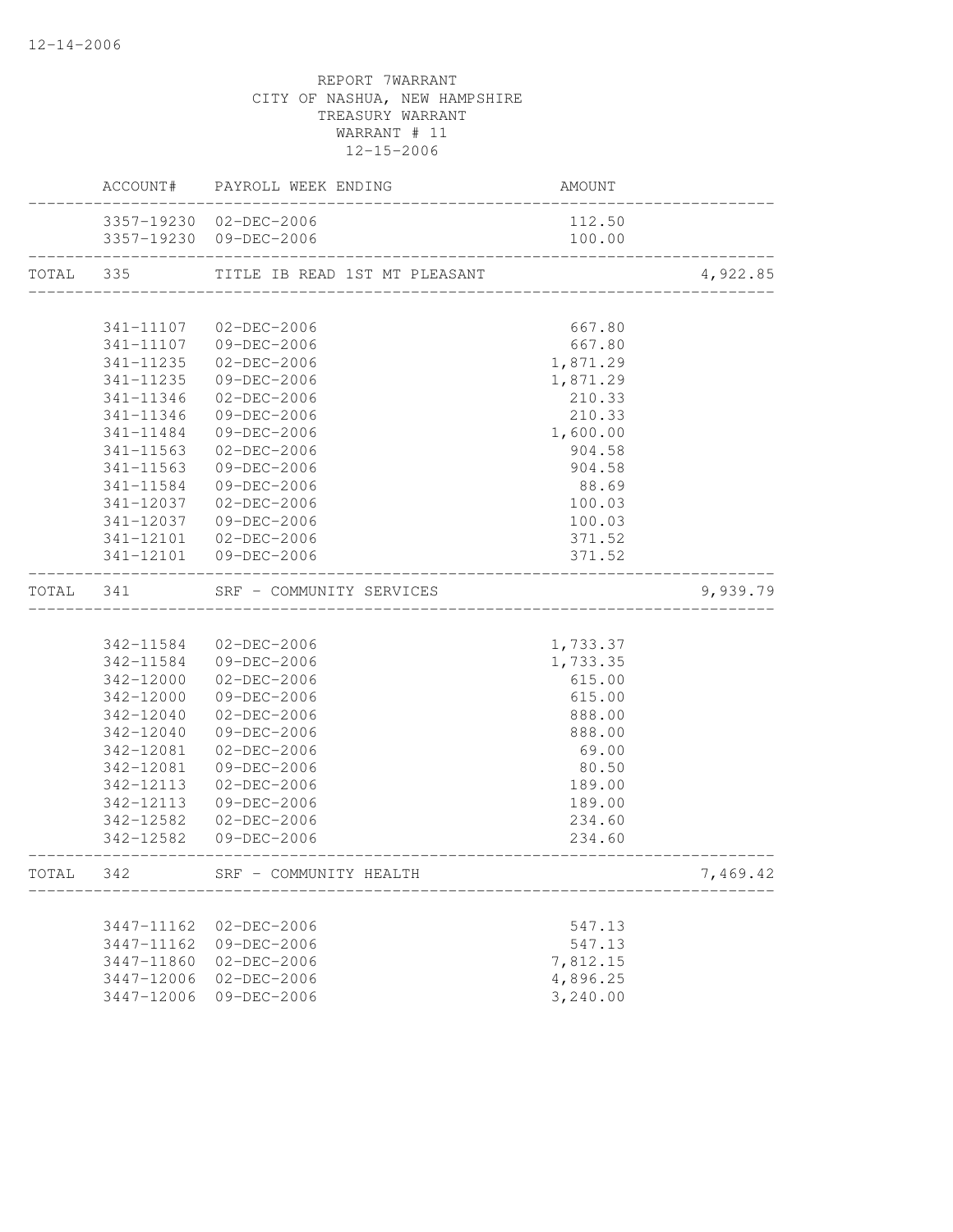12-14-2006

REPORT 7WARRANT
CITY OF NASHUA, NEW HAMPSHIRE
TREASURY WARRANT
WARRANT # 11
12-15-2006

| | ACCOUNT# | PAYROLL WEEK ENDING | AMOUNT | |
|---|---|---|---|---|
| | 3357-19230 | 02-DEC-2006 | 112.50 | |
| | 3357-19230 | 09-DEC-2006 | 100.00 | |
| TOTAL | 335 | TITLE IB READ 1ST MT PLEASANT | | 4,922.85 |
| | 341-11107 | 02-DEC-2006 | 667.80 | |
| | 341-11107 | 09-DEC-2006 | 667.80 | |
| | 341-11235 | 02-DEC-2006 | 1,871.29 | |
| | 341-11235 | 09-DEC-2006 | 1,871.29 | |
| | 341-11346 | 02-DEC-2006 | 210.33 | |
| | 341-11346 | 09-DEC-2006 | 210.33 | |
| | 341-11484 | 09-DEC-2006 | 1,600.00 | |
| | 341-11563 | 02-DEC-2006 | 904.58 | |
| | 341-11563 | 09-DEC-2006 | 904.58 | |
| | 341-11584 | 09-DEC-2006 | 88.69 | |
| | 341-12037 | 02-DEC-2006 | 100.03 | |
| | 341-12037 | 09-DEC-2006 | 100.03 | |
| | 341-12101 | 02-DEC-2006 | 371.52 | |
| | 341-12101 | 09-DEC-2006 | 371.52 | |
| TOTAL | 341 | SRF - COMMUNITY SERVICES | | 9,939.79 |
| | 342-11584 | 02-DEC-2006 | 1,733.37 | |
| | 342-11584 | 09-DEC-2006 | 1,733.35 | |
| | 342-12000 | 02-DEC-2006 | 615.00 | |
| | 342-12000 | 09-DEC-2006 | 615.00 | |
| | 342-12040 | 02-DEC-2006 | 888.00 | |
| | 342-12040 | 09-DEC-2006 | 888.00 | |
| | 342-12081 | 02-DEC-2006 | 69.00 | |
| | 342-12081 | 09-DEC-2006 | 80.50 | |
| | 342-12113 | 02-DEC-2006 | 189.00 | |
| | 342-12113 | 09-DEC-2006 | 189.00 | |
| | 342-12582 | 02-DEC-2006 | 234.60 | |
| | 342-12582 | 09-DEC-2006 | 234.60 | |
| TOTAL | 342 | SRF - COMMUNITY HEALTH | | 7,469.42 |
| | 3447-11162 | 02-DEC-2006 | 547.13 | |
| | 3447-11162 | 09-DEC-2006 | 547.13 | |
| | 3447-11860 | 02-DEC-2006 | 7,812.15 | |
| | 3447-12006 | 02-DEC-2006 | 4,896.25 | |
| | 3447-12006 | 09-DEC-2006 | 3,240.00 | |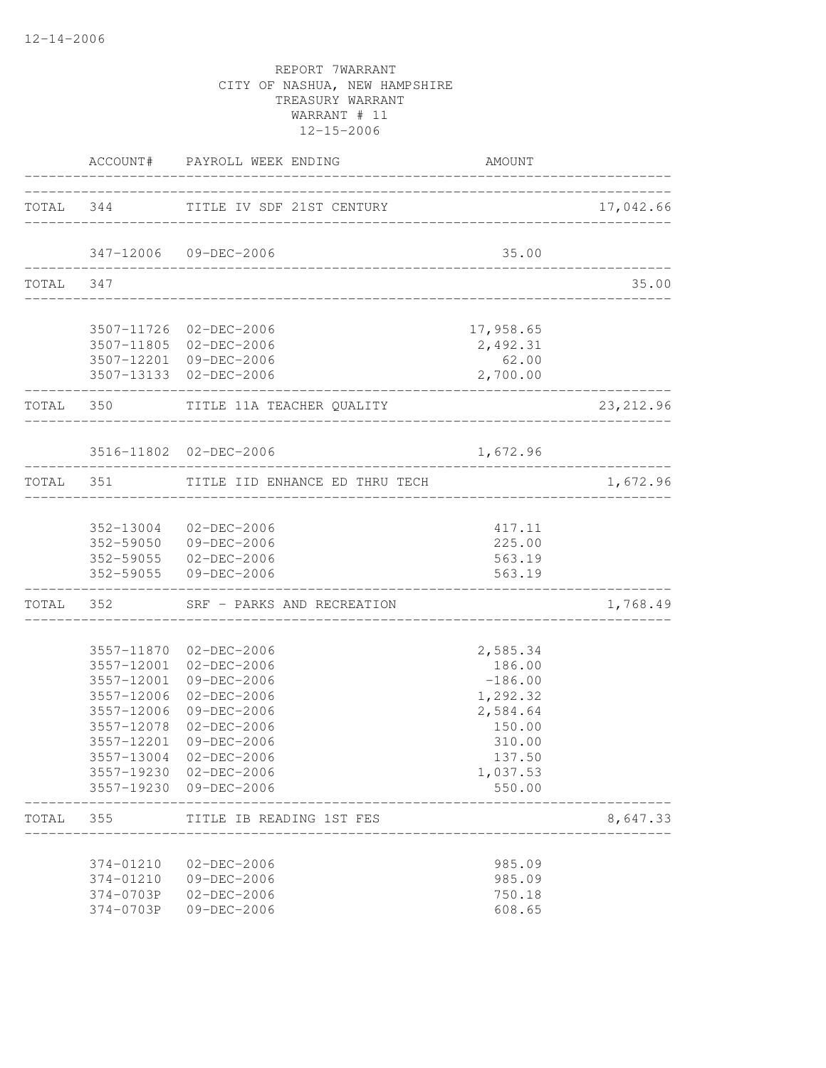12-14-2006

REPORT 7WARRANT
CITY OF NASHUA, NEW HAMPSHIRE
TREASURY WARRANT
WARRANT # 11
12-15-2006

| | ACCOUNT# | PAYROLL WEEK ENDING | AMOUNT | |
|---|---|---|---|---|
| TOTAL | 344 | TITLE IV SDF 21ST CENTURY | | 17,042.66 |
| | 347-12006 | 09-DEC-2006 | 35.00 | |
| TOTAL | 347 | | | 35.00 |
| | 3507-11726 | 02-DEC-2006 | 17,958.65 | |
| | 3507-11805 | 02-DEC-2006 | 2,492.31 | |
| | 3507-12201 | 09-DEC-2006 | 62.00 | |
| | 3507-13133 | 02-DEC-2006 | 2,700.00 | |
| TOTAL | 350 | TITLE 11A TEACHER QUALITY | | 23,212.96 |
| | 3516-11802 | 02-DEC-2006 | 1,672.96 | |
| TOTAL | 351 | TITLE IID ENHANCE ED THRU TECH | | 1,672.96 |
| | 352-13004 | 02-DEC-2006 | 417.11 | |
| | 352-59050 | 09-DEC-2006 | 225.00 | |
| | 352-59055 | 02-DEC-2006 | 563.19 | |
| | 352-59055 | 09-DEC-2006 | 563.19 | |
| TOTAL | 352 | SRF - PARKS AND RECREATION | | 1,768.49 |
| | 3557-11870 | 02-DEC-2006 | 2,585.34 | |
| | 3557-12001 | 02-DEC-2006 | 186.00 | |
| | 3557-12001 | 09-DEC-2006 | -186.00 | |
| | 3557-12006 | 02-DEC-2006 | 1,292.32 | |
| | 3557-12006 | 09-DEC-2006 | 2,584.64 | |
| | 3557-12078 | 02-DEC-2006 | 150.00 | |
| | 3557-12201 | 09-DEC-2006 | 310.00 | |
| | 3557-13004 | 02-DEC-2006 | 137.50 | |
| | 3557-19230 | 02-DEC-2006 | 1,037.53 | |
| | 3557-19230 | 09-DEC-2006 | 550.00 | |
| TOTAL | 355 | TITLE IB READING 1ST FES | | 8,647.33 |
| | 374-01210 | 02-DEC-2006 | 985.09 | |
| | 374-01210 | 09-DEC-2006 | 985.09 | |
| | 374-0703P | 02-DEC-2006 | 750.18 | |
| | 374-0703P | 09-DEC-2006 | 608.65 | |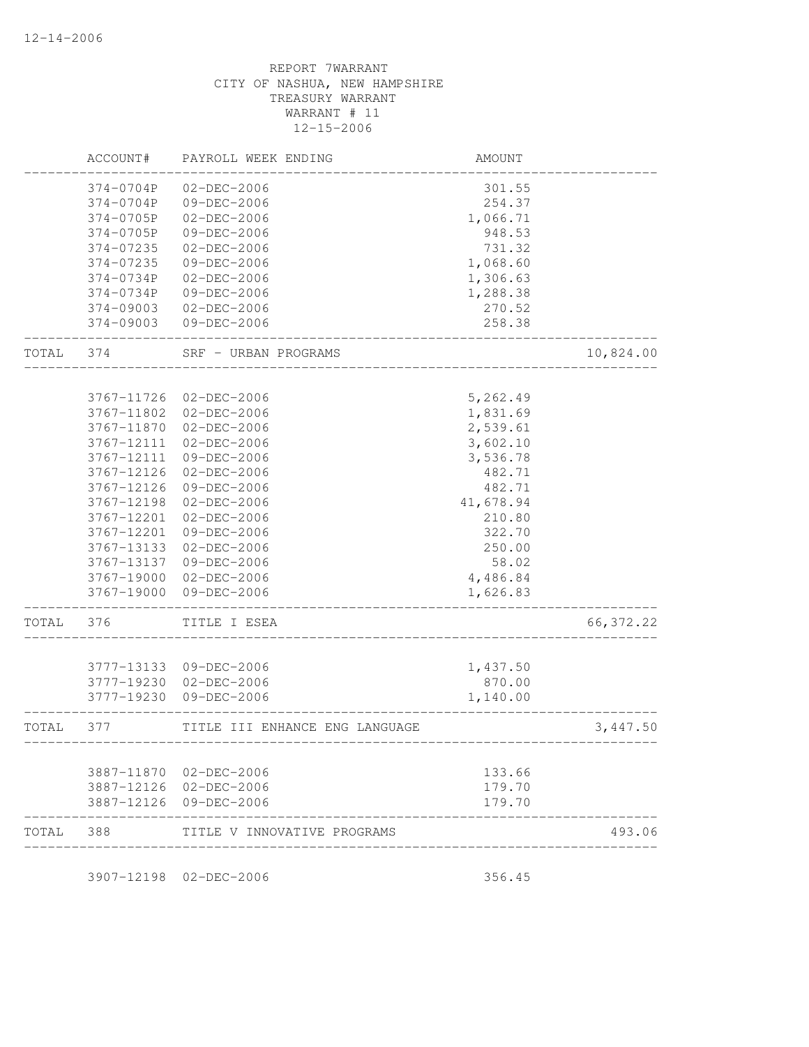REPORT 7WARRANT
CITY OF NASHUA, NEW HAMPSHIRE
TREASURY WARRANT
WARRANT # 11
12-15-2006

| | ACCOUNT# | PAYROLL WEEK ENDING | AMOUNT | |
|---|---|---|---|---|
| | 374-0704P | 02-DEC-2006 | 301.55 | |
| | 374-0704P | 09-DEC-2006 | 254.37 | |
| | 374-0705P | 02-DEC-2006 | 1,066.71 | |
| | 374-0705P | 09-DEC-2006 | 948.53 | |
| | 374-07235 | 02-DEC-2006 | 731.32 | |
| | 374-07235 | 09-DEC-2006 | 1,068.60 | |
| | 374-0734P | 02-DEC-2006 | 1,306.63 | |
| | 374-0734P | 09-DEC-2006 | 1,288.38 | |
| | 374-09003 | 02-DEC-2006 | 270.52 | |
| | 374-09003 | 09-DEC-2006 | 258.38 | |
| TOTAL | 374 | SRF - URBAN PROGRAMS | | 10,824.00 |
| | 3767-11726 | 02-DEC-2006 | 5,262.49 | |
| | 3767-11802 | 02-DEC-2006 | 1,831.69 | |
| | 3767-11870 | 02-DEC-2006 | 2,539.61 | |
| | 3767-12111 | 02-DEC-2006 | 3,602.10 | |
| | 3767-12111 | 09-DEC-2006 | 3,536.78 | |
| | 3767-12126 | 02-DEC-2006 | 482.71 | |
| | 3767-12126 | 09-DEC-2006 | 482.71 | |
| | 3767-12198 | 02-DEC-2006 | 41,678.94 | |
| | 3767-12201 | 02-DEC-2006 | 210.80 | |
| | 3767-12201 | 09-DEC-2006 | 322.70 | |
| | 3767-13133 | 02-DEC-2006 | 250.00 | |
| | 3767-13137 | 09-DEC-2006 | 58.02 | |
| | 3767-19000 | 02-DEC-2006 | 4,486.84 | |
| | 3767-19000 | 09-DEC-2006 | 1,626.83 | |
| TOTAL | 376 | TITLE I ESEA | | 66,372.22 |
| | 3777-13133 | 09-DEC-2006 | 1,437.50 | |
| | 3777-19230 | 02-DEC-2006 | 870.00 | |
| | 3777-19230 | 09-DEC-2006 | 1,140.00 | |
| TOTAL | 377 | TITLE III ENHANCE ENG LANGUAGE | | 3,447.50 |
| | 3887-11870 | 02-DEC-2006 | 133.66 | |
| | 3887-12126 | 02-DEC-2006 | 179.70 | |
| | 3887-12126 | 09-DEC-2006 | 179.70 | |
| TOTAL | 388 | TITLE V INNOVATIVE PROGRAMS | | 493.06 |
| | 3907-12198 | 02-DEC-2006 | 356.45 | |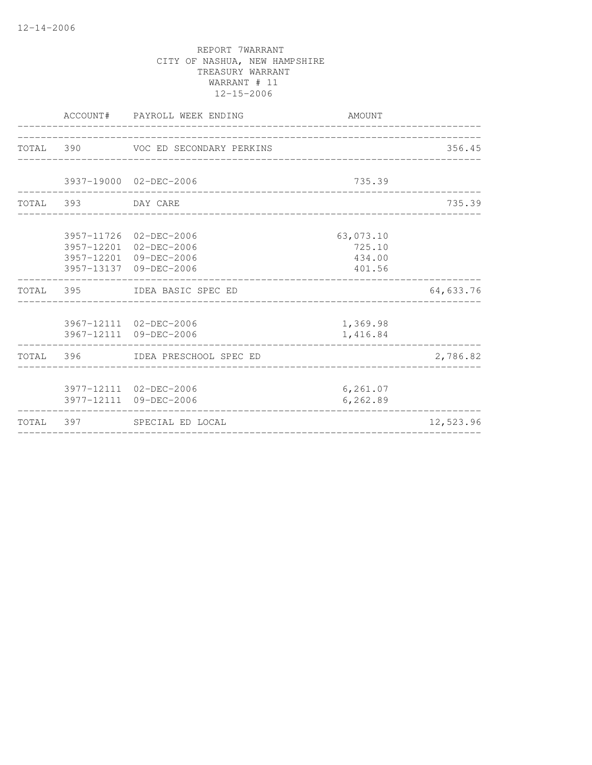REPORT 7WARRANT
CITY OF NASHUA, NEW HAMPSHIRE
TREASURY WARRANT
WARRANT # 11
12-15-2006

| | ACCOUNT# | PAYROLL WEEK ENDING | AMOUNT | |
|---|---|---|---|---|
| TOTAL | 390 | VOC ED SECONDARY PERKINS | | 356.45 |
| | 3937-19000 | 02-DEC-2006 | 735.39 | |
| TOTAL | 393 | DAY CARE | | 735.39 |
| | 3957-11726 | 02-DEC-2006 | 63,073.10 | |
| | 3957-12201 | 02-DEC-2006 | 725.10 | |
| | 3957-12201 | 09-DEC-2006 | 434.00 | |
| | 3957-13137 | 09-DEC-2006 | 401.56 | |
| TOTAL | 395 | IDEA BASIC SPEC ED | | 64,633.76 |
| | 3967-12111 | 02-DEC-2006 | 1,369.98 | |
| | 3967-12111 | 09-DEC-2006 | 1,416.84 | |
| TOTAL | 396 | IDEA PRESCHOOL SPEC ED | | 2,786.82 |
| | 3977-12111 | 02-DEC-2006 | 6,261.07 | |
| | 3977-12111 | 09-DEC-2006 | 6,262.89 | |
| TOTAL | 397 | SPECIAL ED LOCAL | | 12,523.96 |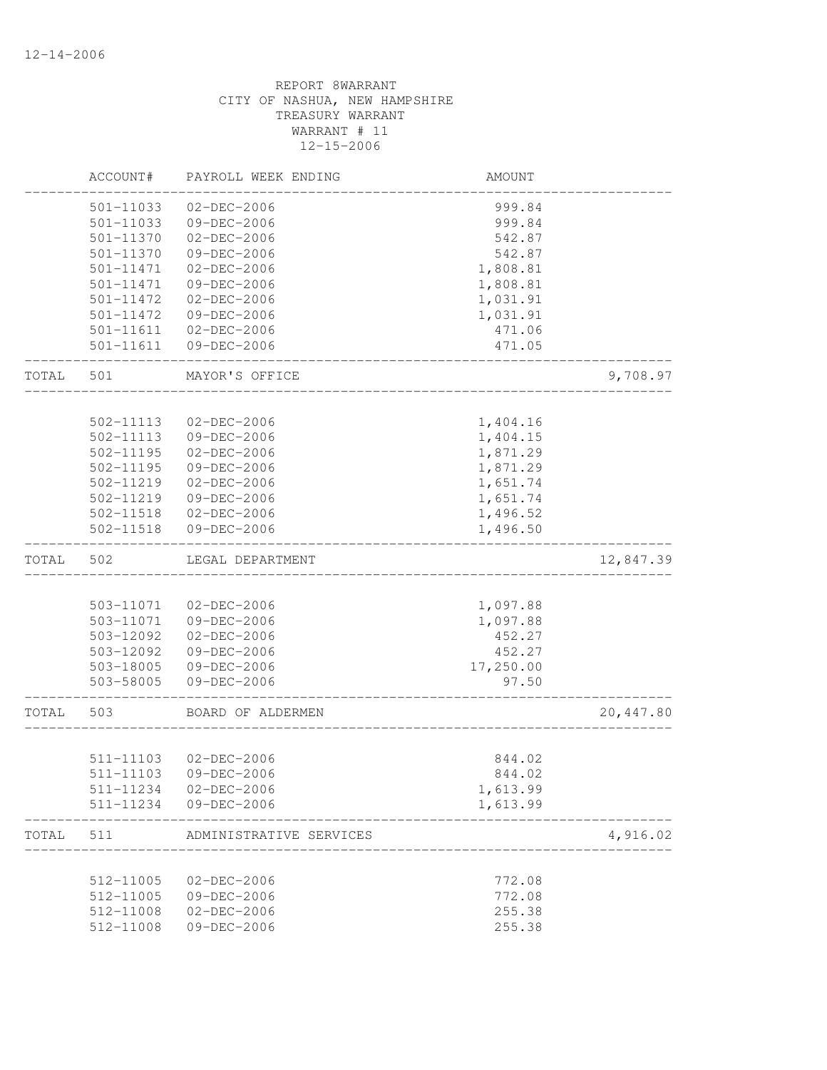12-14-2006

REPORT 8WARRANT
CITY OF NASHUA, NEW HAMPSHIRE
TREASURY WARRANT
WARRANT # 11
12-15-2006

| | ACCOUNT# | PAYROLL WEEK ENDING | AMOUNT | |
|---|---|---|---|---|
| | 501-11033 | 02-DEC-2006 | 999.84 | |
| | 501-11033 | 09-DEC-2006 | 999.84 | |
| | 501-11370 | 02-DEC-2006 | 542.87 | |
| | 501-11370 | 09-DEC-2006 | 542.87 | |
| | 501-11471 | 02-DEC-2006 | 1,808.81 | |
| | 501-11471 | 09-DEC-2006 | 1,808.81 | |
| | 501-11472 | 02-DEC-2006 | 1,031.91 | |
| | 501-11472 | 09-DEC-2006 | 1,031.91 | |
| | 501-11611 | 02-DEC-2006 | 471.06 | |
| | 501-11611 | 09-DEC-2006 | 471.05 | |
| TOTAL | 501 | MAYOR'S OFFICE | | 9,708.97 |
| | 502-11113 | 02-DEC-2006 | 1,404.16 | |
| | 502-11113 | 09-DEC-2006 | 1,404.15 | |
| | 502-11195 | 02-DEC-2006 | 1,871.29 | |
| | 502-11195 | 09-DEC-2006 | 1,871.29 | |
| | 502-11219 | 02-DEC-2006 | 1,651.74 | |
| | 502-11219 | 09-DEC-2006 | 1,651.74 | |
| | 502-11518 | 02-DEC-2006 | 1,496.52 | |
| | 502-11518 | 09-DEC-2006 | 1,496.50 | |
| TOTAL | 502 | LEGAL DEPARTMENT | | 12,847.39 |
| | 503-11071 | 02-DEC-2006 | 1,097.88 | |
| | 503-11071 | 09-DEC-2006 | 1,097.88 | |
| | 503-12092 | 02-DEC-2006 | 452.27 | |
| | 503-12092 | 09-DEC-2006 | 452.27 | |
| | 503-18005 | 09-DEC-2006 | 17,250.00 | |
| | 503-58005 | 09-DEC-2006 | 97.50 | |
| TOTAL | 503 | BOARD OF ALDERMEN | | 20,447.80 |
| | 511-11103 | 02-DEC-2006 | 844.02 | |
| | 511-11103 | 09-DEC-2006 | 844.02 | |
| | 511-11234 | 02-DEC-2006 | 1,613.99 | |
| | 511-11234 | 09-DEC-2006 | 1,613.99 | |
| TOTAL | 511 | ADMINISTRATIVE SERVICES | | 4,916.02 |
| | 512-11005 | 02-DEC-2006 | 772.08 | |
| | 512-11005 | 09-DEC-2006 | 772.08 | |
| | 512-11008 | 02-DEC-2006 | 255.38 | |
| | 512-11008 | 09-DEC-2006 | 255.38 | |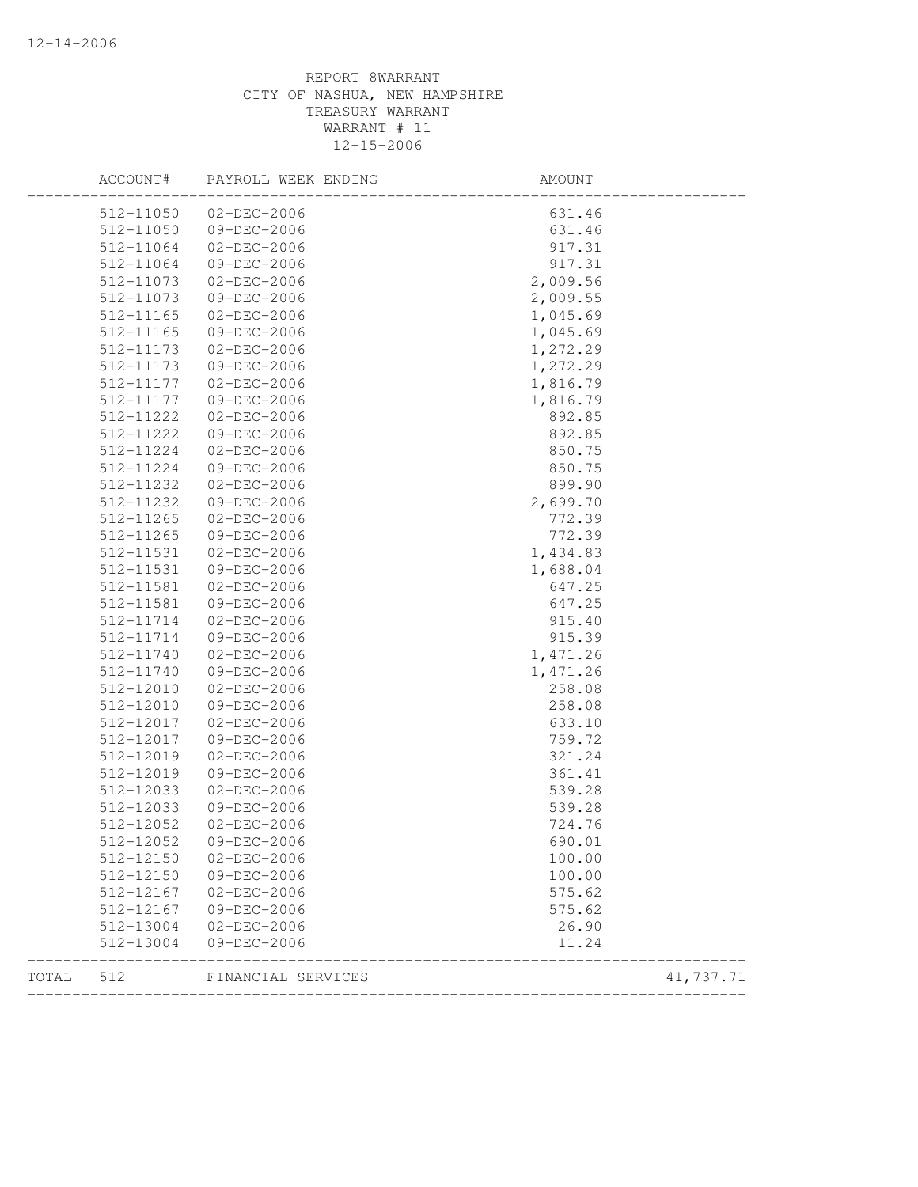REPORT 8WARRANT
CITY OF NASHUA, NEW HAMPSHIRE
TREASURY WARRANT
WARRANT # 11
12-15-2006

| ACCOUNT# | PAYROLL WEEK ENDING | AMOUNT | |
|---|---|---|---|
| 512-11050 | 02-DEC-2006 | 631.46 | |
| 512-11050 | 09-DEC-2006 | 631.46 | |
| 512-11064 | 02-DEC-2006 | 917.31 | |
| 512-11064 | 09-DEC-2006 | 917.31 | |
| 512-11073 | 02-DEC-2006 | 2,009.56 | |
| 512-11073 | 09-DEC-2006 | 2,009.55 | |
| 512-11165 | 02-DEC-2006 | 1,045.69 | |
| 512-11165 | 09-DEC-2006 | 1,045.69 | |
| 512-11173 | 02-DEC-2006 | 1,272.29 | |
| 512-11173 | 09-DEC-2006 | 1,272.29 | |
| 512-11177 | 02-DEC-2006 | 1,816.79 | |
| 512-11177 | 09-DEC-2006 | 1,816.79 | |
| 512-11222 | 02-DEC-2006 | 892.85 | |
| 512-11222 | 09-DEC-2006 | 892.85 | |
| 512-11224 | 02-DEC-2006 | 850.75 | |
| 512-11224 | 09-DEC-2006 | 850.75 | |
| 512-11232 | 02-DEC-2006 | 899.90 | |
| 512-11232 | 09-DEC-2006 | 2,699.70 | |
| 512-11265 | 02-DEC-2006 | 772.39 | |
| 512-11265 | 09-DEC-2006 | 772.39 | |
| 512-11531 | 02-DEC-2006 | 1,434.83 | |
| 512-11531 | 09-DEC-2006 | 1,688.04 | |
| 512-11581 | 02-DEC-2006 | 647.25 | |
| 512-11581 | 09-DEC-2006 | 647.25 | |
| 512-11714 | 02-DEC-2006 | 915.40 | |
| 512-11714 | 09-DEC-2006 | 915.39 | |
| 512-11740 | 02-DEC-2006 | 1,471.26 | |
| 512-11740 | 09-DEC-2006 | 1,471.26 | |
| 512-12010 | 02-DEC-2006 | 258.08 | |
| 512-12010 | 09-DEC-2006 | 258.08 | |
| 512-12017 | 02-DEC-2006 | 633.10 | |
| 512-12017 | 09-DEC-2006 | 759.72 | |
| 512-12019 | 02-DEC-2006 | 321.24 | |
| 512-12019 | 09-DEC-2006 | 361.41 | |
| 512-12033 | 02-DEC-2006 | 539.28 | |
| 512-12033 | 09-DEC-2006 | 539.28 | |
| 512-12052 | 02-DEC-2006 | 724.76 | |
| 512-12052 | 09-DEC-2006 | 690.01 | |
| 512-12150 | 02-DEC-2006 | 100.00 | |
| 512-12150 | 09-DEC-2006 | 100.00 | |
| 512-12167 | 02-DEC-2006 | 575.62 | |
| 512-12167 | 09-DEC-2006 | 575.62 | |
| 512-13004 | 02-DEC-2006 | 26.90 | |
| 512-13004 | 09-DEC-2006 | 11.24 | |
| TOTAL 512 | FINANCIAL SERVICES | | 41,737.71 |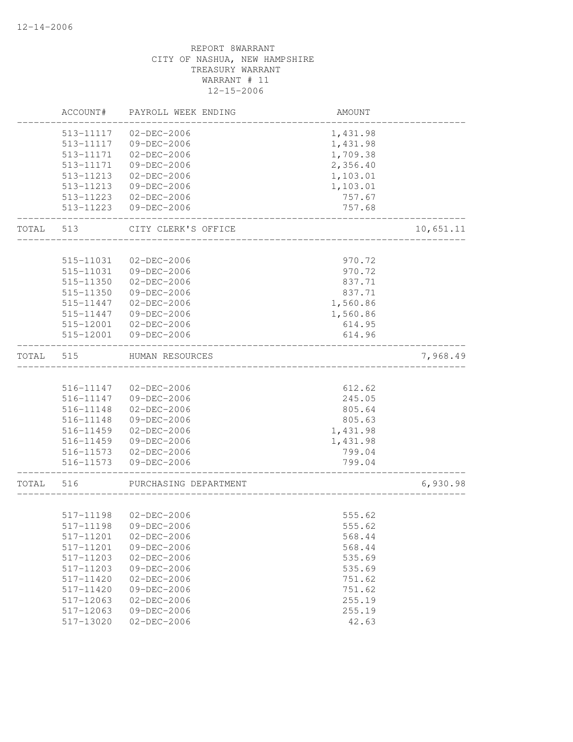REPORT 8WARRANT
CITY OF NASHUA, NEW HAMPSHIRE
TREASURY WARRANT
WARRANT # 11
12-15-2006

| | ACCOUNT# | PAYROLL WEEK ENDING | AMOUNT | |
|---|---|---|---|---|
| | 513-11117 | 02-DEC-2006 | 1,431.98 | |
| | 513-11117 | 09-DEC-2006 | 1,431.98 | |
| | 513-11171 | 02-DEC-2006 | 1,709.38 | |
| | 513-11171 | 09-DEC-2006 | 2,356.40 | |
| | 513-11213 | 02-DEC-2006 | 1,103.01 | |
| | 513-11213 | 09-DEC-2006 | 1,103.01 | |
| | 513-11223 | 02-DEC-2006 | 757.67 | |
| | 513-11223 | 09-DEC-2006 | 757.68 | |
| TOTAL | 513 | CITY CLERK'S OFFICE | | 10,651.11 |
| | 515-11031 | 02-DEC-2006 | 970.72 | |
| | 515-11031 | 09-DEC-2006 | 970.72 | |
| | 515-11350 | 02-DEC-2006 | 837.71 | |
| | 515-11350 | 09-DEC-2006 | 837.71 | |
| | 515-11447 | 02-DEC-2006 | 1,560.86 | |
| | 515-11447 | 09-DEC-2006 | 1,560.86 | |
| | 515-12001 | 02-DEC-2006 | 614.95 | |
| | 515-12001 | 09-DEC-2006 | 614.96 | |
| TOTAL | 515 | HUMAN RESOURCES | | 7,968.49 |
| | 516-11147 | 02-DEC-2006 | 612.62 | |
| | 516-11147 | 09-DEC-2006 | 245.05 | |
| | 516-11148 | 02-DEC-2006 | 805.64 | |
| | 516-11148 | 09-DEC-2006 | 805.63 | |
| | 516-11459 | 02-DEC-2006 | 1,431.98 | |
| | 516-11459 | 09-DEC-2006 | 1,431.98 | |
| | 516-11573 | 02-DEC-2006 | 799.04 | |
| | 516-11573 | 09-DEC-2006 | 799.04 | |
| TOTAL | 516 | PURCHASING DEPARTMENT | | 6,930.98 |
| | 517-11198 | 02-DEC-2006 | 555.62 | |
| | 517-11198 | 09-DEC-2006 | 555.62 | |
| | 517-11201 | 02-DEC-2006 | 568.44 | |
| | 517-11201 | 09-DEC-2006 | 568.44 | |
| | 517-11203 | 02-DEC-2006 | 535.69 | |
| | 517-11203 | 09-DEC-2006 | 535.69 | |
| | 517-11420 | 02-DEC-2006 | 751.62 | |
| | 517-11420 | 09-DEC-2006 | 751.62 | |
| | 517-12063 | 02-DEC-2006 | 255.19 | |
| | 517-12063 | 09-DEC-2006 | 255.19 | |
| | 517-13020 | 02-DEC-2006 | 42.63 | |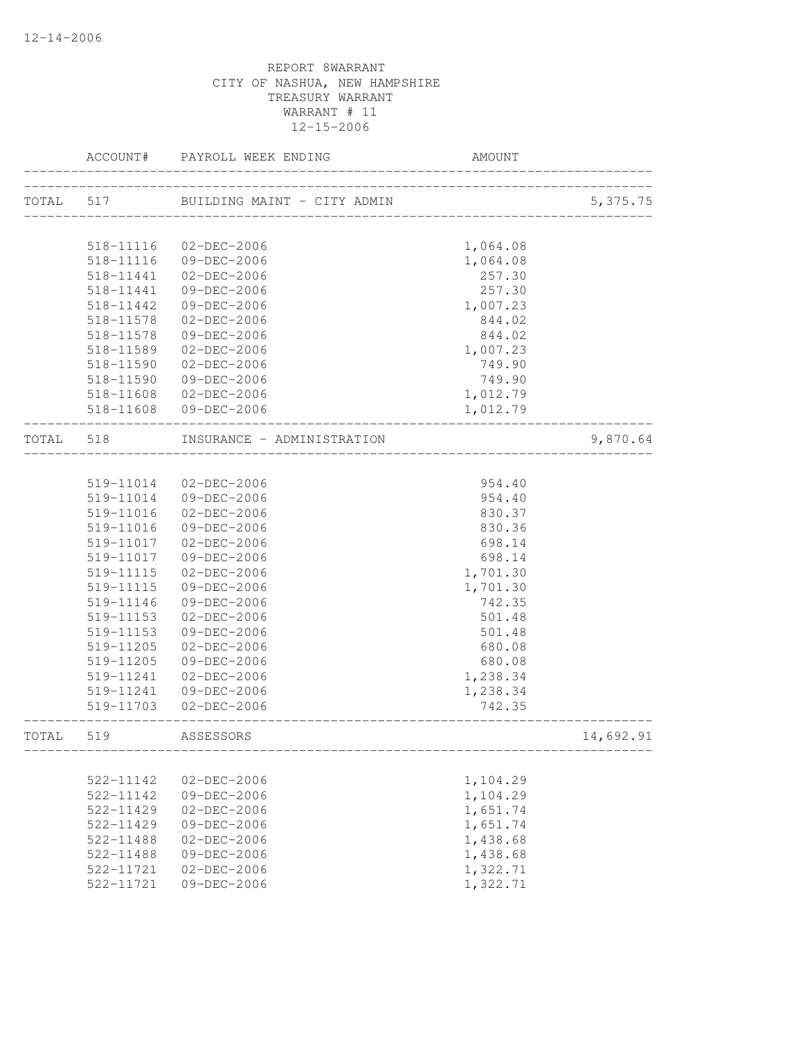REPORT 8WARRANT
CITY OF NASHUA, NEW HAMPSHIRE
TREASURY WARRANT
WARRANT # 11
12-15-2006

| | ACCOUNT# | PAYROLL WEEK ENDING | AMOUNT | |
|---|---|---|---|---|
| TOTAL | 517 | BUILDING MAINT - CITY ADMIN | | 5,375.75 |
| | 518-11116 | 02-DEC-2006 | 1,064.08 | |
| | 518-11116 | 09-DEC-2006 | 1,064.08 | |
| | 518-11441 | 02-DEC-2006 | 257.30 | |
| | 518-11441 | 09-DEC-2006 | 257.30 | |
| | 518-11442 | 09-DEC-2006 | 1,007.23 | |
| | 518-11578 | 02-DEC-2006 | 844.02 | |
| | 518-11578 | 09-DEC-2006 | 844.02 | |
| | 518-11589 | 02-DEC-2006 | 1,007.23 | |
| | 518-11590 | 02-DEC-2006 | 749.90 | |
| | 518-11590 | 09-DEC-2006 | 749.90 | |
| | 518-11608 | 02-DEC-2006 | 1,012.79 | |
| | 518-11608 | 09-DEC-2006 | 1,012.79 | |
| TOTAL | 518 | INSURANCE - ADMINISTRATION | | 9,870.64 |
| | 519-11014 | 02-DEC-2006 | 954.40 | |
| | 519-11014 | 09-DEC-2006 | 954.40 | |
| | 519-11016 | 02-DEC-2006 | 830.37 | |
| | 519-11016 | 09-DEC-2006 | 830.36 | |
| | 519-11017 | 02-DEC-2006 | 698.14 | |
| | 519-11017 | 09-DEC-2006 | 698.14 | |
| | 519-11115 | 02-DEC-2006 | 1,701.30 | |
| | 519-11115 | 09-DEC-2006 | 1,701.30 | |
| | 519-11146 | 09-DEC-2006 | 742.35 | |
| | 519-11153 | 02-DEC-2006 | 501.48 | |
| | 519-11153 | 09-DEC-2006 | 501.48 | |
| | 519-11205 | 02-DEC-2006 | 680.08 | |
| | 519-11205 | 09-DEC-2006 | 680.08 | |
| | 519-11241 | 02-DEC-2006 | 1,238.34 | |
| | 519-11241 | 09-DEC-2006 | 1,238.34 | |
| | 519-11703 | 02-DEC-2006 | 742.35 | |
| TOTAL | 519 | ASSESSORS | | 14,692.91 |
| | 522-11142 | 02-DEC-2006 | 1,104.29 | |
| | 522-11142 | 09-DEC-2006 | 1,104.29 | |
| | 522-11429 | 02-DEC-2006 | 1,651.74 | |
| | 522-11429 | 09-DEC-2006 | 1,651.74 | |
| | 522-11488 | 02-DEC-2006 | 1,438.68 | |
| | 522-11488 | 09-DEC-2006 | 1,438.68 | |
| | 522-11721 | 02-DEC-2006 | 1,322.71 | |
| | 522-11721 | 09-DEC-2006 | 1,322.71 | |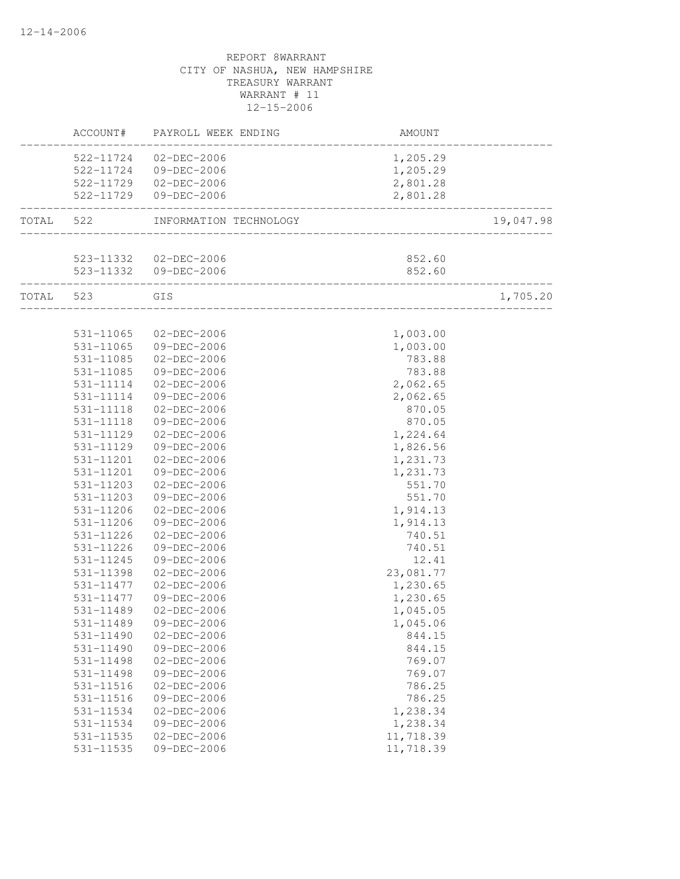REPORT 8WARRANT
CITY OF NASHUA, NEW HAMPSHIRE
TREASURY WARRANT
WARRANT # 11
12-15-2006

| | ACCOUNT# | PAYROLL WEEK ENDING | AMOUNT | |
|---|---|---|---|---|
| | 522-11724 | 02-DEC-2006 | 1,205.29 | |
| | 522-11724 | 09-DEC-2006 | 1,205.29 | |
| | 522-11729 | 02-DEC-2006 | 2,801.28 | |
| | 522-11729 | 09-DEC-2006 | 2,801.28 | |
| TOTAL | 522 | INFORMATION TECHNOLOGY | | 19,047.98 |
| | 523-11332 | 02-DEC-2006 | 852.60 | |
| | 523-11332 | 09-DEC-2006 | 852.60 | |
| TOTAL | 523 | GIS | | 1,705.20 |
| | 531-11065 | 02-DEC-2006 | 1,003.00 | |
| | 531-11065 | 09-DEC-2006 | 1,003.00 | |
| | 531-11085 | 02-DEC-2006 | 783.88 | |
| | 531-11085 | 09-DEC-2006 | 783.88 | |
| | 531-11114 | 02-DEC-2006 | 2,062.65 | |
| | 531-11114 | 09-DEC-2006 | 2,062.65 | |
| | 531-11118 | 02-DEC-2006 | 870.05 | |
| | 531-11118 | 09-DEC-2006 | 870.05 | |
| | 531-11129 | 02-DEC-2006 | 1,224.64 | |
| | 531-11129 | 09-DEC-2006 | 1,826.56 | |
| | 531-11201 | 02-DEC-2006 | 1,231.73 | |
| | 531-11201 | 09-DEC-2006 | 1,231.73 | |
| | 531-11203 | 02-DEC-2006 | 551.70 | |
| | 531-11203 | 09-DEC-2006 | 551.70 | |
| | 531-11206 | 02-DEC-2006 | 1,914.13 | |
| | 531-11206 | 09-DEC-2006 | 1,914.13 | |
| | 531-11226 | 02-DEC-2006 | 740.51 | |
| | 531-11226 | 09-DEC-2006 | 740.51 | |
| | 531-11245 | 09-DEC-2006 | 12.41 | |
| | 531-11398 | 02-DEC-2006 | 23,081.77 | |
| | 531-11477 | 02-DEC-2006 | 1,230.65 | |
| | 531-11477 | 09-DEC-2006 | 1,230.65 | |
| | 531-11489 | 02-DEC-2006 | 1,045.05 | |
| | 531-11489 | 09-DEC-2006 | 1,045.06 | |
| | 531-11490 | 02-DEC-2006 | 844.15 | |
| | 531-11490 | 09-DEC-2006 | 844.15 | |
| | 531-11498 | 02-DEC-2006 | 769.07 | |
| | 531-11498 | 09-DEC-2006 | 769.07 | |
| | 531-11516 | 02-DEC-2006 | 786.25 | |
| | 531-11516 | 09-DEC-2006 | 786.25 | |
| | 531-11534 | 02-DEC-2006 | 1,238.34 | |
| | 531-11534 | 09-DEC-2006 | 1,238.34 | |
| | 531-11535 | 02-DEC-2006 | 11,718.39 | |
| | 531-11535 | 09-DEC-2006 | 11,718.39 | |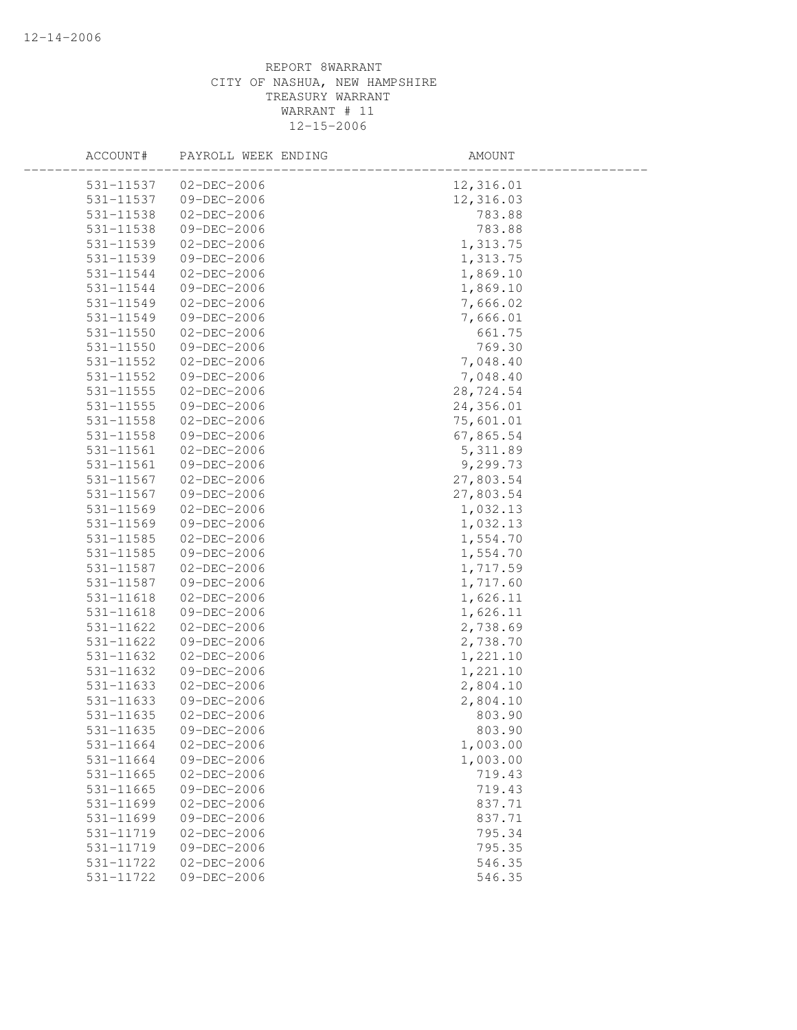REPORT 8WARRANT
CITY OF NASHUA, NEW HAMPSHIRE
TREASURY WARRANT
WARRANT # 11
12-15-2006

| ACCOUNT# | PAYROLL WEEK ENDING | AMOUNT |
|---|---|---|
| 531-11537 | 02-DEC-2006 | 12,316.01 |
| 531-11537 | 09-DEC-2006 | 12,316.03 |
| 531-11538 | 02-DEC-2006 | 783.88 |
| 531-11538 | 09-DEC-2006 | 783.88 |
| 531-11539 | 02-DEC-2006 | 1,313.75 |
| 531-11539 | 09-DEC-2006 | 1,313.75 |
| 531-11544 | 02-DEC-2006 | 1,869.10 |
| 531-11544 | 09-DEC-2006 | 1,869.10 |
| 531-11549 | 02-DEC-2006 | 7,666.02 |
| 531-11549 | 09-DEC-2006 | 7,666.01 |
| 531-11550 | 02-DEC-2006 | 661.75 |
| 531-11550 | 09-DEC-2006 | 769.30 |
| 531-11552 | 02-DEC-2006 | 7,048.40 |
| 531-11552 | 09-DEC-2006 | 7,048.40 |
| 531-11555 | 02-DEC-2006 | 28,724.54 |
| 531-11555 | 09-DEC-2006 | 24,356.01 |
| 531-11558 | 02-DEC-2006 | 75,601.01 |
| 531-11558 | 09-DEC-2006 | 67,865.54 |
| 531-11561 | 02-DEC-2006 | 5,311.89 |
| 531-11561 | 09-DEC-2006 | 9,299.73 |
| 531-11567 | 02-DEC-2006 | 27,803.54 |
| 531-11567 | 09-DEC-2006 | 27,803.54 |
| 531-11569 | 02-DEC-2006 | 1,032.13 |
| 531-11569 | 09-DEC-2006 | 1,032.13 |
| 531-11585 | 02-DEC-2006 | 1,554.70 |
| 531-11585 | 09-DEC-2006 | 1,554.70 |
| 531-11587 | 02-DEC-2006 | 1,717.59 |
| 531-11587 | 09-DEC-2006 | 1,717.60 |
| 531-11618 | 02-DEC-2006 | 1,626.11 |
| 531-11618 | 09-DEC-2006 | 1,626.11 |
| 531-11622 | 02-DEC-2006 | 2,738.69 |
| 531-11622 | 09-DEC-2006 | 2,738.70 |
| 531-11632 | 02-DEC-2006 | 1,221.10 |
| 531-11632 | 09-DEC-2006 | 1,221.10 |
| 531-11633 | 02-DEC-2006 | 2,804.10 |
| 531-11633 | 09-DEC-2006 | 2,804.10 |
| 531-11635 | 02-DEC-2006 | 803.90 |
| 531-11635 | 09-DEC-2006 | 803.90 |
| 531-11664 | 02-DEC-2006 | 1,003.00 |
| 531-11664 | 09-DEC-2006 | 1,003.00 |
| 531-11665 | 02-DEC-2006 | 719.43 |
| 531-11665 | 09-DEC-2006 | 719.43 |
| 531-11699 | 02-DEC-2006 | 837.71 |
| 531-11699 | 09-DEC-2006 | 837.71 |
| 531-11719 | 02-DEC-2006 | 795.34 |
| 531-11719 | 09-DEC-2006 | 795.35 |
| 531-11722 | 02-DEC-2006 | 546.35 |
| 531-11722 | 09-DEC-2006 | 546.35 |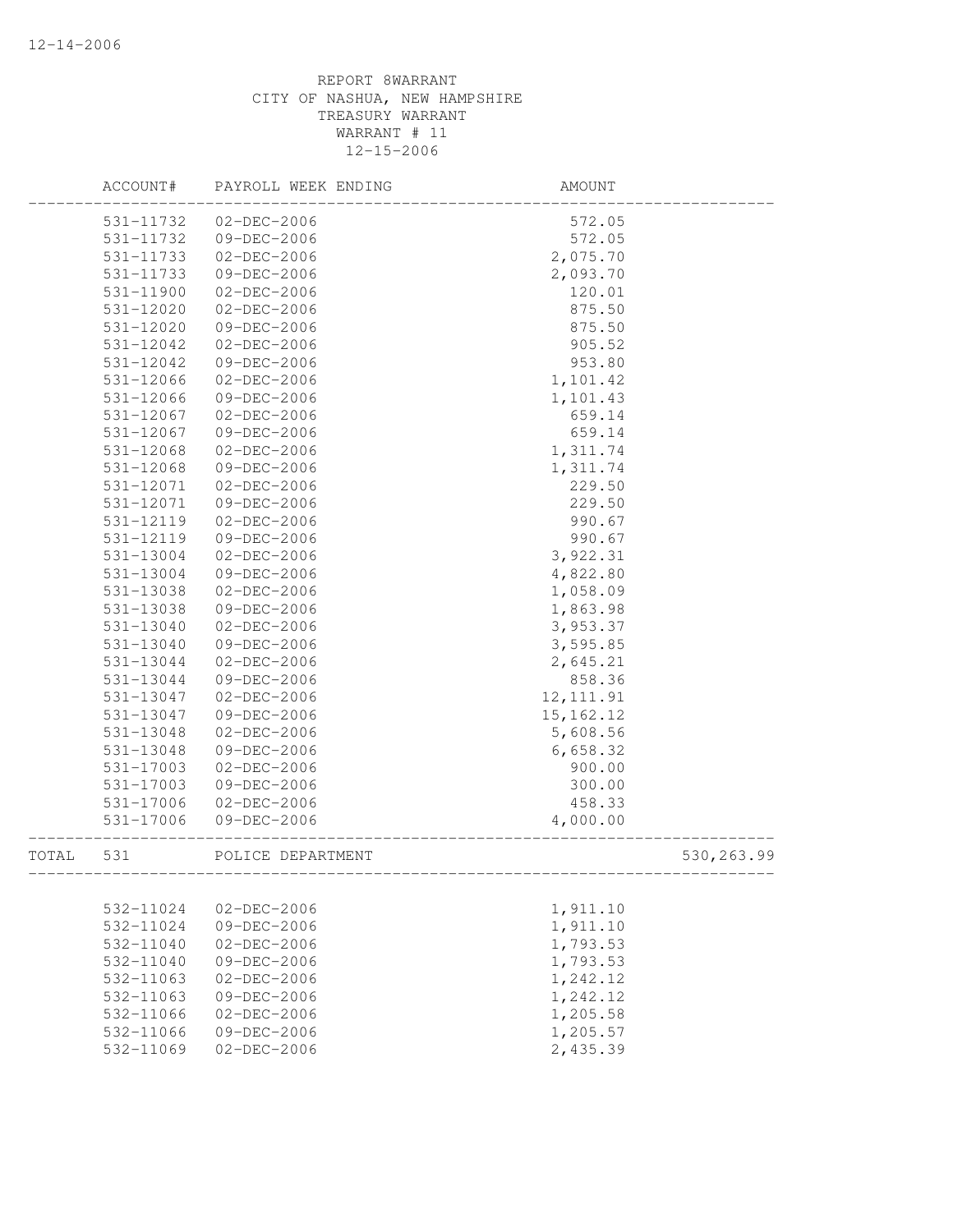REPORT 8WARRANT
CITY OF NASHUA, NEW HAMPSHIRE
TREASURY WARRANT
WARRANT # 11
12-15-2006

| ACCOUNT# | PAYROLL WEEK ENDING | AMOUNT | |
|---|---|---|---|
| 531-11732 | 02-DEC-2006 | 572.05 | |
| 531-11732 | 09-DEC-2006 | 572.05 | |
| 531-11733 | 02-DEC-2006 | 2,075.70 | |
| 531-11733 | 09-DEC-2006 | 2,093.70 | |
| 531-11900 | 02-DEC-2006 | 120.01 | |
| 531-12020 | 02-DEC-2006 | 875.50 | |
| 531-12020 | 09-DEC-2006 | 875.50 | |
| 531-12042 | 02-DEC-2006 | 905.52 | |
| 531-12042 | 09-DEC-2006 | 953.80 | |
| 531-12066 | 02-DEC-2006 | 1,101.42 | |
| 531-12066 | 09-DEC-2006 | 1,101.43 | |
| 531-12067 | 02-DEC-2006 | 659.14 | |
| 531-12067 | 09-DEC-2006 | 659.14 | |
| 531-12068 | 02-DEC-2006 | 1,311.74 | |
| 531-12068 | 09-DEC-2006 | 1,311.74 | |
| 531-12071 | 02-DEC-2006 | 229.50 | |
| 531-12071 | 09-DEC-2006 | 229.50 | |
| 531-12119 | 02-DEC-2006 | 990.67 | |
| 531-12119 | 09-DEC-2006 | 990.67 | |
| 531-13004 | 02-DEC-2006 | 3,922.31 | |
| 531-13004 | 09-DEC-2006 | 4,822.80 | |
| 531-13038 | 02-DEC-2006 | 1,058.09 | |
| 531-13038 | 09-DEC-2006 | 1,863.98 | |
| 531-13040 | 02-DEC-2006 | 3,953.37 | |
| 531-13040 | 09-DEC-2006 | 3,595.85 | |
| 531-13044 | 02-DEC-2006 | 2,645.21 | |
| 531-13044 | 09-DEC-2006 | 858.36 | |
| 531-13047 | 02-DEC-2006 | 12,111.91 | |
| 531-13047 | 09-DEC-2006 | 15,162.12 | |
| 531-13048 | 02-DEC-2006 | 5,608.56 | |
| 531-13048 | 09-DEC-2006 | 6,658.32 | |
| 531-17003 | 02-DEC-2006 | 900.00 | |
| 531-17003 | 09-DEC-2006 | 300.00 | |
| 531-17006 | 02-DEC-2006 | 458.33 | |
| 531-17006 | 09-DEC-2006 | 4,000.00 | |
| TOTAL 531 | POLICE DEPARTMENT | | 530,263.99 |
| 532-11024 | 02-DEC-2006 | 1,911.10 | |
| 532-11024 | 09-DEC-2006 | 1,911.10 | |
| 532-11040 | 02-DEC-2006 | 1,793.53 | |
| 532-11040 | 09-DEC-2006 | 1,793.53 | |
| 532-11063 | 02-DEC-2006 | 1,242.12 | |
| 532-11063 | 09-DEC-2006 | 1,242.12 | |
| 532-11066 | 02-DEC-2006 | 1,205.58 | |
| 532-11066 | 09-DEC-2006 | 1,205.57 | |
| 532-11069 | 02-DEC-2006 | 2,435.39 | |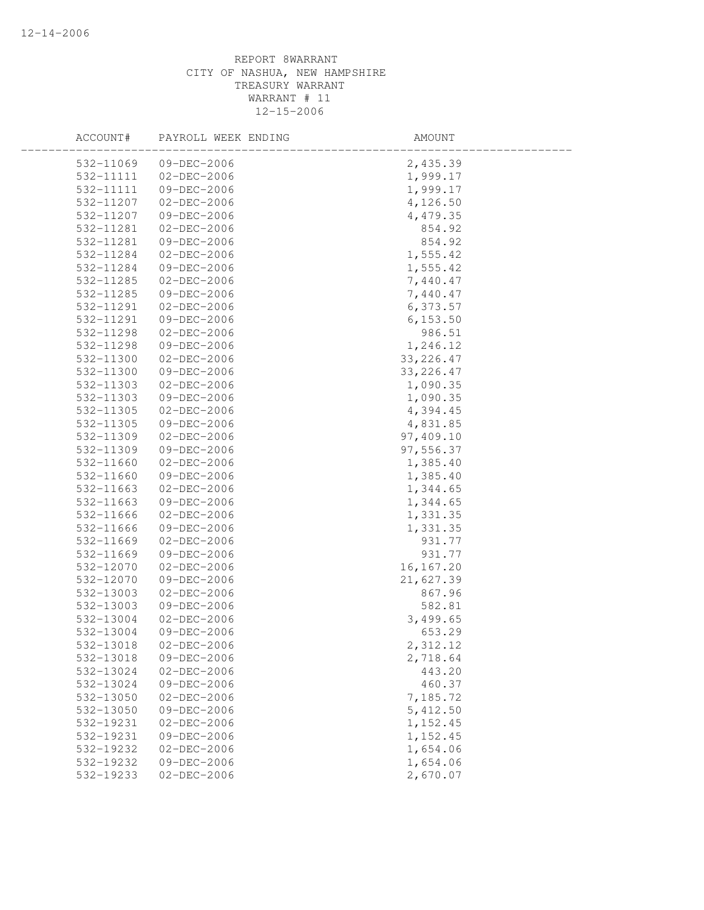REPORT 8WARRANT
CITY OF NASHUA, NEW HAMPSHIRE
TREASURY WARRANT
WARRANT # 11
12-15-2006

| ACCOUNT# | PAYROLL WEEK ENDING | AMOUNT |
|---|---|---|
| 532-11069 | 09-DEC-2006 | 2,435.39 |
| 532-11111 | 02-DEC-2006 | 1,999.17 |
| 532-11111 | 09-DEC-2006 | 1,999.17 |
| 532-11207 | 02-DEC-2006 | 4,126.50 |
| 532-11207 | 09-DEC-2006 | 4,479.35 |
| 532-11281 | 02-DEC-2006 | 854.92 |
| 532-11281 | 09-DEC-2006 | 854.92 |
| 532-11284 | 02-DEC-2006 | 1,555.42 |
| 532-11284 | 09-DEC-2006 | 1,555.42 |
| 532-11285 | 02-DEC-2006 | 7,440.47 |
| 532-11285 | 09-DEC-2006 | 7,440.47 |
| 532-11291 | 02-DEC-2006 | 6,373.57 |
| 532-11291 | 09-DEC-2006 | 6,153.50 |
| 532-11298 | 02-DEC-2006 | 986.51 |
| 532-11298 | 09-DEC-2006 | 1,246.12 |
| 532-11300 | 02-DEC-2006 | 33,226.47 |
| 532-11300 | 09-DEC-2006 | 33,226.47 |
| 532-11303 | 02-DEC-2006 | 1,090.35 |
| 532-11303 | 09-DEC-2006 | 1,090.35 |
| 532-11305 | 02-DEC-2006 | 4,394.45 |
| 532-11305 | 09-DEC-2006 | 4,831.85 |
| 532-11309 | 02-DEC-2006 | 97,409.10 |
| 532-11309 | 09-DEC-2006 | 97,556.37 |
| 532-11660 | 02-DEC-2006 | 1,385.40 |
| 532-11660 | 09-DEC-2006 | 1,385.40 |
| 532-11663 | 02-DEC-2006 | 1,344.65 |
| 532-11663 | 09-DEC-2006 | 1,344.65 |
| 532-11666 | 02-DEC-2006 | 1,331.35 |
| 532-11666 | 09-DEC-2006 | 1,331.35 |
| 532-11669 | 02-DEC-2006 | 931.77 |
| 532-11669 | 09-DEC-2006 | 931.77 |
| 532-12070 | 02-DEC-2006 | 16,167.20 |
| 532-12070 | 09-DEC-2006 | 21,627.39 |
| 532-13003 | 02-DEC-2006 | 867.96 |
| 532-13003 | 09-DEC-2006 | 582.81 |
| 532-13004 | 02-DEC-2006 | 3,499.65 |
| 532-13004 | 09-DEC-2006 | 653.29 |
| 532-13018 | 02-DEC-2006 | 2,312.12 |
| 532-13018 | 09-DEC-2006 | 2,718.64 |
| 532-13024 | 02-DEC-2006 | 443.20 |
| 532-13024 | 09-DEC-2006 | 460.37 |
| 532-13050 | 02-DEC-2006 | 7,185.72 |
| 532-13050 | 09-DEC-2006 | 5,412.50 |
| 532-19231 | 02-DEC-2006 | 1,152.45 |
| 532-19231 | 09-DEC-2006 | 1,152.45 |
| 532-19232 | 02-DEC-2006 | 1,654.06 |
| 532-19232 | 09-DEC-2006 | 1,654.06 |
| 532-19233 | 02-DEC-2006 | 2,670.07 |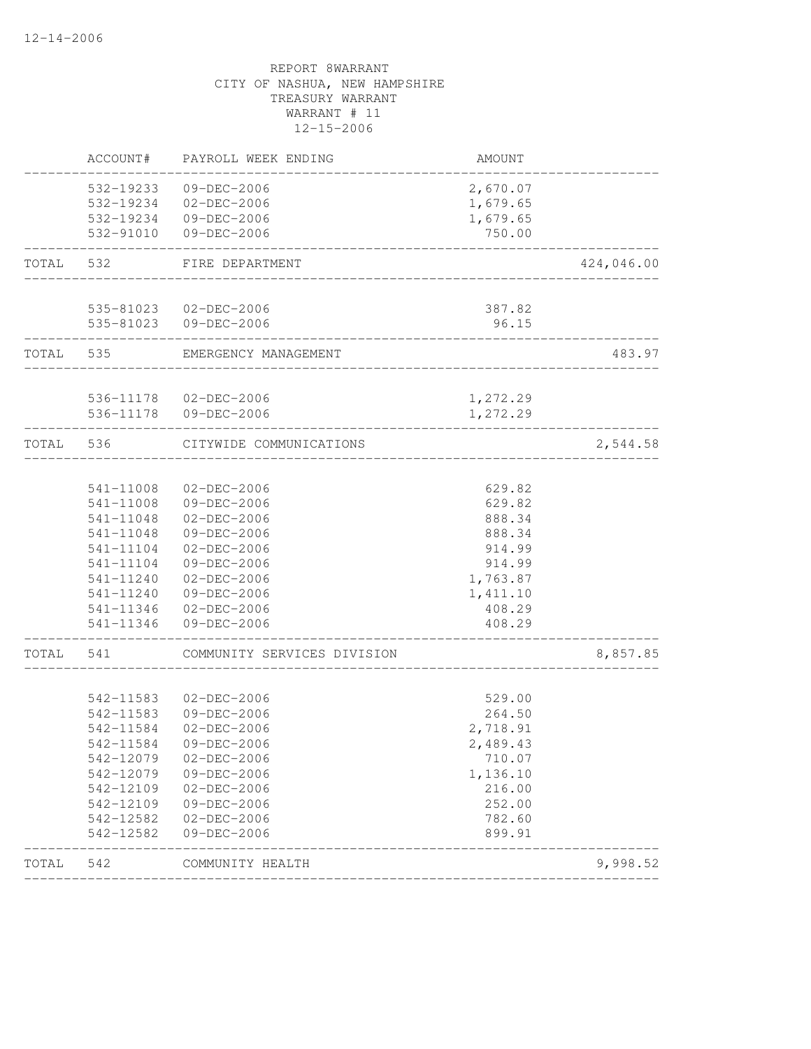12-14-2006

REPORT 8WARRANT
CITY OF NASHUA, NEW HAMPSHIRE
TREASURY WARRANT
WARRANT # 11
12-15-2006

| | ACCOUNT# | PAYROLL WEEK ENDING | AMOUNT | |
|---|---|---|---|---|
| | 532-19233 | 09-DEC-2006 | 2,670.07 | |
| | 532-19234 | 02-DEC-2006 | 1,679.65 | |
| | 532-19234 | 09-DEC-2006 | 1,679.65 | |
| | 532-91010 | 09-DEC-2006 | 750.00 | |
| TOTAL | 532 | FIRE DEPARTMENT | | 424,046.00 |
| | 535-81023 | 02-DEC-2006 | 387.82 | |
| | 535-81023 | 09-DEC-2006 | 96.15 | |
| TOTAL | 535 | EMERGENCY MANAGEMENT | | 483.97 |
| | 536-11178 | 02-DEC-2006 | 1,272.29 | |
| | 536-11178 | 09-DEC-2006 | 1,272.29 | |
| TOTAL | 536 | CITYWIDE COMMUNICATIONS | | 2,544.58 |
| | 541-11008 | 02-DEC-2006 | 629.82 | |
| | 541-11008 | 09-DEC-2006 | 629.82 | |
| | 541-11048 | 02-DEC-2006 | 888.34 | |
| | 541-11048 | 09-DEC-2006 | 888.34 | |
| | 541-11104 | 02-DEC-2006 | 914.99 | |
| | 541-11104 | 09-DEC-2006 | 914.99 | |
| | 541-11240 | 02-DEC-2006 | 1,763.87 | |
| | 541-11240 | 09-DEC-2006 | 1,411.10 | |
| | 541-11346 | 02-DEC-2006 | 408.29 | |
| | 541-11346 | 09-DEC-2006 | 408.29 | |
| TOTAL | 541 | COMMUNITY SERVICES DIVISION | | 8,857.85 |
| | 542-11583 | 02-DEC-2006 | 529.00 | |
| | 542-11583 | 09-DEC-2006 | 264.50 | |
| | 542-11584 | 02-DEC-2006 | 2,718.91 | |
| | 542-11584 | 09-DEC-2006 | 2,489.43 | |
| | 542-12079 | 02-DEC-2006 | 710.07 | |
| | 542-12079 | 09-DEC-2006 | 1,136.10 | |
| | 542-12109 | 02-DEC-2006 | 216.00 | |
| | 542-12109 | 09-DEC-2006 | 252.00 | |
| | 542-12582 | 02-DEC-2006 | 782.60 | |
| | 542-12582 | 09-DEC-2006 | 899.91 | |
| TOTAL | 542 | COMMUNITY HEALTH | | 9,998.52 |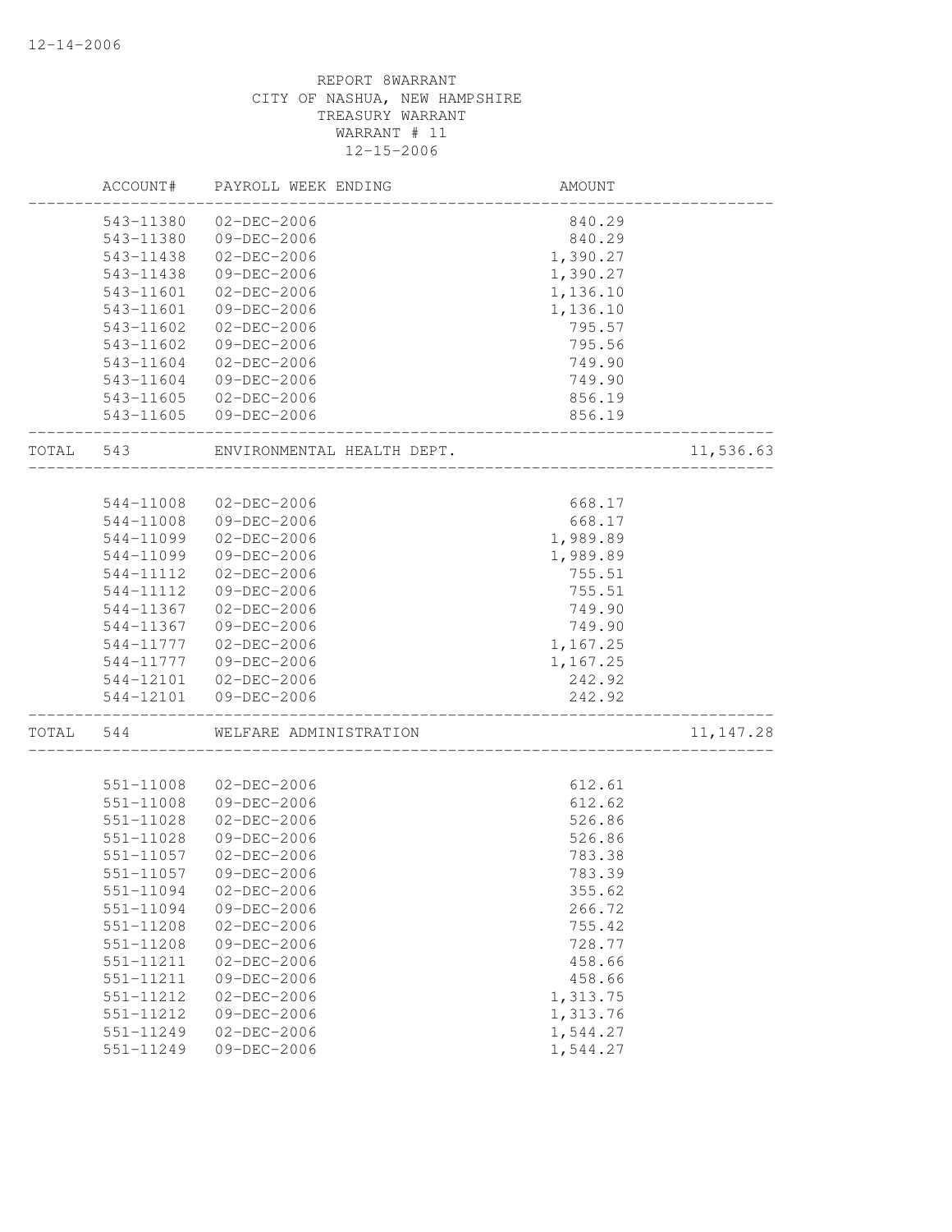REPORT 8WARRANT
CITY OF NASHUA, NEW HAMPSHIRE
TREASURY WARRANT
WARRANT # 11
12-15-2006

| | ACCOUNT# | PAYROLL WEEK ENDING | AMOUNT | |
|---|---|---|---|---|
| | 543-11380 | 02-DEC-2006 | 840.29 | |
| | 543-11380 | 09-DEC-2006 | 840.29 | |
| | 543-11438 | 02-DEC-2006 | 1,390.27 | |
| | 543-11438 | 09-DEC-2006 | 1,390.27 | |
| | 543-11601 | 02-DEC-2006 | 1,136.10 | |
| | 543-11601 | 09-DEC-2006 | 1,136.10 | |
| | 543-11602 | 02-DEC-2006 | 795.57 | |
| | 543-11602 | 09-DEC-2006 | 795.56 | |
| | 543-11604 | 02-DEC-2006 | 749.90 | |
| | 543-11604 | 09-DEC-2006 | 749.90 | |
| | 543-11605 | 02-DEC-2006 | 856.19 | |
| | 543-11605 | 09-DEC-2006 | 856.19 | |
| TOTAL | 543 | ENVIRONMENTAL HEALTH DEPT. | | 11,536.63 |
| | 544-11008 | 02-DEC-2006 | 668.17 | |
| | 544-11008 | 09-DEC-2006 | 668.17 | |
| | 544-11099 | 02-DEC-2006 | 1,989.89 | |
| | 544-11099 | 09-DEC-2006 | 1,989.89 | |
| | 544-11112 | 02-DEC-2006 | 755.51 | |
| | 544-11112 | 09-DEC-2006 | 755.51 | |
| | 544-11367 | 02-DEC-2006 | 749.90 | |
| | 544-11367 | 09-DEC-2006 | 749.90 | |
| | 544-11777 | 02-DEC-2006 | 1,167.25 | |
| | 544-11777 | 09-DEC-2006 | 1,167.25 | |
| | 544-12101 | 02-DEC-2006 | 242.92 | |
| | 544-12101 | 09-DEC-2006 | 242.92 | |
| TOTAL | 544 | WELFARE ADMINISTRATION | | 11,147.28 |
| | 551-11008 | 02-DEC-2006 | 612.61 | |
| | 551-11008 | 09-DEC-2006 | 612.62 | |
| | 551-11028 | 02-DEC-2006 | 526.86 | |
| | 551-11028 | 09-DEC-2006 | 526.86 | |
| | 551-11057 | 02-DEC-2006 | 783.38 | |
| | 551-11057 | 09-DEC-2006 | 783.39 | |
| | 551-11094 | 02-DEC-2006 | 355.62 | |
| | 551-11094 | 09-DEC-2006 | 266.72 | |
| | 551-11208 | 02-DEC-2006 | 755.42 | |
| | 551-11208 | 09-DEC-2006 | 728.77 | |
| | 551-11211 | 02-DEC-2006 | 458.66 | |
| | 551-11211 | 09-DEC-2006 | 458.66 | |
| | 551-11212 | 02-DEC-2006 | 1,313.75 | |
| | 551-11212 | 09-DEC-2006 | 1,313.76 | |
| | 551-11249 | 02-DEC-2006 | 1,544.27 | |
| | 551-11249 | 09-DEC-2006 | 1,544.27 | |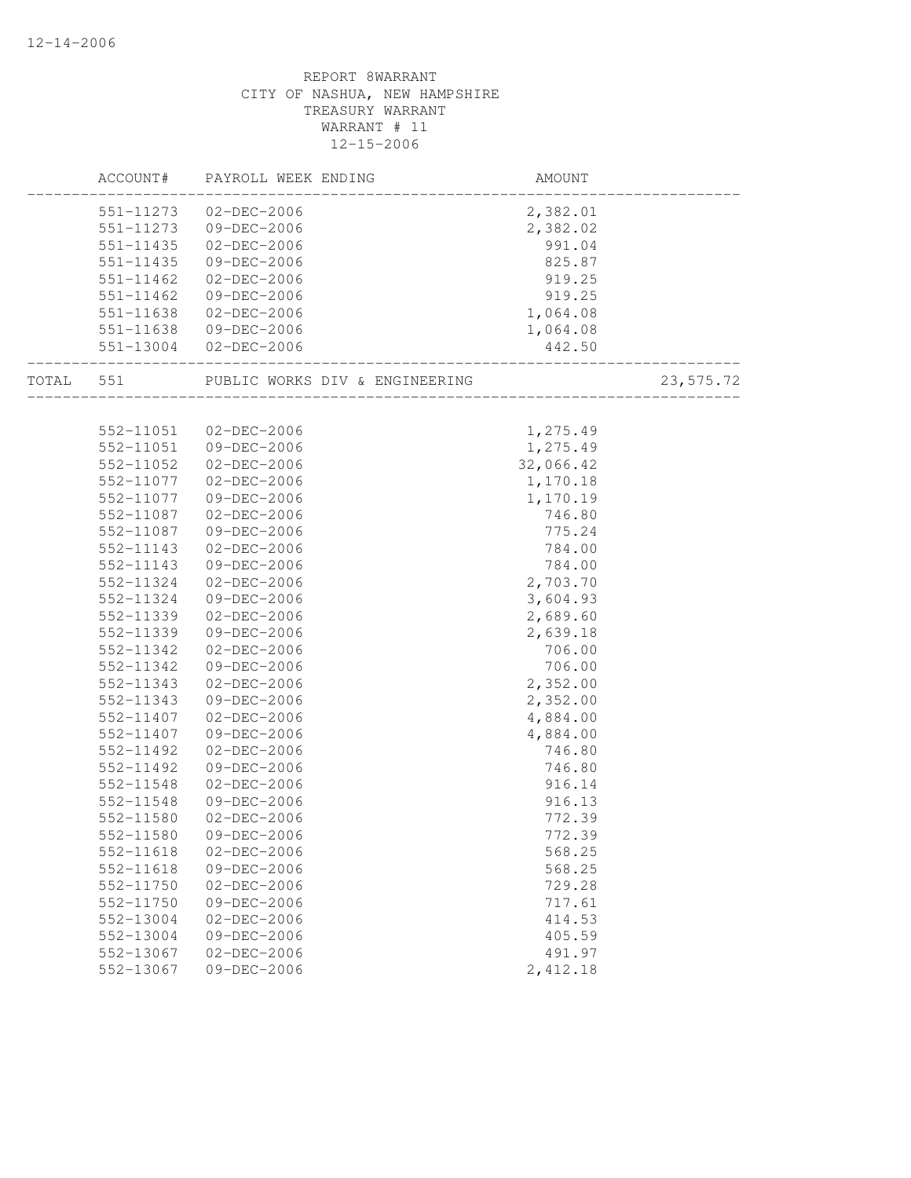REPORT 8WARRANT
CITY OF NASHUA, NEW HAMPSHIRE
TREASURY WARRANT
WARRANT # 11
12-15-2006

| ACCOUNT# | PAYROLL WEEK ENDING | AMOUNT | |
|---|---|---|---|
| 551-11273 | 02-DEC-2006 | 2,382.01 | |
| 551-11273 | 09-DEC-2006 | 2,382.02 | |
| 551-11435 | 02-DEC-2006 | 991.04 | |
| 551-11435 | 09-DEC-2006 | 825.87 | |
| 551-11462 | 02-DEC-2006 | 919.25 | |
| 551-11462 | 09-DEC-2006 | 919.25 | |
| 551-11638 | 02-DEC-2006 | 1,064.08 | |
| 551-11638 | 09-DEC-2006 | 1,064.08 | |
| 551-13004 | 02-DEC-2006 | 442.50 | |
| TOTAL 551 | PUBLIC WORKS DIV & ENGINEERING | | 23,575.72 |
| 552-11051 | 02-DEC-2006 | 1,275.49 | |
| 552-11051 | 09-DEC-2006 | 1,275.49 | |
| 552-11052 | 02-DEC-2006 | 32,066.42 | |
| 552-11077 | 02-DEC-2006 | 1,170.18 | |
| 552-11077 | 09-DEC-2006 | 1,170.19 | |
| 552-11087 | 02-DEC-2006 | 746.80 | |
| 552-11087 | 09-DEC-2006 | 775.24 | |
| 552-11143 | 02-DEC-2006 | 784.00 | |
| 552-11143 | 09-DEC-2006 | 784.00 | |
| 552-11324 | 02-DEC-2006 | 2,703.70 | |
| 552-11324 | 09-DEC-2006 | 3,604.93 | |
| 552-11339 | 02-DEC-2006 | 2,689.60 | |
| 552-11339 | 09-DEC-2006 | 2,639.18 | |
| 552-11342 | 02-DEC-2006 | 706.00 | |
| 552-11342 | 09-DEC-2006 | 706.00 | |
| 552-11343 | 02-DEC-2006 | 2,352.00 | |
| 552-11343 | 09-DEC-2006 | 2,352.00 | |
| 552-11407 | 02-DEC-2006 | 4,884.00 | |
| 552-11407 | 09-DEC-2006 | 4,884.00 | |
| 552-11492 | 02-DEC-2006 | 746.80 | |
| 552-11492 | 09-DEC-2006 | 746.80 | |
| 552-11548 | 02-DEC-2006 | 916.14 | |
| 552-11548 | 09-DEC-2006 | 916.13 | |
| 552-11580 | 02-DEC-2006 | 772.39 | |
| 552-11580 | 09-DEC-2006 | 772.39 | |
| 552-11618 | 02-DEC-2006 | 568.25 | |
| 552-11618 | 09-DEC-2006 | 568.25 | |
| 552-11750 | 02-DEC-2006 | 729.28 | |
| 552-11750 | 09-DEC-2006 | 717.61 | |
| 552-13004 | 02-DEC-2006 | 414.53 | |
| 552-13004 | 09-DEC-2006 | 405.59 | |
| 552-13067 | 02-DEC-2006 | 491.97 | |
| 552-13067 | 09-DEC-2006 | 2,412.18 | |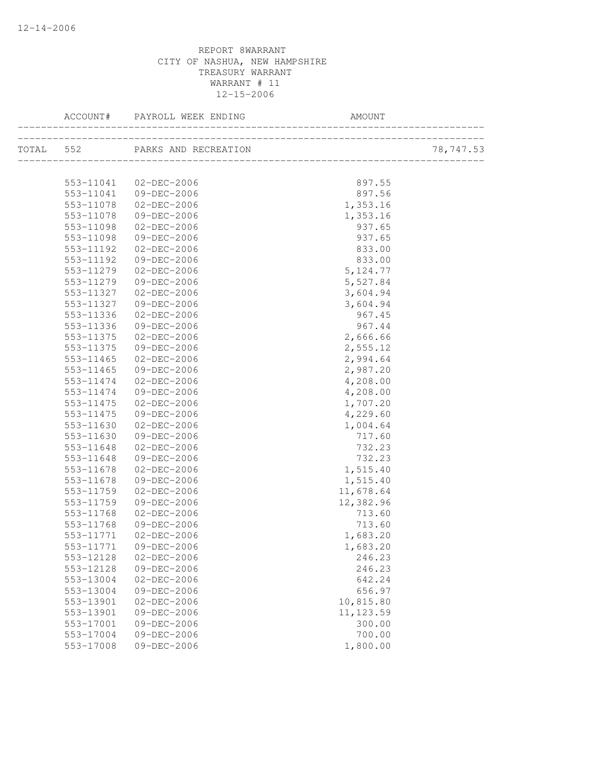REPORT 8WARRANT
CITY OF NASHUA, NEW HAMPSHIRE
TREASURY WARRANT
WARRANT # 11
12-15-2006

| ACCOUNT# | PAYROLL WEEK ENDING | AMOUNT | |
|---|---|---|---|
| TOTAL 552 | PARKS AND RECREATION | | 78,747.53 |
| 553-11041 | 02-DEC-2006 | 897.55 | |
| 553-11041 | 09-DEC-2006 | 897.56 | |
| 553-11078 | 02-DEC-2006 | 1,353.16 | |
| 553-11078 | 09-DEC-2006 | 1,353.16 | |
| 553-11098 | 02-DEC-2006 | 937.65 | |
| 553-11098 | 09-DEC-2006 | 937.65 | |
| 553-11192 | 02-DEC-2006 | 833.00 | |
| 553-11192 | 09-DEC-2006 | 833.00 | |
| 553-11279 | 02-DEC-2006 | 5,124.77 | |
| 553-11279 | 09-DEC-2006 | 5,527.84 | |
| 553-11327 | 02-DEC-2006 | 3,604.94 | |
| 553-11327 | 09-DEC-2006 | 3,604.94 | |
| 553-11336 | 02-DEC-2006 | 967.45 | |
| 553-11336 | 09-DEC-2006 | 967.44 | |
| 553-11375 | 02-DEC-2006 | 2,666.66 | |
| 553-11375 | 09-DEC-2006 | 2,555.12 | |
| 553-11465 | 02-DEC-2006 | 2,994.64 | |
| 553-11465 | 09-DEC-2006 | 2,987.20 | |
| 553-11474 | 02-DEC-2006 | 4,208.00 | |
| 553-11474 | 09-DEC-2006 | 4,208.00 | |
| 553-11475 | 02-DEC-2006 | 1,707.20 | |
| 553-11475 | 09-DEC-2006 | 4,229.60 | |
| 553-11630 | 02-DEC-2006 | 1,004.64 | |
| 553-11630 | 09-DEC-2006 | 717.60 | |
| 553-11648 | 02-DEC-2006 | 732.23 | |
| 553-11648 | 09-DEC-2006 | 732.23 | |
| 553-11678 | 02-DEC-2006 | 1,515.40 | |
| 553-11678 | 09-DEC-2006 | 1,515.40 | |
| 553-11759 | 02-DEC-2006 | 11,678.64 | |
| 553-11759 | 09-DEC-2006 | 12,382.96 | |
| 553-11768 | 02-DEC-2006 | 713.60 | |
| 553-11768 | 09-DEC-2006 | 713.60 | |
| 553-11771 | 02-DEC-2006 | 1,683.20 | |
| 553-11771 | 09-DEC-2006 | 1,683.20 | |
| 553-12128 | 02-DEC-2006 | 246.23 | |
| 553-12128 | 09-DEC-2006 | 246.23 | |
| 553-13004 | 02-DEC-2006 | 642.24 | |
| 553-13004 | 09-DEC-2006 | 656.97 | |
| 553-13901 | 02-DEC-2006 | 10,815.80 | |
| 553-13901 | 09-DEC-2006 | 11,123.59 | |
| 553-17001 | 09-DEC-2006 | 300.00 | |
| 553-17004 | 09-DEC-2006 | 700.00 | |
| 553-17008 | 09-DEC-2006 | 1,800.00 | |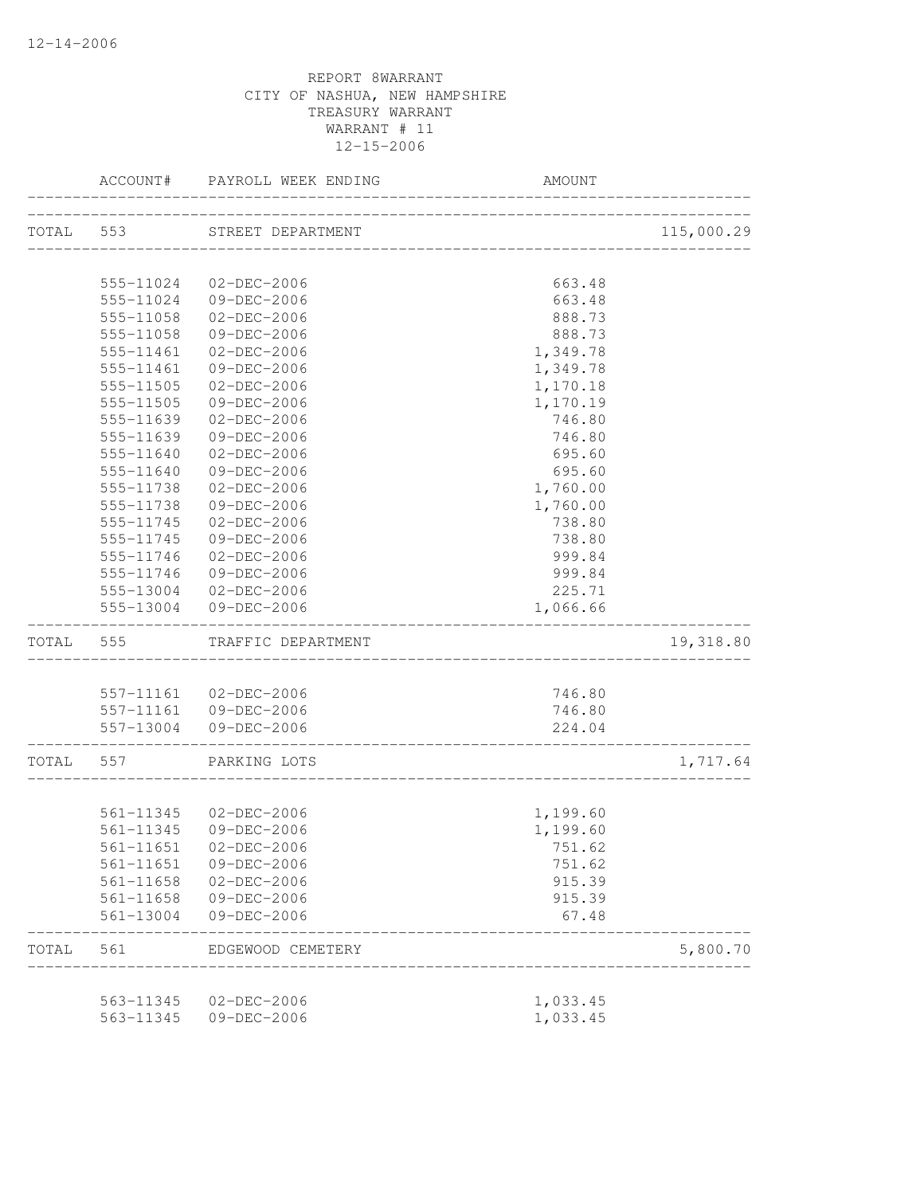REPORT 8WARRANT
CITY OF NASHUA, NEW HAMPSHIRE
TREASURY WARRANT
WARRANT # 11
12-15-2006

| | ACCOUNT# | PAYROLL WEEK ENDING | AMOUNT | |
|---|---|---|---|---|
| TOTAL | 553 | STREET DEPARTMENT | | 115,000.29 |
| | 555-11024 | 02-DEC-2006 | 663.48 | |
| | 555-11024 | 09-DEC-2006 | 663.48 | |
| | 555-11058 | 02-DEC-2006 | 888.73 | |
| | 555-11058 | 09-DEC-2006 | 888.73 | |
| | 555-11461 | 02-DEC-2006 | 1,349.78 | |
| | 555-11461 | 09-DEC-2006 | 1,349.78 | |
| | 555-11505 | 02-DEC-2006 | 1,170.18 | |
| | 555-11505 | 09-DEC-2006 | 1,170.19 | |
| | 555-11639 | 02-DEC-2006 | 746.80 | |
| | 555-11639 | 09-DEC-2006 | 746.80 | |
| | 555-11640 | 02-DEC-2006 | 695.60 | |
| | 555-11640 | 09-DEC-2006 | 695.60 | |
| | 555-11738 | 02-DEC-2006 | 1,760.00 | |
| | 555-11738 | 09-DEC-2006 | 1,760.00 | |
| | 555-11745 | 02-DEC-2006 | 738.80 | |
| | 555-11745 | 09-DEC-2006 | 738.80 | |
| | 555-11746 | 02-DEC-2006 | 999.84 | |
| | 555-11746 | 09-DEC-2006 | 999.84 | |
| | 555-13004 | 02-DEC-2006 | 225.71 | |
| | 555-13004 | 09-DEC-2006 | 1,066.66 | |
| TOTAL | 555 | TRAFFIC DEPARTMENT | | 19,318.80 |
| | 557-11161 | 02-DEC-2006 | 746.80 | |
| | 557-11161 | 09-DEC-2006 | 746.80 | |
| | 557-13004 | 09-DEC-2006 | 224.04 | |
| TOTAL | 557 | PARKING LOTS | | 1,717.64 |
| | 561-11345 | 02-DEC-2006 | 1,199.60 | |
| | 561-11345 | 09-DEC-2006 | 1,199.60 | |
| | 561-11651 | 02-DEC-2006 | 751.62 | |
| | 561-11651 | 09-DEC-2006 | 751.62 | |
| | 561-11658 | 02-DEC-2006 | 915.39 | |
| | 561-11658 | 09-DEC-2006 | 915.39 | |
| | 561-13004 | 09-DEC-2006 | 67.48 | |
| TOTAL | 561 | EDGEWOOD CEMETERY | | 5,800.70 |
| | 563-11345 | 02-DEC-2006 | 1,033.45 | |
| | 563-11345 | 09-DEC-2006 | 1,033.45 | |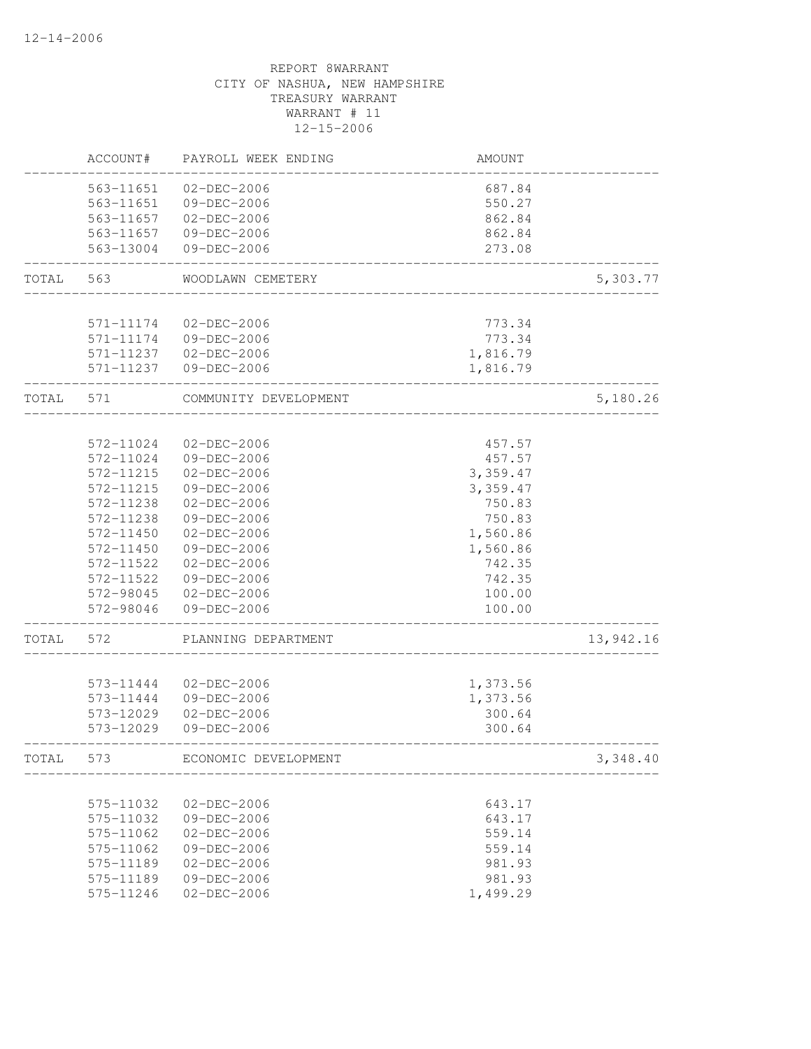REPORT 8WARRANT
CITY OF NASHUA, NEW HAMPSHIRE
TREASURY WARRANT
WARRANT # 11
12-15-2006

| | ACCOUNT# | PAYROLL WEEK ENDING | AMOUNT | |
|---|---|---|---|---|
| | 563-11651 | 02-DEC-2006 | 687.84 | |
| | 563-11651 | 09-DEC-2006 | 550.27 | |
| | 563-11657 | 02-DEC-2006 | 862.84 | |
| | 563-11657 | 09-DEC-2006 | 862.84 | |
| | 563-13004 | 09-DEC-2006 | 273.08 | |
| TOTAL | 563 | WOODLAWN CEMETERY | | 5,303.77 |
| | 571-11174 | 02-DEC-2006 | 773.34 | |
| | 571-11174 | 09-DEC-2006 | 773.34 | |
| | 571-11237 | 02-DEC-2006 | 1,816.79 | |
| | 571-11237 | 09-DEC-2006 | 1,816.79 | |
| TOTAL | 571 | COMMUNITY DEVELOPMENT | | 5,180.26 |
| | 572-11024 | 02-DEC-2006 | 457.57 | |
| | 572-11024 | 09-DEC-2006 | 457.57 | |
| | 572-11215 | 02-DEC-2006 | 3,359.47 | |
| | 572-11215 | 09-DEC-2006 | 3,359.47 | |
| | 572-11238 | 02-DEC-2006 | 750.83 | |
| | 572-11238 | 09-DEC-2006 | 750.83 | |
| | 572-11450 | 02-DEC-2006 | 1,560.86 | |
| | 572-11450 | 09-DEC-2006 | 1,560.86 | |
| | 572-11522 | 02-DEC-2006 | 742.35 | |
| | 572-11522 | 09-DEC-2006 | 742.35 | |
| | 572-98045 | 02-DEC-2006 | 100.00 | |
| | 572-98046 | 09-DEC-2006 | 100.00 | |
| TOTAL | 572 | PLANNING DEPARTMENT | | 13,942.16 |
| | 573-11444 | 02-DEC-2006 | 1,373.56 | |
| | 573-11444 | 09-DEC-2006 | 1,373.56 | |
| | 573-12029 | 02-DEC-2006 | 300.64 | |
| | 573-12029 | 09-DEC-2006 | 300.64 | |
| TOTAL | 573 | ECONOMIC DEVELOPMENT | | 3,348.40 |
| | 575-11032 | 02-DEC-2006 | 643.17 | |
| | 575-11032 | 09-DEC-2006 | 643.17 | |
| | 575-11062 | 02-DEC-2006 | 559.14 | |
| | 575-11062 | 09-DEC-2006 | 559.14 | |
| | 575-11189 | 02-DEC-2006 | 981.93 | |
| | 575-11189 | 09-DEC-2006 | 981.93 | |
| | 575-11246 | 02-DEC-2006 | 1,499.29 | |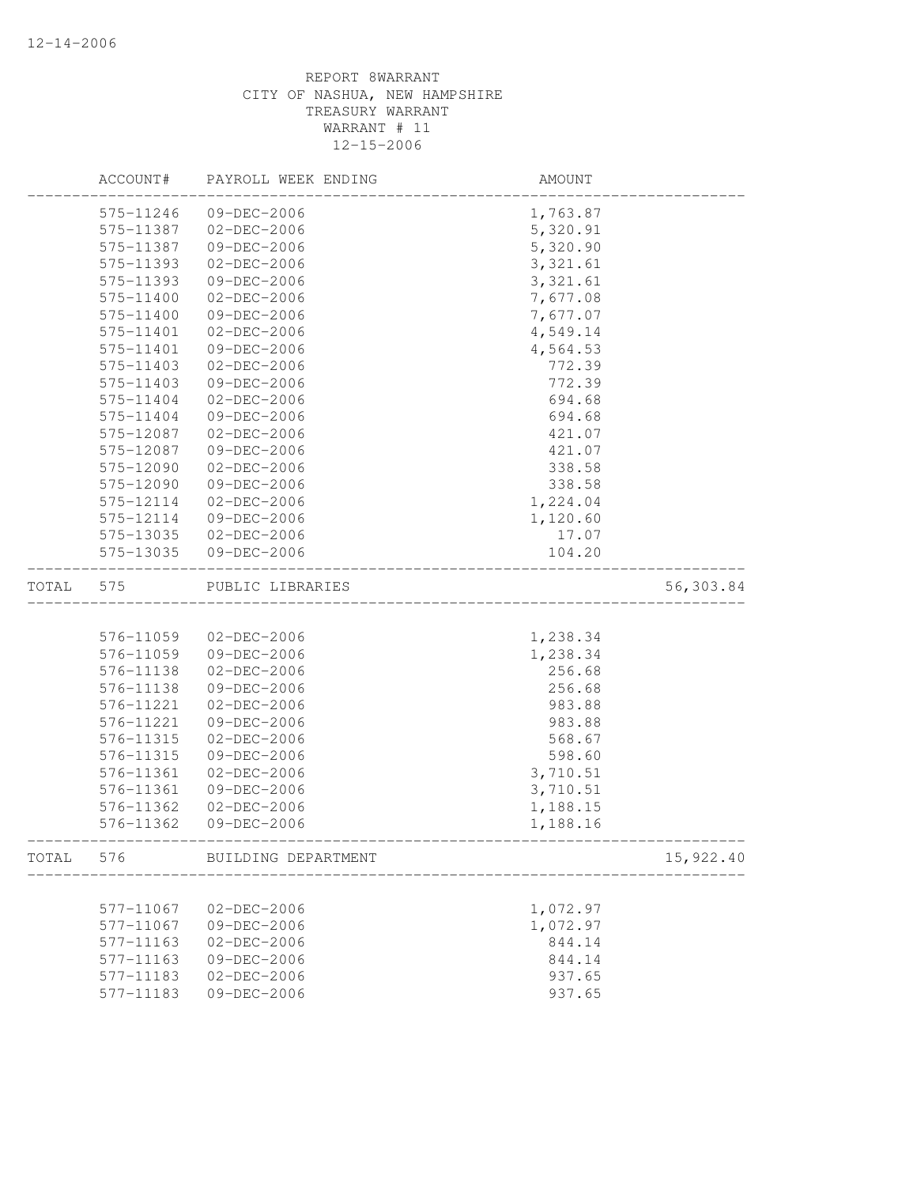REPORT 8WARRANT
CITY OF NASHUA, NEW HAMPSHIRE
TREASURY WARRANT
WARRANT # 11
12-15-2006

| | ACCOUNT# | PAYROLL WEEK ENDING | AMOUNT | |
|---|---|---|---|---|
| | 575-11246 | 09-DEC-2006 | 1,763.87 | |
| | 575-11387 | 02-DEC-2006 | 5,320.91 | |
| | 575-11387 | 09-DEC-2006 | 5,320.90 | |
| | 575-11393 | 02-DEC-2006 | 3,321.61 | |
| | 575-11393 | 09-DEC-2006 | 3,321.61 | |
| | 575-11400 | 02-DEC-2006 | 7,677.08 | |
| | 575-11400 | 09-DEC-2006 | 7,677.07 | |
| | 575-11401 | 02-DEC-2006 | 4,549.14 | |
| | 575-11401 | 09-DEC-2006 | 4,564.53 | |
| | 575-11403 | 02-DEC-2006 | 772.39 | |
| | 575-11403 | 09-DEC-2006 | 772.39 | |
| | 575-11404 | 02-DEC-2006 | 694.68 | |
| | 575-11404 | 09-DEC-2006 | 694.68 | |
| | 575-12087 | 02-DEC-2006 | 421.07 | |
| | 575-12087 | 09-DEC-2006 | 421.07 | |
| | 575-12090 | 02-DEC-2006 | 338.58 | |
| | 575-12090 | 09-DEC-2006 | 338.58 | |
| | 575-12114 | 02-DEC-2006 | 1,224.04 | |
| | 575-12114 | 09-DEC-2006 | 1,120.60 | |
| | 575-13035 | 02-DEC-2006 | 17.07 | |
| | 575-13035 | 09-DEC-2006 | 104.20 | |
| TOTAL | 575 | PUBLIC LIBRARIES | | 56,303.84 |
| | 576-11059 | 02-DEC-2006 | 1,238.34 | |
| | 576-11059 | 09-DEC-2006 | 1,238.34 | |
| | 576-11138 | 02-DEC-2006 | 256.68 | |
| | 576-11138 | 09-DEC-2006 | 256.68 | |
| | 576-11221 | 02-DEC-2006 | 983.88 | |
| | 576-11221 | 09-DEC-2006 | 983.88 | |
| | 576-11315 | 02-DEC-2006 | 568.67 | |
| | 576-11315 | 09-DEC-2006 | 598.60 | |
| | 576-11361 | 02-DEC-2006 | 3,710.51 | |
| | 576-11361 | 09-DEC-2006 | 3,710.51 | |
| | 576-11362 | 02-DEC-2006 | 1,188.15 | |
| | 576-11362 | 09-DEC-2006 | 1,188.16 | |
| TOTAL | 576 | BUILDING DEPARTMENT | | 15,922.40 |
| | 577-11067 | 02-DEC-2006 | 1,072.97 | |
| | 577-11067 | 09-DEC-2006 | 1,072.97 | |
| | 577-11163 | 02-DEC-2006 | 844.14 | |
| | 577-11163 | 09-DEC-2006 | 844.14 | |
| | 577-11183 | 02-DEC-2006 | 937.65 | |
| | 577-11183 | 09-DEC-2006 | 937.65 | |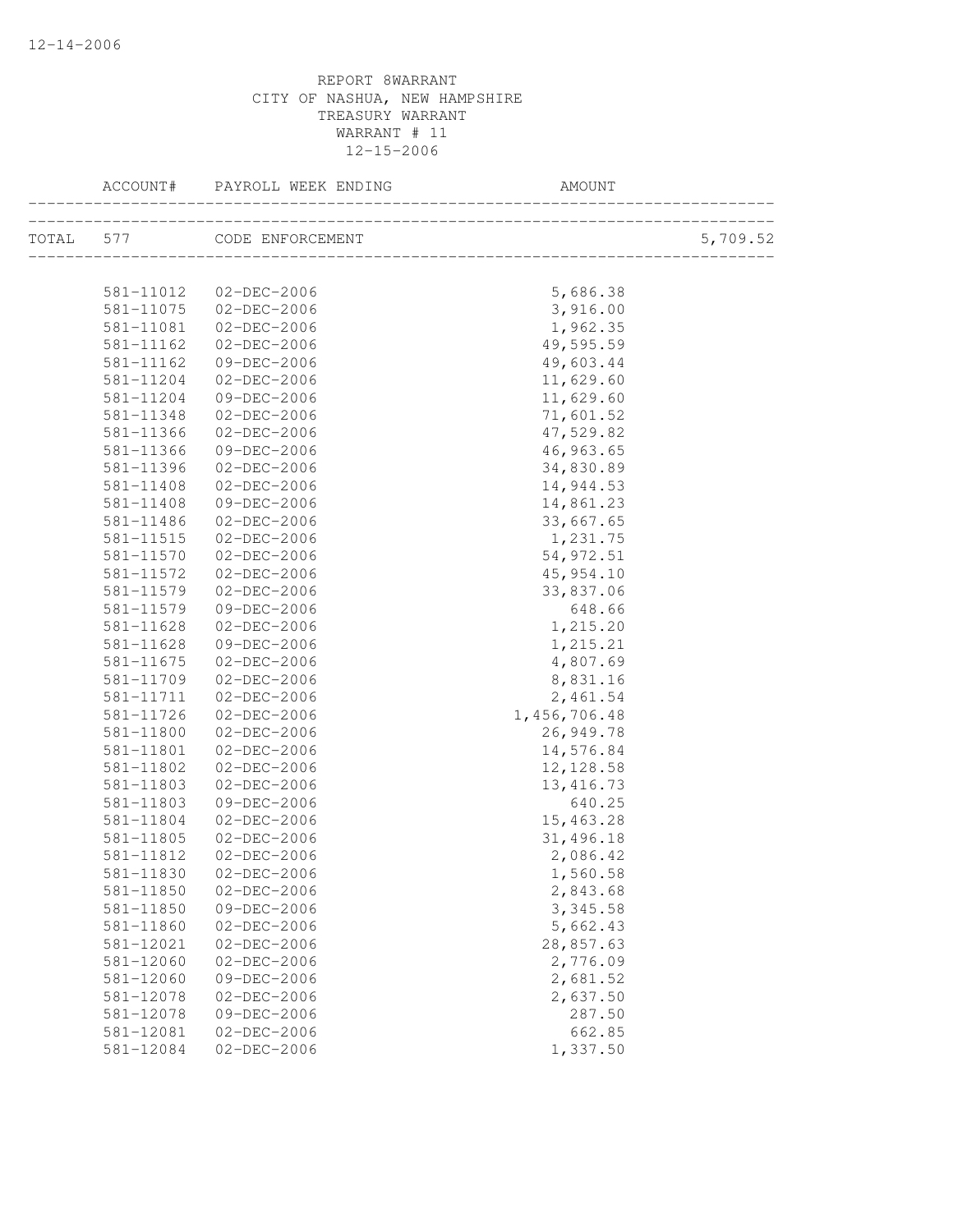REPORT 8WARRANT
CITY OF NASHUA, NEW HAMPSHIRE
TREASURY WARRANT
WARRANT # 11
12-15-2006

| ACCOUNT# | PAYROLL WEEK ENDING | AMOUNT | |
|---|---|---|---|
| TOTAL 577 | CODE ENFORCEMENT | | 5,709.52 |
| 581-11012 | 02-DEC-2006 | 5,686.38 | |
| 581-11075 | 02-DEC-2006 | 3,916.00 | |
| 581-11081 | 02-DEC-2006 | 1,962.35 | |
| 581-11162 | 02-DEC-2006 | 49,595.59 | |
| 581-11162 | 09-DEC-2006 | 49,603.44 | |
| 581-11204 | 02-DEC-2006 | 11,629.60 | |
| 581-11204 | 09-DEC-2006 | 11,629.60 | |
| 581-11348 | 02-DEC-2006 | 71,601.52 | |
| 581-11366 | 02-DEC-2006 | 47,529.82 | |
| 581-11366 | 09-DEC-2006 | 46,963.65 | |
| 581-11396 | 02-DEC-2006 | 34,830.89 | |
| 581-11408 | 02-DEC-2006 | 14,944.53 | |
| 581-11408 | 09-DEC-2006 | 14,861.23 | |
| 581-11486 | 02-DEC-2006 | 33,667.65 | |
| 581-11515 | 02-DEC-2006 | 1,231.75 | |
| 581-11570 | 02-DEC-2006 | 54,972.51 | |
| 581-11572 | 02-DEC-2006 | 45,954.10 | |
| 581-11579 | 02-DEC-2006 | 33,837.06 | |
| 581-11579 | 09-DEC-2006 | 648.66 | |
| 581-11628 | 02-DEC-2006 | 1,215.20 | |
| 581-11628 | 09-DEC-2006 | 1,215.21 | |
| 581-11675 | 02-DEC-2006 | 4,807.69 | |
| 581-11709 | 02-DEC-2006 | 8,831.16 | |
| 581-11711 | 02-DEC-2006 | 2,461.54 | |
| 581-11726 | 02-DEC-2006 | 1,456,706.48 | |
| 581-11800 | 02-DEC-2006 | 26,949.78 | |
| 581-11801 | 02-DEC-2006 | 14,576.84 | |
| 581-11802 | 02-DEC-2006 | 12,128.58 | |
| 581-11803 | 02-DEC-2006 | 13,416.73 | |
| 581-11803 | 09-DEC-2006 | 640.25 | |
| 581-11804 | 02-DEC-2006 | 15,463.28 | |
| 581-11805 | 02-DEC-2006 | 31,496.18 | |
| 581-11812 | 02-DEC-2006 | 2,086.42 | |
| 581-11830 | 02-DEC-2006 | 1,560.58 | |
| 581-11850 | 02-DEC-2006 | 2,843.68 | |
| 581-11850 | 09-DEC-2006 | 3,345.58 | |
| 581-11860 | 02-DEC-2006 | 5,662.43 | |
| 581-12021 | 02-DEC-2006 | 28,857.63 | |
| 581-12060 | 02-DEC-2006 | 2,776.09 | |
| 581-12060 | 09-DEC-2006 | 2,681.52 | |
| 581-12078 | 02-DEC-2006 | 2,637.50 | |
| 581-12078 | 09-DEC-2006 | 287.50 | |
| 581-12081 | 02-DEC-2006 | 662.85 | |
| 581-12084 | 02-DEC-2006 | 1,337.50 | |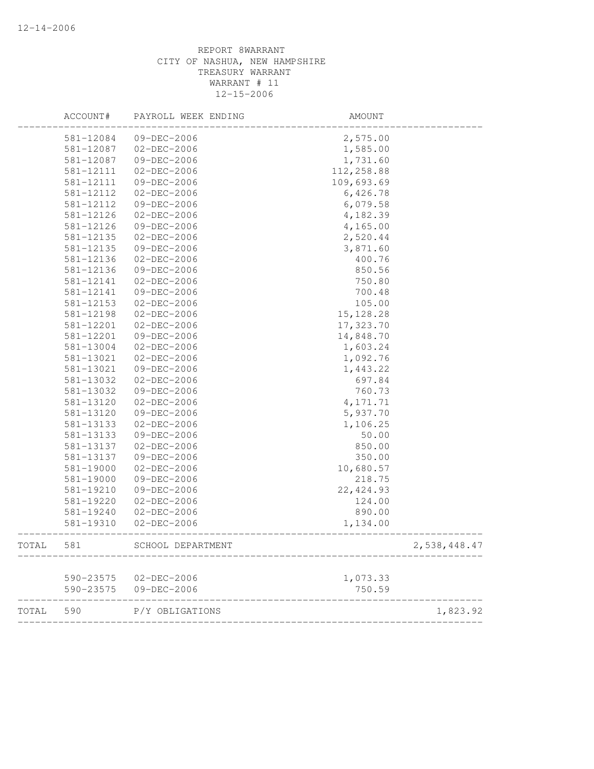REPORT 8WARRANT
CITY OF NASHUA, NEW HAMPSHIRE
TREASURY WARRANT
WARRANT # 11
12-15-2006

| | ACCOUNT# | PAYROLL WEEK ENDING | AMOUNT | |
|---|---|---|---|---|
| | 581-12084 | 09-DEC-2006 | 2,575.00 | |
| | 581-12087 | 02-DEC-2006 | 1,585.00 | |
| | 581-12087 | 09-DEC-2006 | 1,731.60 | |
| | 581-12111 | 02-DEC-2006 | 112,258.88 | |
| | 581-12111 | 09-DEC-2006 | 109,693.69 | |
| | 581-12112 | 02-DEC-2006 | 6,426.78 | |
| | 581-12112 | 09-DEC-2006 | 6,079.58 | |
| | 581-12126 | 02-DEC-2006 | 4,182.39 | |
| | 581-12126 | 09-DEC-2006 | 4,165.00 | |
| | 581-12135 | 02-DEC-2006 | 2,520.44 | |
| | 581-12135 | 09-DEC-2006 | 3,871.60 | |
| | 581-12136 | 02-DEC-2006 | 400.76 | |
| | 581-12136 | 09-DEC-2006 | 850.56 | |
| | 581-12141 | 02-DEC-2006 | 750.80 | |
| | 581-12141 | 09-DEC-2006 | 700.48 | |
| | 581-12153 | 02-DEC-2006 | 105.00 | |
| | 581-12198 | 02-DEC-2006 | 15,128.28 | |
| | 581-12201 | 02-DEC-2006 | 17,323.70 | |
| | 581-12201 | 09-DEC-2006 | 14,848.70 | |
| | 581-13004 | 02-DEC-2006 | 1,603.24 | |
| | 581-13021 | 02-DEC-2006 | 1,092.76 | |
| | 581-13021 | 09-DEC-2006 | 1,443.22 | |
| | 581-13032 | 02-DEC-2006 | 697.84 | |
| | 581-13032 | 09-DEC-2006 | 760.73 | |
| | 581-13120 | 02-DEC-2006 | 4,171.71 | |
| | 581-13120 | 09-DEC-2006 | 5,937.70 | |
| | 581-13133 | 02-DEC-2006 | 1,106.25 | |
| | 581-13133 | 09-DEC-2006 | 50.00 | |
| | 581-13137 | 02-DEC-2006 | 850.00 | |
| | 581-13137 | 09-DEC-2006 | 350.00 | |
| | 581-19000 | 02-DEC-2006 | 10,680.57 | |
| | 581-19000 | 09-DEC-2006 | 218.75 | |
| | 581-19210 | 09-DEC-2006 | 22,424.93 | |
| | 581-19220 | 02-DEC-2006 | 124.00 | |
| | 581-19240 | 02-DEC-2006 | 890.00 | |
| | 581-19310 | 02-DEC-2006 | 1,134.00 | |
| TOTAL | 581 | SCHOOL DEPARTMENT | | 2,538,448.47 |
| | 590-23575 | 02-DEC-2006 | 1,073.33 | |
| | 590-23575 | 09-DEC-2006 | 750.59 | |
| TOTAL | 590 | P/Y OBLIGATIONS | | 1,823.92 |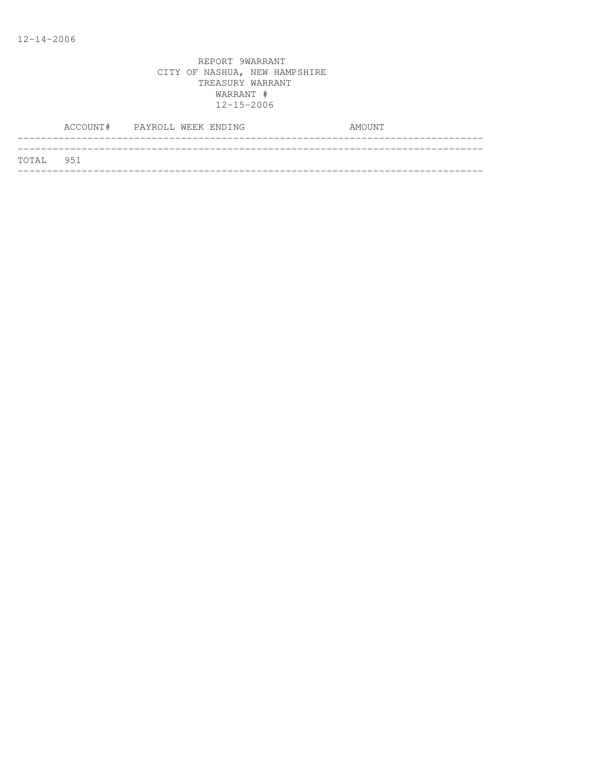12-14-2006

REPORT 9WARRANT
CITY OF NASHUA, NEW HAMPSHIRE
TREASURY WARRANT
WARRANT #
12-15-2006

| ACCOUNT# | PAYROLL WEEK ENDING | AMOUNT |
|---|---|---|
| TOTAL 951 | | |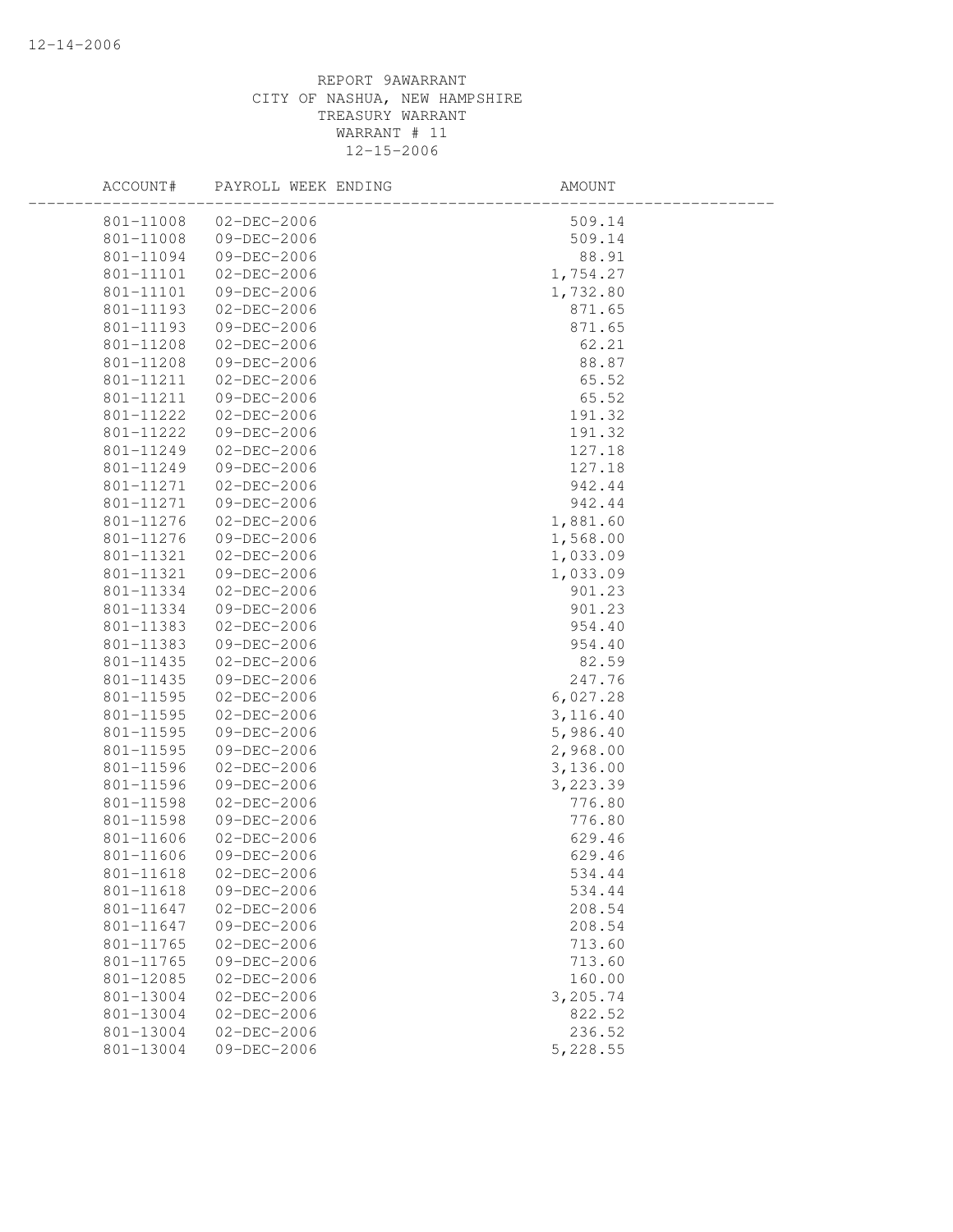REPORT 9AWARRANT
CITY OF NASHUA, NEW HAMPSHIRE
TREASURY WARRANT
WARRANT # 11
12-15-2006

| ACCOUNT# | PAYROLL WEEK ENDING | AMOUNT |
|---|---|---|
| 801-11008 | 02-DEC-2006 | 509.14 |
| 801-11008 | 09-DEC-2006 | 509.14 |
| 801-11094 | 09-DEC-2006 | 88.91 |
| 801-11101 | 02-DEC-2006 | 1,754.27 |
| 801-11101 | 09-DEC-2006 | 1,732.80 |
| 801-11193 | 02-DEC-2006 | 871.65 |
| 801-11193 | 09-DEC-2006 | 871.65 |
| 801-11208 | 02-DEC-2006 | 62.21 |
| 801-11208 | 09-DEC-2006 | 88.87 |
| 801-11211 | 02-DEC-2006 | 65.52 |
| 801-11211 | 09-DEC-2006 | 65.52 |
| 801-11222 | 02-DEC-2006 | 191.32 |
| 801-11222 | 09-DEC-2006 | 191.32 |
| 801-11249 | 02-DEC-2006 | 127.18 |
| 801-11249 | 09-DEC-2006 | 127.18 |
| 801-11271 | 02-DEC-2006 | 942.44 |
| 801-11271 | 09-DEC-2006 | 942.44 |
| 801-11276 | 02-DEC-2006 | 1,881.60 |
| 801-11276 | 09-DEC-2006 | 1,568.00 |
| 801-11321 | 02-DEC-2006 | 1,033.09 |
| 801-11321 | 09-DEC-2006 | 1,033.09 |
| 801-11334 | 02-DEC-2006 | 901.23 |
| 801-11334 | 09-DEC-2006 | 901.23 |
| 801-11383 | 02-DEC-2006 | 954.40 |
| 801-11383 | 09-DEC-2006 | 954.40 |
| 801-11435 | 02-DEC-2006 | 82.59 |
| 801-11435 | 09-DEC-2006 | 247.76 |
| 801-11595 | 02-DEC-2006 | 6,027.28 |
| 801-11595 | 02-DEC-2006 | 3,116.40 |
| 801-11595 | 09-DEC-2006 | 5,986.40 |
| 801-11595 | 09-DEC-2006 | 2,968.00 |
| 801-11596 | 02-DEC-2006 | 3,136.00 |
| 801-11596 | 09-DEC-2006 | 3,223.39 |
| 801-11598 | 02-DEC-2006 | 776.80 |
| 801-11598 | 09-DEC-2006 | 776.80 |
| 801-11606 | 02-DEC-2006 | 629.46 |
| 801-11606 | 09-DEC-2006 | 629.46 |
| 801-11618 | 02-DEC-2006 | 534.44 |
| 801-11618 | 09-DEC-2006 | 534.44 |
| 801-11647 | 02-DEC-2006 | 208.54 |
| 801-11647 | 09-DEC-2006 | 208.54 |
| 801-11765 | 02-DEC-2006 | 713.60 |
| 801-11765 | 09-DEC-2006 | 713.60 |
| 801-12085 | 02-DEC-2006 | 160.00 |
| 801-13004 | 02-DEC-2006 | 3,205.74 |
| 801-13004 | 02-DEC-2006 | 822.52 |
| 801-13004 | 02-DEC-2006 | 236.52 |
| 801-13004 | 09-DEC-2006 | 5,228.55 |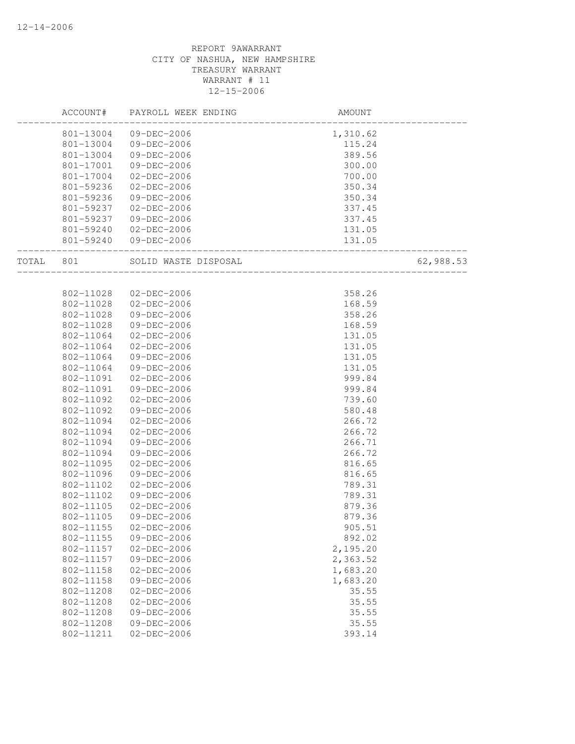REPORT 9AWARRANT
CITY OF NASHUA, NEW HAMPSHIRE
TREASURY WARRANT
WARRANT # 11
12-15-2006

| | ACCOUNT# | PAYROLL WEEK ENDING | AMOUNT | |
|---|---|---|---|---|
| | 801-13004 | 09-DEC-2006 | 1,310.62 | |
| | 801-13004 | 09-DEC-2006 | 115.24 | |
| | 801-13004 | 09-DEC-2006 | 389.56 | |
| | 801-17001 | 09-DEC-2006 | 300.00 | |
| | 801-17004 | 02-DEC-2006 | 700.00 | |
| | 801-59236 | 02-DEC-2006 | 350.34 | |
| | 801-59236 | 09-DEC-2006 | 350.34 | |
| | 801-59237 | 02-DEC-2006 | 337.45 | |
| | 801-59237 | 09-DEC-2006 | 337.45 | |
| | 801-59240 | 02-DEC-2006 | 131.05 | |
| | 801-59240 | 09-DEC-2006 | 131.05 | |
| TOTAL | 801 | SOLID WASTE DISPOSAL | | 62,988.53 |
| | 802-11028 | 02-DEC-2006 | 358.26 | |
| | 802-11028 | 02-DEC-2006 | 168.59 | |
| | 802-11028 | 09-DEC-2006 | 358.26 | |
| | 802-11028 | 09-DEC-2006 | 168.59 | |
| | 802-11064 | 02-DEC-2006 | 131.05 | |
| | 802-11064 | 02-DEC-2006 | 131.05 | |
| | 802-11064 | 09-DEC-2006 | 131.05 | |
| | 802-11064 | 09-DEC-2006 | 131.05 | |
| | 802-11091 | 02-DEC-2006 | 999.84 | |
| | 802-11091 | 09-DEC-2006 | 999.84 | |
| | 802-11092 | 02-DEC-2006 | 739.60 | |
| | 802-11092 | 09-DEC-2006 | 580.48 | |
| | 802-11094 | 02-DEC-2006 | 266.72 | |
| | 802-11094 | 02-DEC-2006 | 266.72 | |
| | 802-11094 | 09-DEC-2006 | 266.71 | |
| | 802-11094 | 09-DEC-2006 | 266.72 | |
| | 802-11095 | 02-DEC-2006 | 816.65 | |
| | 802-11096 | 09-DEC-2006 | 816.65 | |
| | 802-11102 | 02-DEC-2006 | 789.31 | |
| | 802-11102 | 09-DEC-2006 | 789.31 | |
| | 802-11105 | 02-DEC-2006 | 879.36 | |
| | 802-11105 | 09-DEC-2006 | 879.36 | |
| | 802-11155 | 02-DEC-2006 | 905.51 | |
| | 802-11155 | 09-DEC-2006 | 892.02 | |
| | 802-11157 | 02-DEC-2006 | 2,195.20 | |
| | 802-11157 | 09-DEC-2006 | 2,363.52 | |
| | 802-11158 | 02-DEC-2006 | 1,683.20 | |
| | 802-11158 | 09-DEC-2006 | 1,683.20 | |
| | 802-11208 | 02-DEC-2006 | 35.55 | |
| | 802-11208 | 02-DEC-2006 | 35.55 | |
| | 802-11208 | 09-DEC-2006 | 35.55 | |
| | 802-11208 | 09-DEC-2006 | 35.55 | |
| | 802-11211 | 02-DEC-2006 | 393.14 | |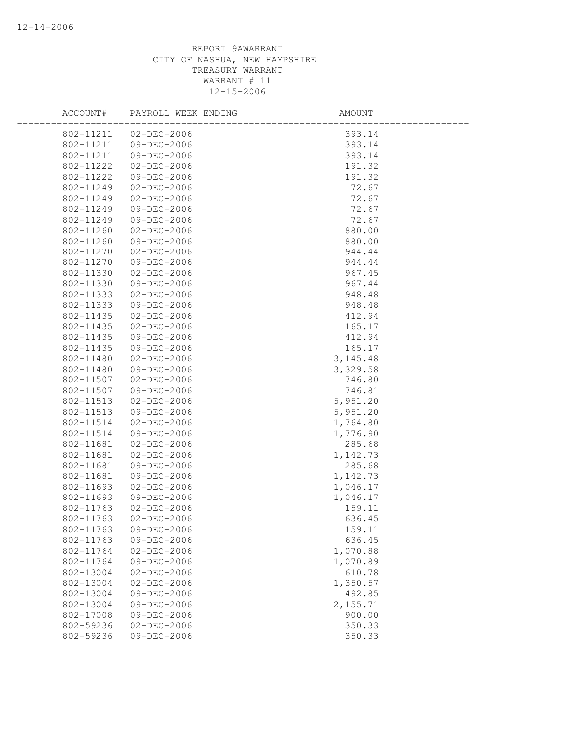REPORT 9AWARRANT
CITY OF NASHUA, NEW HAMPSHIRE
TREASURY WARRANT
WARRANT # 11
12-15-2006

| ACCOUNT# | PAYROLL WEEK ENDING | AMOUNT |
|---|---|---|
| 802-11211 | 02-DEC-2006 | 393.14 |
| 802-11211 | 09-DEC-2006 | 393.14 |
| 802-11211 | 09-DEC-2006 | 393.14 |
| 802-11222 | 02-DEC-2006 | 191.32 |
| 802-11222 | 09-DEC-2006 | 191.32 |
| 802-11249 | 02-DEC-2006 | 72.67 |
| 802-11249 | 02-DEC-2006 | 72.67 |
| 802-11249 | 09-DEC-2006 | 72.67 |
| 802-11249 | 09-DEC-2006 | 72.67 |
| 802-11260 | 02-DEC-2006 | 880.00 |
| 802-11260 | 09-DEC-2006 | 880.00 |
| 802-11270 | 02-DEC-2006 | 944.44 |
| 802-11270 | 09-DEC-2006 | 944.44 |
| 802-11330 | 02-DEC-2006 | 967.45 |
| 802-11330 | 09-DEC-2006 | 967.44 |
| 802-11333 | 02-DEC-2006 | 948.48 |
| 802-11333 | 09-DEC-2006 | 948.48 |
| 802-11435 | 02-DEC-2006 | 412.94 |
| 802-11435 | 02-DEC-2006 | 165.17 |
| 802-11435 | 09-DEC-2006 | 412.94 |
| 802-11435 | 09-DEC-2006 | 165.17 |
| 802-11480 | 02-DEC-2006 | 3,145.48 |
| 802-11480 | 09-DEC-2006 | 3,329.58 |
| 802-11507 | 02-DEC-2006 | 746.80 |
| 802-11507 | 09-DEC-2006 | 746.81 |
| 802-11513 | 02-DEC-2006 | 5,951.20 |
| 802-11513 | 09-DEC-2006 | 5,951.20 |
| 802-11514 | 02-DEC-2006 | 1,764.80 |
| 802-11514 | 09-DEC-2006 | 1,776.90 |
| 802-11681 | 02-DEC-2006 | 285.68 |
| 802-11681 | 02-DEC-2006 | 1,142.73 |
| 802-11681 | 09-DEC-2006 | 285.68 |
| 802-11681 | 09-DEC-2006 | 1,142.73 |
| 802-11693 | 02-DEC-2006 | 1,046.17 |
| 802-11693 | 09-DEC-2006 | 1,046.17 |
| 802-11763 | 02-DEC-2006 | 159.11 |
| 802-11763 | 02-DEC-2006 | 636.45 |
| 802-11763 | 09-DEC-2006 | 159.11 |
| 802-11763 | 09-DEC-2006 | 636.45 |
| 802-11764 | 02-DEC-2006 | 1,070.88 |
| 802-11764 | 09-DEC-2006 | 1,070.89 |
| 802-13004 | 02-DEC-2006 | 610.78 |
| 802-13004 | 02-DEC-2006 | 1,350.57 |
| 802-13004 | 09-DEC-2006 | 492.85 |
| 802-13004 | 09-DEC-2006 | 2,155.71 |
| 802-17008 | 09-DEC-2006 | 900.00 |
| 802-59236 | 02-DEC-2006 | 350.33 |
| 802-59236 | 09-DEC-2006 | 350.33 |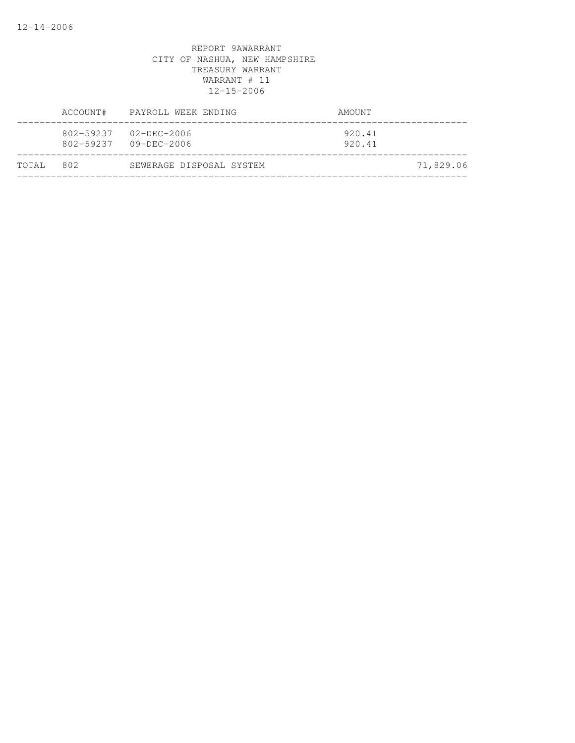REPORT 9AWARRANT
CITY OF NASHUA, NEW HAMPSHIRE
TREASURY WARRANT
WARRANT # 11
12-15-2006

| | ACCOUNT# | PAYROLL WEEK ENDING | AMOUNT | |
|---|---|---|---|---|
| | 802-59237 | 02-DEC-2006 | 920.41 | |
| | 802-59237 | 09-DEC-2006 | 920.41 | |
| TOTAL | 802 | SEWERAGE DISPOSAL SYSTEM | | 71,829.06 |